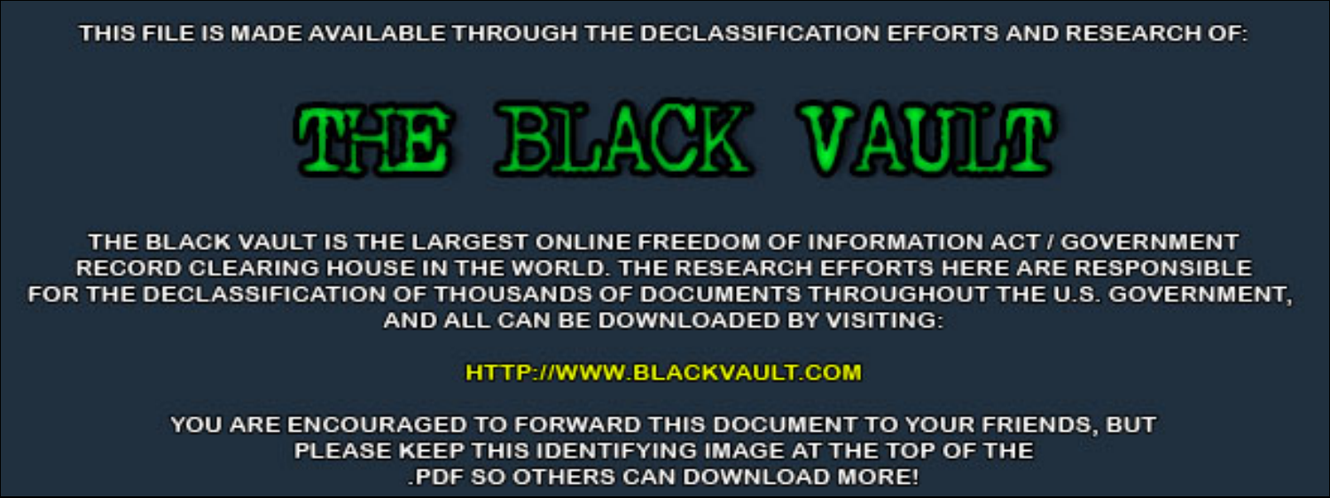THIS FILE IS MADE AVAILABLE THROUGH THE DECLASSIFICATION EFFORTS AND RESEARCH OF:

# THE BLACK VAULT

THE BLACK VAULT IS THE LARGEST ONLINE FREEDOM OF INFORMATION ACT / GOVERNMENT RECORD CLEARING HOUSE IN THE WORLD. THE RESEARCH EFFORTS HERE ARE RESPONSIBLE FOR THE DECLASSIFICATION OF THOUSANDS OF DOCUMENTS THROUGHOUT THE U.S. GOVERNMENT, AND ALL CAN BE DOWNLOADED BY VISITING:

HTTP://WWW.BLACKVAULT.COM

YOU ARE ENCOURAGED TO FORWARD THIS DOCUMENT TO YOUR FRIENDS, BUT PLEASE KEEP THIS IDENTIFYING IMAGE AT THE TOP OF THE .PDF SO OTHERS CAN DOWNLOAD MORE!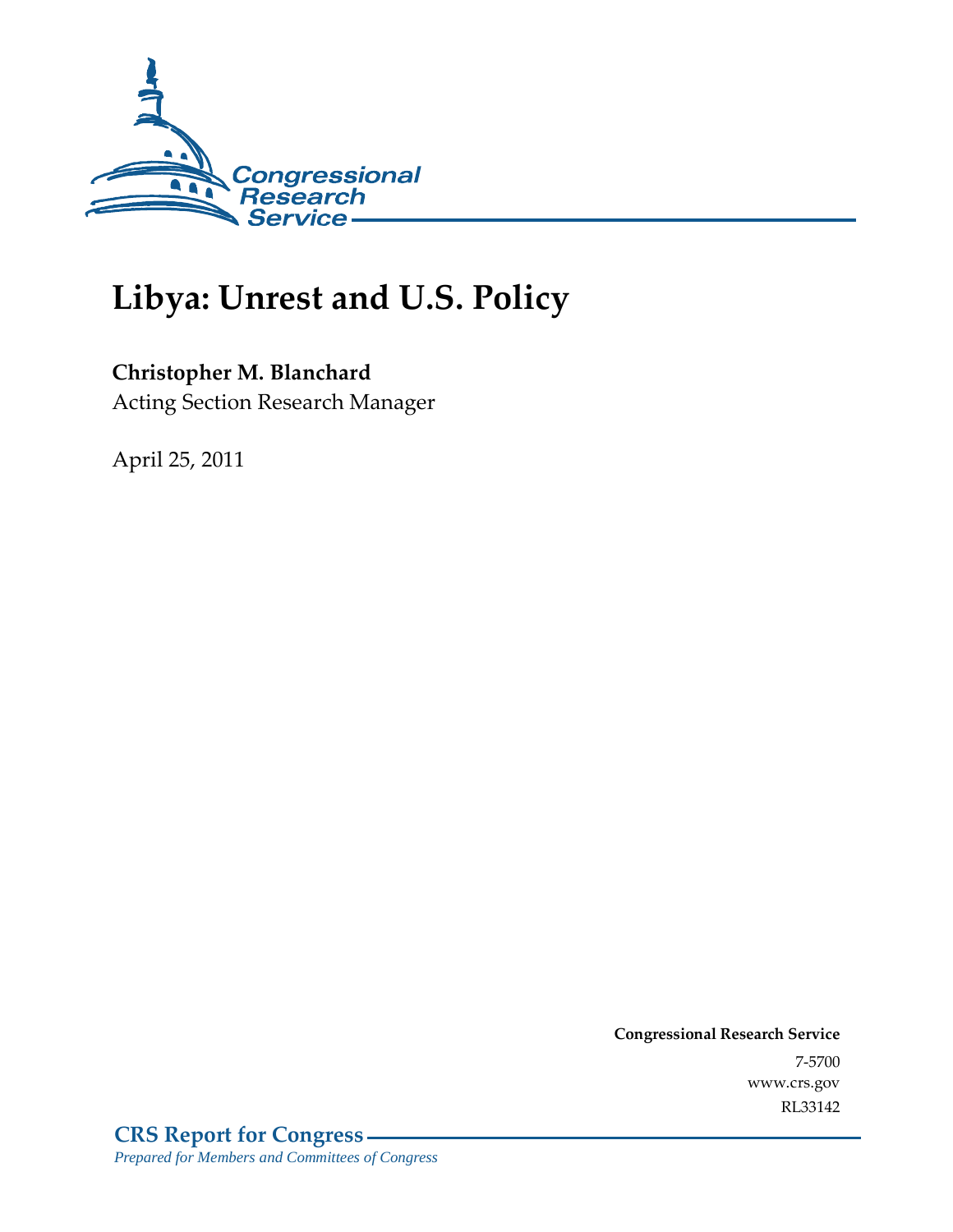# Libya: Unrest and U.S. Policy

**Christopher M. Blanchard**
Acting Section Research Manager

April 25, 2011

**Congressional Research Service**
7-5700
www.crs.gov
RL33142

**CRS Report for Congress**
*Prepared for Members and Committees of Congress*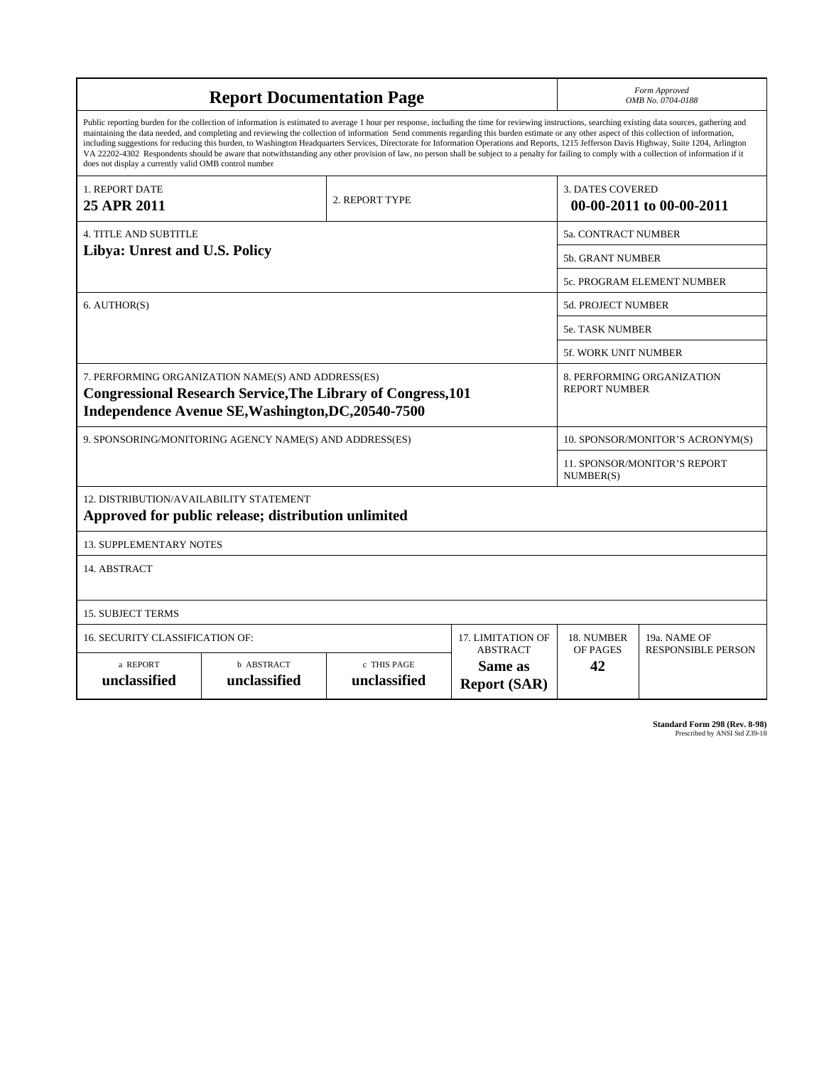# Report Documentation Page

*Form Approved*
*OMB No. 0704-0188*

Public reporting burden for the collection of information is estimated to average 1 hour per response, including the time for reviewing instructions, searching existing data sources, gathering and maintaining the data needed, and completing and reviewing the collection of information Send comments regarding this burden estimate or any other aspect of this collection of information, including suggestions for reducing this burden, to Washington Headquarters Services, Directorate for Information Operations and Reports, 1215 Jefferson Davis Highway, Suite 1204, Arlington VA 22202-4302 Respondents should be aware that notwithstanding any other provision of law, no person shall be subject to a penalty for failing to comply with a collection of information if it does not display a currently valid OMB control number

| 1. REPORT DATE | 2. REPORT TYPE | 3. DATES COVERED |
|---|---|---|
| **25 APR 2011** | | **00-00-2011 to 00-00-2011** |

| 4. TITLE AND SUBTITLE | |
|---|---|
| **Libya: Unrest and U.S. Policy** | 5a. CONTRACT NUMBER |
| | 5b. GRANT NUMBER |
| | 5c. PROGRAM ELEMENT NUMBER |
| 6. AUTHOR(S) | 5d. PROJECT NUMBER |
| | 5e. TASK NUMBER |
| | 5f. WORK UNIT NUMBER |
| 7. PERFORMING ORGANIZATION NAME(S) AND ADDRESS(ES) **Congressional Research Service,The Library of Congress,101 Independence Avenue SE,Washington,DC,20540-7500** | 8. PERFORMING ORGANIZATION REPORT NUMBER |
| 9. SPONSORING/MONITORING AGENCY NAME(S) AND ADDRESS(ES) | 10. SPONSOR/MONITOR'S ACRONYM(S) |
| | 11. SPONSOR/MONITOR'S REPORT NUMBER(S) |

12. DISTRIBUTION/AVAILABILITY STATEMENT
**Approved for public release; distribution unlimited**

13. SUPPLEMENTARY NOTES

14. ABSTRACT

15. SUBJECT TERMS

| 16. SECURITY CLASSIFICATION OF: | | | 17. LIMITATION OF ABSTRACT | 18. NUMBER OF PAGES | 19a. NAME OF RESPONSIBLE PERSON |
|---|---|---|---|---|---|
| a REPORT | b ABSTRACT | c THIS PAGE | | | |
| **unclassified** | **unclassified** | **unclassified** | **Same as Report (SAR)** | **42** | |

**Standard Form 298 (Rev. 8-98)**
Prescribed by ANSI Std Z39-18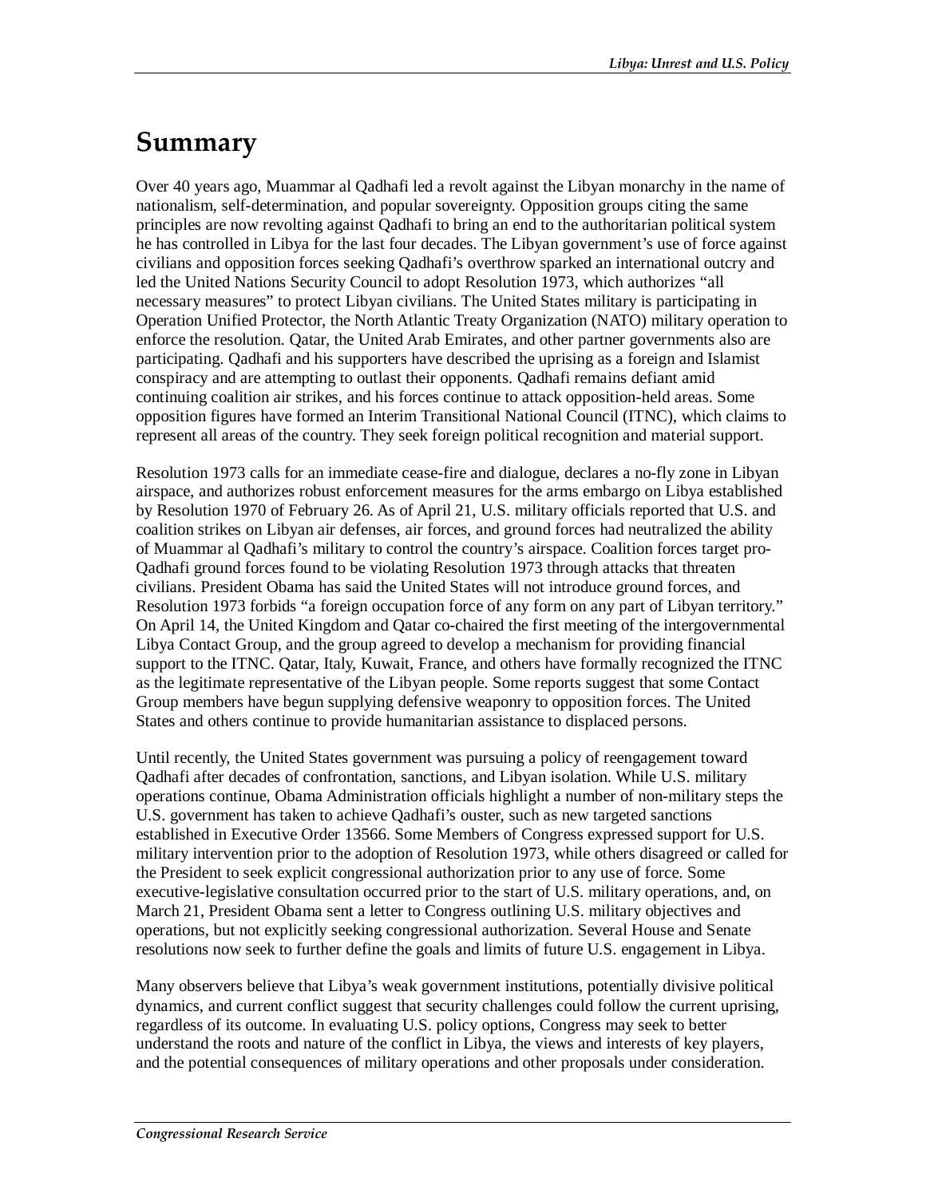# Summary

Over 40 years ago, Muammar al Qadhafi led a revolt against the Libyan monarchy in the name of nationalism, self-determination, and popular sovereignty. Opposition groups citing the same principles are now revolting against Qadhafi to bring an end to the authoritarian political system he has controlled in Libya for the last four decades. The Libyan government's use of force against civilians and opposition forces seeking Qadhafi's overthrow sparked an international outcry and led the United Nations Security Council to adopt Resolution 1973, which authorizes "all necessary measures" to protect Libyan civilians. The United States military is participating in Operation Unified Protector, the North Atlantic Treaty Organization (NATO) military operation to enforce the resolution. Qatar, the United Arab Emirates, and other partner governments also are participating. Qadhafi and his supporters have described the uprising as a foreign and Islamist conspiracy and are attempting to outlast their opponents. Qadhafi remains defiant amid continuing coalition air strikes, and his forces continue to attack opposition-held areas. Some opposition figures have formed an Interim Transitional National Council (ITNC), which claims to represent all areas of the country. They seek foreign political recognition and material support.

Resolution 1973 calls for an immediate cease-fire and dialogue, declares a no-fly zone in Libyan airspace, and authorizes robust enforcement measures for the arms embargo on Libya established by Resolution 1970 of February 26. As of April 21, U.S. military officials reported that U.S. and coalition strikes on Libyan air defenses, air forces, and ground forces had neutralized the ability of Muammar al Qadhafi's military to control the country's airspace. Coalition forces target pro-Qadhafi ground forces found to be violating Resolution 1973 through attacks that threaten civilians. President Obama has said the United States will not introduce ground forces, and Resolution 1973 forbids "a foreign occupation force of any form on any part of Libyan territory." On April 14, the United Kingdom and Qatar co-chaired the first meeting of the intergovernmental Libya Contact Group, and the group agreed to develop a mechanism for providing financial support to the ITNC. Qatar, Italy, Kuwait, France, and others have formally recognized the ITNC as the legitimate representative of the Libyan people. Some reports suggest that some Contact Group members have begun supplying defensive weaponry to opposition forces. The United States and others continue to provide humanitarian assistance to displaced persons.

Until recently, the United States government was pursuing a policy of reengagement toward Qadhafi after decades of confrontation, sanctions, and Libyan isolation. While U.S. military operations continue, Obama Administration officials highlight a number of non-military steps the U.S. government has taken to achieve Qadhafi's ouster, such as new targeted sanctions established in Executive Order 13566. Some Members of Congress expressed support for U.S. military intervention prior to the adoption of Resolution 1973, while others disagreed or called for the President to seek explicit congressional authorization prior to any use of force. Some executive-legislative consultation occurred prior to the start of U.S. military operations, and, on March 21, President Obama sent a letter to Congress outlining U.S. military objectives and operations, but not explicitly seeking congressional authorization. Several House and Senate resolutions now seek to further define the goals and limits of future U.S. engagement in Libya.

Many observers believe that Libya's weak government institutions, potentially divisive political dynamics, and current conflict suggest that security challenges could follow the current uprising, regardless of its outcome. In evaluating U.S. policy options, Congress may seek to better understand the roots and nature of the conflict in Libya, the views and interests of key players, and the potential consequences of military operations and other proposals under consideration.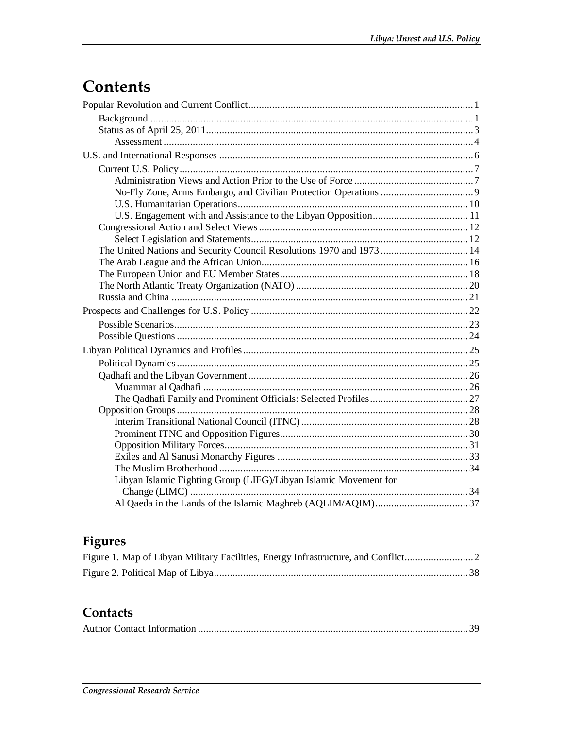# Contents

Popular Revolution and Current Conflict .... 1
- Background .... 1
- Status as of April 25, 2011 .... 3
  - Assessment .... 4

U.S. and International Responses .... 6
- Current U.S. Policy .... 7
  - Administration Views and Action Prior to the Use of Force .... 7
  - No-Fly Zone, Arms Embargo, and Civilian Protection Operations .... 9
  - U.S. Humanitarian Operations .... 10
  - U.S. Engagement with and Assistance to the Libyan Opposition .... 11
- Congressional Action and Select Views .... 12
  - Select Legislation and Statements .... 12
- The United Nations and Security Council Resolutions 1970 and 1973 .... 14
- The Arab League and the African Union .... 16
- The European Union and EU Member States .... 18
- The North Atlantic Treaty Organization (NATO) .... 20
- Russia and China .... 21

Prospects and Challenges for U.S. Policy .... 22
- Possible Scenarios .... 23
- Possible Questions .... 24

Libyan Political Dynamics and Profiles .... 25
- Political Dynamics .... 25
- Qadhafi and the Libyan Government .... 26
  - Muammar al Qadhafi .... 26
  - The Qadhafi Family and Prominent Officials: Selected Profiles .... 27
- Opposition Groups .... 28
  - Interim Transitional National Council (ITNC) .... 28
  - Prominent ITNC and Opposition Figures .... 30
  - Opposition Military Forces .... 31
  - Exiles and Al Sanusi Monarchy Figures .... 33
  - The Muslim Brotherhood .... 34
  - Libyan Islamic Fighting Group (LIFG)/Libyan Islamic Movement for Change (LIMC) .... 34
  - Al Qaeda in the Lands of the Islamic Maghreb (AQLIM/AQIM) .... 37

## Figures

Figure 1. Map of Libyan Military Facilities, Energy Infrastructure, and Conflict .... 2

Figure 2. Political Map of Libya .... 38

## Contacts

Author Contact Information .... 39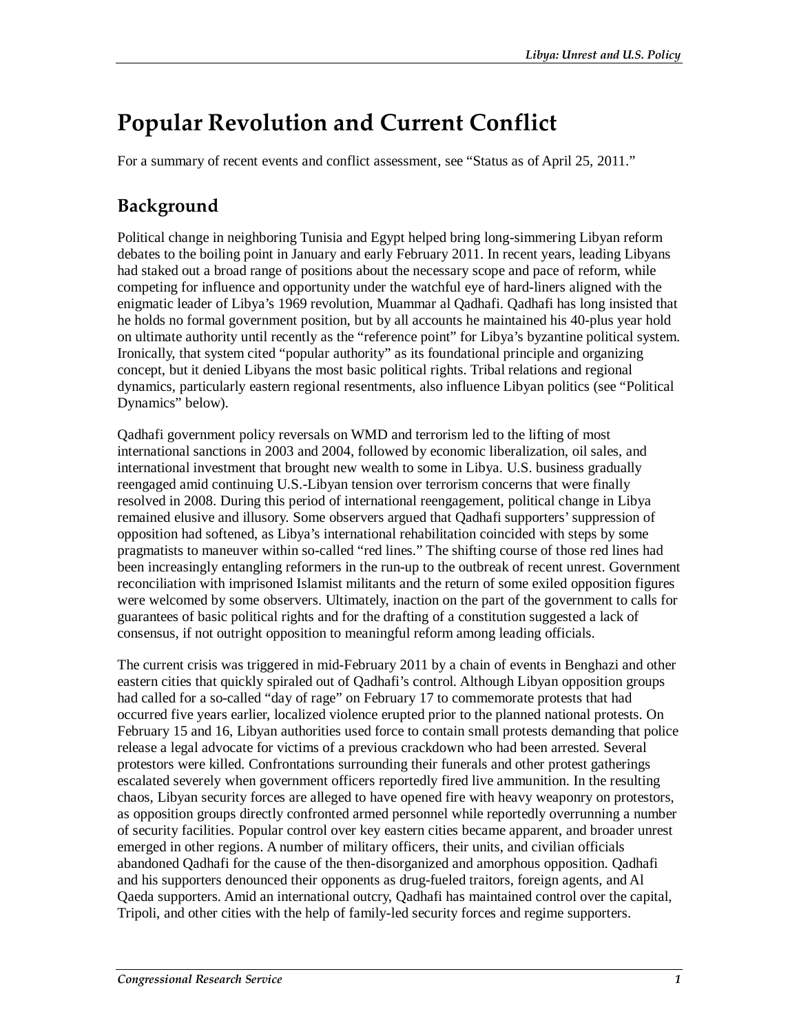# Popular Revolution and Current Conflict

For a summary of recent events and conflict assessment, see "Status as of April 25, 2011."

## Background

Political change in neighboring Tunisia and Egypt helped bring long-simmering Libyan reform debates to the boiling point in January and early February 2011. In recent years, leading Libyans had staked out a broad range of positions about the necessary scope and pace of reform, while competing for influence and opportunity under the watchful eye of hard-liners aligned with the enigmatic leader of Libya's 1969 revolution, Muammar al Qadhafi. Qadhafi has long insisted that he holds no formal government position, but by all accounts he maintained his 40-plus year hold on ultimate authority until recently as the "reference point" for Libya's byzantine political system. Ironically, that system cited "popular authority" as its foundational principle and organizing concept, but it denied Libyans the most basic political rights. Tribal relations and regional dynamics, particularly eastern regional resentments, also influence Libyan politics (see "Political Dynamics" below).

Qadhafi government policy reversals on WMD and terrorism led to the lifting of most international sanctions in 2003 and 2004, followed by economic liberalization, oil sales, and international investment that brought new wealth to some in Libya. U.S. business gradually reengaged amid continuing U.S.-Libyan tension over terrorism concerns that were finally resolved in 2008. During this period of international reengagement, political change in Libya remained elusive and illusory. Some observers argued that Qadhafi supporters' suppression of opposition had softened, as Libya's international rehabilitation coincided with steps by some pragmatists to maneuver within so-called "red lines." The shifting course of those red lines had been increasingly entangling reformers in the run-up to the outbreak of recent unrest. Government reconciliation with imprisoned Islamist militants and the return of some exiled opposition figures were welcomed by some observers. Ultimately, inaction on the part of the government to calls for guarantees of basic political rights and for the drafting of a constitution suggested a lack of consensus, if not outright opposition to meaningful reform among leading officials.

The current crisis was triggered in mid-February 2011 by a chain of events in Benghazi and other eastern cities that quickly spiraled out of Qadhafi's control. Although Libyan opposition groups had called for a so-called "day of rage" on February 17 to commemorate protests that had occurred five years earlier, localized violence erupted prior to the planned national protests. On February 15 and 16, Libyan authorities used force to contain small protests demanding that police release a legal advocate for victims of a previous crackdown who had been arrested. Several protestors were killed. Confrontations surrounding their funerals and other protest gatherings escalated severely when government officers reportedly fired live ammunition. In the resulting chaos, Libyan security forces are alleged to have opened fire with heavy weaponry on protestors, as opposition groups directly confronted armed personnel while reportedly overrunning a number of security facilities. Popular control over key eastern cities became apparent, and broader unrest emerged in other regions. A number of military officers, their units, and civilian officials abandoned Qadhafi for the cause of the then-disorganized and amorphous opposition. Qadhafi and his supporters denounced their opponents as drug-fueled traitors, foreign agents, and Al Qaeda supporters. Amid an international outcry, Qadhafi has maintained control over the capital, Tripoli, and other cities with the help of family-led security forces and regime supporters.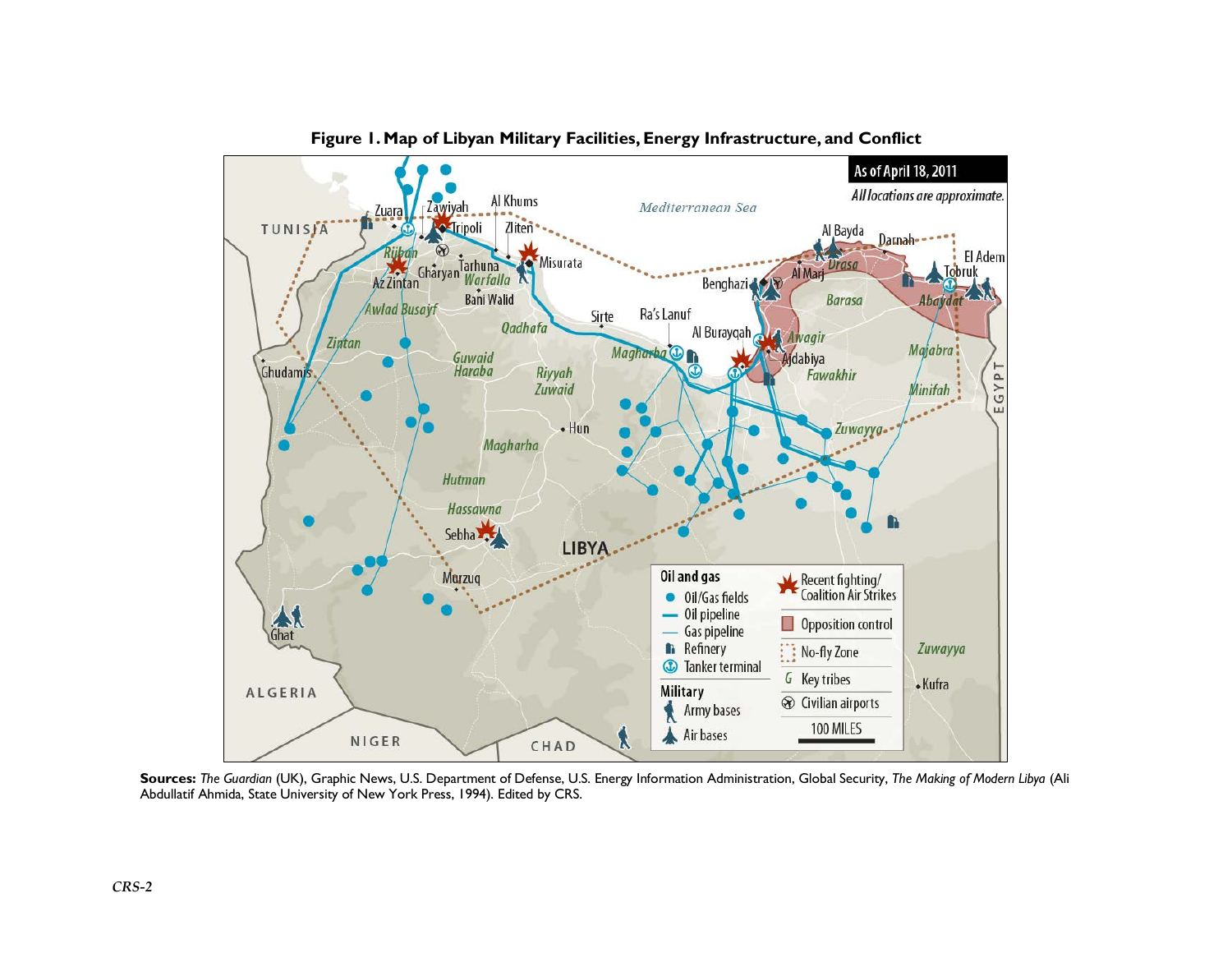**Figure 1. Map of Libyan Military Facilities, Energy Infrastructure, and Conflict**

**Sources:** *The Guardian* (UK), Graphic News, U.S. Department of Defense, U.S. Energy Information Administration, Global Security, *The Making of Modern Libya* (Ali Abdullatif Ahmida, State University of New York Press, 1994). Edited by CRS.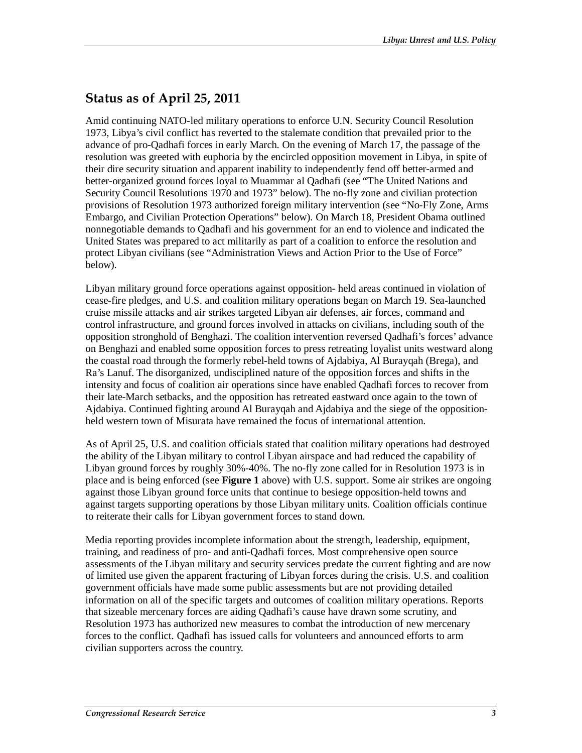## Status as of April 25, 2011

Amid continuing NATO-led military operations to enforce U.N. Security Council Resolution 1973, Libya's civil conflict has reverted to the stalemate condition that prevailed prior to the advance of pro-Qadhafi forces in early March. On the evening of March 17, the passage of the resolution was greeted with euphoria by the encircled opposition movement in Libya, in spite of their dire security situation and apparent inability to independently fend off better-armed and better-organized ground forces loyal to Muammar al Qadhafi (see "The United Nations and Security Council Resolutions 1970 and 1973" below). The no-fly zone and civilian protection provisions of Resolution 1973 authorized foreign military intervention (see "No-Fly Zone, Arms Embargo, and Civilian Protection Operations" below). On March 18, President Obama outlined nonnegotiable demands to Qadhafi and his government for an end to violence and indicated the United States was prepared to act militarily as part of a coalition to enforce the resolution and protect Libyan civilians (see "Administration Views and Action Prior to the Use of Force" below).

Libyan military ground force operations against opposition- held areas continued in violation of cease-fire pledges, and U.S. and coalition military operations began on March 19. Sea-launched cruise missile attacks and air strikes targeted Libyan air defenses, air forces, command and control infrastructure, and ground forces involved in attacks on civilians, including south of the opposition stronghold of Benghazi. The coalition intervention reversed Qadhafi's forces' advance on Benghazi and enabled some opposition forces to press retreating loyalist units westward along the coastal road through the formerly rebel-held towns of Ajdabiya, Al Burayqah (Brega), and Ra's Lanuf. The disorganized, undisciplined nature of the opposition forces and shifts in the intensity and focus of coalition air operations since have enabled Qadhafi forces to recover from their late-March setbacks, and the opposition has retreated eastward once again to the town of Ajdabiya. Continued fighting around Al Burayqah and Ajdabiya and the siege of the opposition-held western town of Misurata have remained the focus of international attention.

As of April 25, U.S. and coalition officials stated that coalition military operations had destroyed the ability of the Libyan military to control Libyan airspace and had reduced the capability of Libyan ground forces by roughly 30%-40%. The no-fly zone called for in Resolution 1973 is in place and is being enforced (see **Figure 1** above) with U.S. support. Some air strikes are ongoing against those Libyan ground force units that continue to besiege opposition-held towns and against targets supporting operations by those Libyan military units. Coalition officials continue to reiterate their calls for Libyan government forces to stand down.

Media reporting provides incomplete information about the strength, leadership, equipment, training, and readiness of pro- and anti-Qadhafi forces. Most comprehensive open source assessments of the Libyan military and security services predate the current fighting and are now of limited use given the apparent fracturing of Libyan forces during the crisis. U.S. and coalition government officials have made some public assessments but are not providing detailed information on all of the specific targets and outcomes of coalition military operations. Reports that sizeable mercenary forces are aiding Qadhafi's cause have drawn some scrutiny, and Resolution 1973 has authorized new measures to combat the introduction of new mercenary forces to the conflict. Qadhafi has issued calls for volunteers and announced efforts to arm civilian supporters across the country.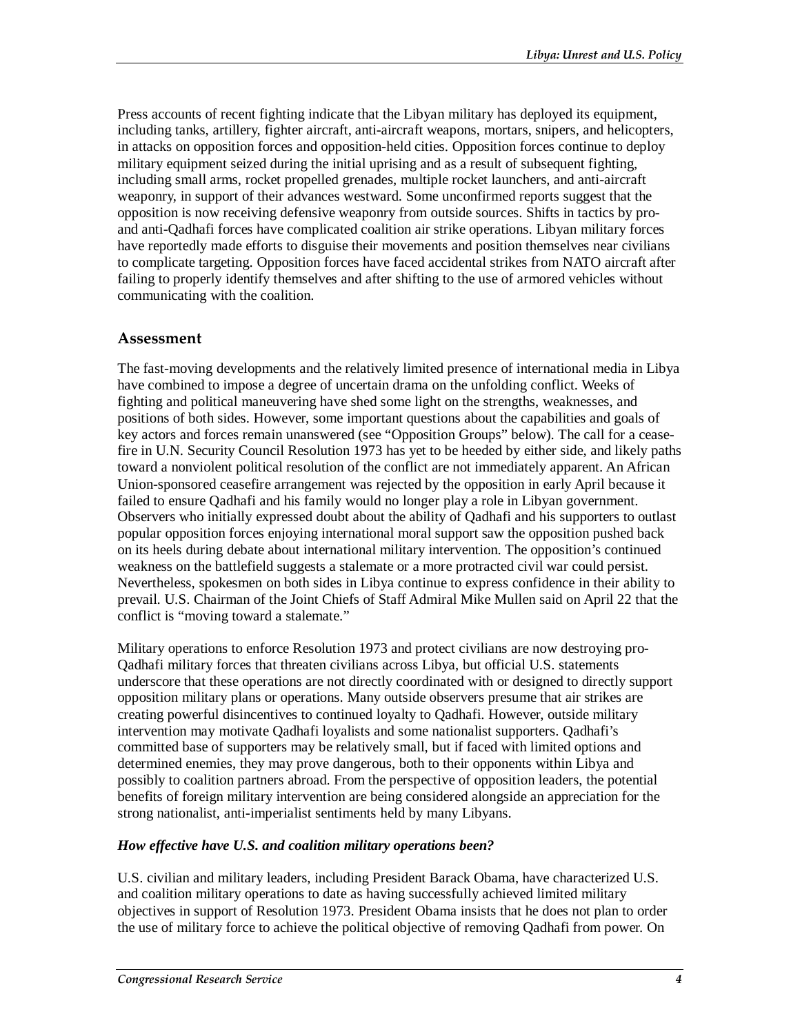Press accounts of recent fighting indicate that the Libyan military has deployed its equipment, including tanks, artillery, fighter aircraft, anti-aircraft weapons, mortars, snipers, and helicopters, in attacks on opposition forces and opposition-held cities. Opposition forces continue to deploy military equipment seized during the initial uprising and as a result of subsequent fighting, including small arms, rocket propelled grenades, multiple rocket launchers, and anti-aircraft weaponry, in support of their advances westward. Some unconfirmed reports suggest that the opposition is now receiving defensive weaponry from outside sources. Shifts in tactics by pro- and anti-Qadhafi forces have complicated coalition air strike operations. Libyan military forces have reportedly made efforts to disguise their movements and position themselves near civilians to complicate targeting. Opposition forces have faced accidental strikes from NATO aircraft after failing to properly identify themselves and after shifting to the use of armored vehicles without communicating with the coalition.

## Assessment

The fast-moving developments and the relatively limited presence of international media in Libya have combined to impose a degree of uncertain drama on the unfolding conflict. Weeks of fighting and political maneuvering have shed some light on the strengths, weaknesses, and positions of both sides. However, some important questions about the capabilities and goals of key actors and forces remain unanswered (see "Opposition Groups" below). The call for a cease-fire in U.N. Security Council Resolution 1973 has yet to be heeded by either side, and likely paths toward a nonviolent political resolution of the conflict are not immediately apparent. An African Union-sponsored ceasefire arrangement was rejected by the opposition in early April because it failed to ensure Qadhafi and his family would no longer play a role in Libyan government. Observers who initially expressed doubt about the ability of Qadhafi and his supporters to outlast popular opposition forces enjoying international moral support saw the opposition pushed back on its heels during debate about international military intervention. The opposition's continued weakness on the battlefield suggests a stalemate or a more protracted civil war could persist. Nevertheless, spokesmen on both sides in Libya continue to express confidence in their ability to prevail. U.S. Chairman of the Joint Chiefs of Staff Admiral Mike Mullen said on April 22 that the conflict is "moving toward a stalemate."

Military operations to enforce Resolution 1973 and protect civilians are now destroying pro-Qadhafi military forces that threaten civilians across Libya, but official U.S. statements underscore that these operations are not directly coordinated with or designed to directly support opposition military plans or operations. Many outside observers presume that air strikes are creating powerful disincentives to continued loyalty to Qadhafi. However, outside military intervention may motivate Qadhafi loyalists and some nationalist supporters. Qadhafi's committed base of supporters may be relatively small, but if faced with limited options and determined enemies, they may prove dangerous, both to their opponents within Libya and possibly to coalition partners abroad. From the perspective of opposition leaders, the potential benefits of foreign military intervention are being considered alongside an appreciation for the strong nationalist, anti-imperialist sentiments held by many Libyans.

### *How effective have U.S. and coalition military operations been?*

U.S. civilian and military leaders, including President Barack Obama, have characterized U.S. and coalition military operations to date as having successfully achieved limited military objectives in support of Resolution 1973. President Obama insists that he does not plan to order the use of military force to achieve the political objective of removing Qadhafi from power. On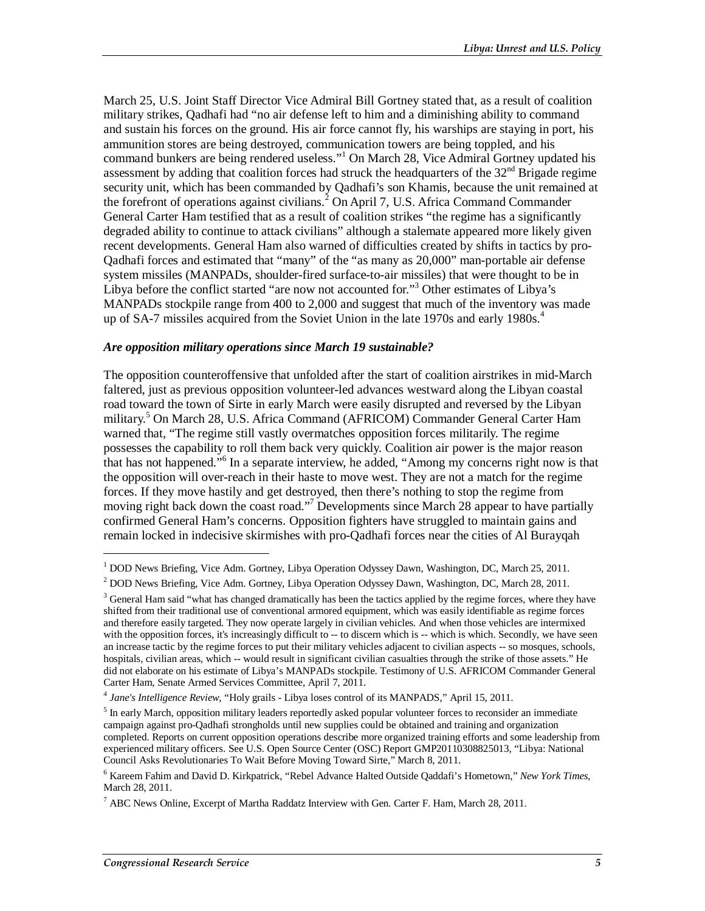March 25, U.S. Joint Staff Director Vice Admiral Bill Gortney stated that, as a result of coalition military strikes, Qadhafi had "no air defense left to him and a diminishing ability to command and sustain his forces on the ground. His air force cannot fly, his warships are staying in port, his ammunition stores are being destroyed, communication towers are being toppled, and his command bunkers are being rendered useless."[1] On March 28, Vice Admiral Gortney updated his assessment by adding that coalition forces had struck the headquarters of the 32nd Brigade regime security unit, which has been commanded by Qadhafi's son Khamis, because the unit remained at the forefront of operations against civilians.[2] On April 7, U.S. Africa Command Commander General Carter Ham testified that as a result of coalition strikes "the regime has a significantly degraded ability to continue to attack civilians" although a stalemate appeared more likely given recent developments. General Ham also warned of difficulties created by shifts in tactics by pro-Qadhafi forces and estimated that "many" of the "as many as 20,000" man-portable air defense system missiles (MANPADs, shoulder-fired surface-to-air missiles) that were thought to be in Libya before the conflict started "are now not accounted for."[3] Other estimates of Libya's MANPADs stockpile range from 400 to 2,000 and suggest that much of the inventory was made up of SA-7 missiles acquired from the Soviet Union in the late 1970s and early 1980s.[4]

***Are opposition military operations since March 19 sustainable?***

The opposition counteroffensive that unfolded after the start of coalition airstrikes in mid-March faltered, just as previous opposition volunteer-led advances westward along the Libyan coastal road toward the town of Sirte in early March were easily disrupted and reversed by the Libyan military.[5] On March 28, U.S. Africa Command (AFRICOM) Commander General Carter Ham warned that, "The regime still vastly overmatches opposition forces militarily. The regime possesses the capability to roll them back very quickly. Coalition air power is the major reason that has not happened."[6] In a separate interview, he added, "Among my concerns right now is that the opposition will over-reach in their haste to move west. They are not a match for the regime forces. If they move hastily and get destroyed, then there's nothing to stop the regime from moving right back down the coast road."[7] Developments since March 28 appear to have partially confirmed General Ham's concerns. Opposition fighters have struggled to maintain gains and remain locked in indecisive skirmishes with pro-Qadhafi forces near the cities of Al Burayqah

---

[1] DOD News Briefing, Vice Adm. Gortney, Libya Operation Odyssey Dawn, Washington, DC, March 25, 2011.

[2] DOD News Briefing, Vice Adm. Gortney, Libya Operation Odyssey Dawn, Washington, DC, March 28, 2011.

[3] General Ham said "what has changed dramatically has been the tactics applied by the regime forces, where they have shifted from their traditional use of conventional armored equipment, which was easily identifiable as regime forces and therefore easily targeted. They now operate largely in civilian vehicles. And when those vehicles are intermixed with the opposition forces, it's increasingly difficult to -- to discern which is -- which is which. Secondly, we have seen an increase tactic by the regime forces to put their military vehicles adjacent to civilian aspects -- so mosques, schools, hospitals, civilian areas, which -- would result in significant civilian casualties through the strike of those assets." He did not elaborate on his estimate of Libya's MANPADs stockpile. Testimony of U.S. AFRICOM Commander General Carter Ham, Senate Armed Services Committee, April 7, 2011.

[4] *Jane's Intelligence Review*, "Holy grails - Libya loses control of its MANPADS," April 15, 2011.

[5] In early March, opposition military leaders reportedly asked popular volunteer forces to reconsider an immediate campaign against pro-Qadhafi strongholds until new supplies could be obtained and training and organization completed. Reports on current opposition operations describe more organized training efforts and some leadership from experienced military officers. See U.S. Open Source Center (OSC) Report GMP20110308825013, "Libya: National Council Asks Revolutionaries To Wait Before Moving Toward Sirte," March 8, 2011.

[6] Kareem Fahim and David D. Kirkpatrick, "Rebel Advance Halted Outside Qaddafi's Hometown," *New York Times*, March 28, 2011.

[7] ABC News Online, Excerpt of Martha Raddatz Interview with Gen. Carter F. Ham, March 28, 2011.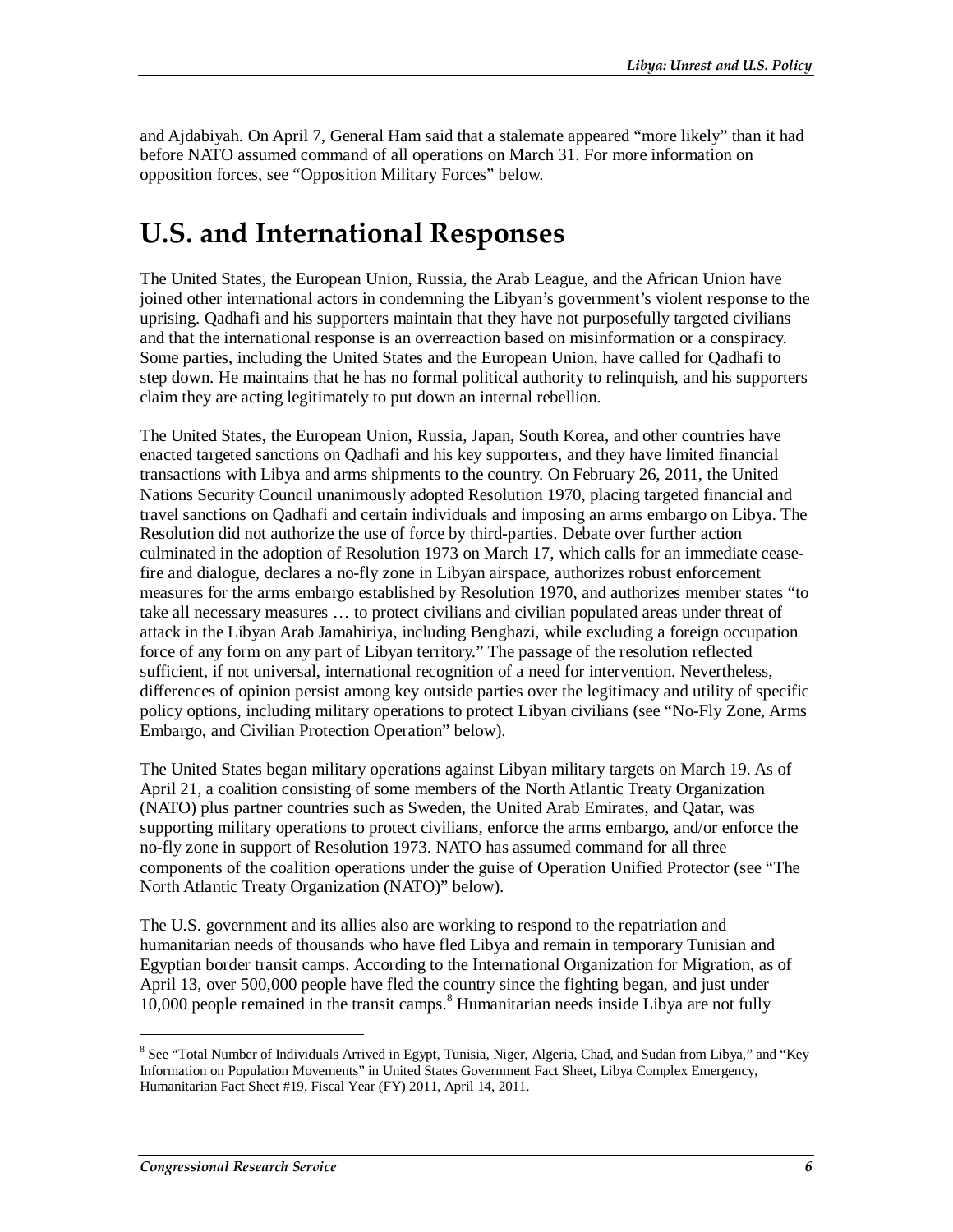and Ajdabiyah. On April 7, General Ham said that a stalemate appeared "more likely" than it had before NATO assumed command of all operations on March 31. For more information on opposition forces, see "Opposition Military Forces" below.

# U.S. and International Responses

The United States, the European Union, Russia, the Arab League, and the African Union have joined other international actors in condemning the Libyan's government's violent response to the uprising. Qadhafi and his supporters maintain that they have not purposefully targeted civilians and that the international response is an overreaction based on misinformation or a conspiracy. Some parties, including the United States and the European Union, have called for Qadhafi to step down. He maintains that he has no formal political authority to relinquish, and his supporters claim they are acting legitimately to put down an internal rebellion.

The United States, the European Union, Russia, Japan, South Korea, and other countries have enacted targeted sanctions on Qadhafi and his key supporters, and they have limited financial transactions with Libya and arms shipments to the country. On February 26, 2011, the United Nations Security Council unanimously adopted Resolution 1970, placing targeted financial and travel sanctions on Qadhafi and certain individuals and imposing an arms embargo on Libya. The Resolution did not authorize the use of force by third-parties. Debate over further action culminated in the adoption of Resolution 1973 on March 17, which calls for an immediate cease-fire and dialogue, declares a no-fly zone in Libyan airspace, authorizes robust enforcement measures for the arms embargo established by Resolution 1970, and authorizes member states "to take all necessary measures … to protect civilians and civilian populated areas under threat of attack in the Libyan Arab Jamahiriya, including Benghazi, while excluding a foreign occupation force of any form on any part of Libyan territory." The passage of the resolution reflected sufficient, if not universal, international recognition of a need for intervention. Nevertheless, differences of opinion persist among key outside parties over the legitimacy and utility of specific policy options, including military operations to protect Libyan civilians (see "No-Fly Zone, Arms Embargo, and Civilian Protection Operation" below).

The United States began military operations against Libyan military targets on March 19. As of April 21, a coalition consisting of some members of the North Atlantic Treaty Organization (NATO) plus partner countries such as Sweden, the United Arab Emirates, and Qatar, was supporting military operations to protect civilians, enforce the arms embargo, and/or enforce the no-fly zone in support of Resolution 1973. NATO has assumed command for all three components of the coalition operations under the guise of Operation Unified Protector (see "The North Atlantic Treaty Organization (NATO)" below).

The U.S. government and its allies also are working to respond to the repatriation and humanitarian needs of thousands who have fled Libya and remain in temporary Tunisian and Egyptian border transit camps. According to the International Organization for Migration, as of April 13, over 500,000 people have fled the country since the fighting began, and just under 10,000 people remained in the transit camps.[8] Humanitarian needs inside Libya are not fully

[8] See "Total Number of Individuals Arrived in Egypt, Tunisia, Niger, Algeria, Chad, and Sudan from Libya," and "Key Information on Population Movements" in United States Government Fact Sheet, Libya Complex Emergency, Humanitarian Fact Sheet #19, Fiscal Year (FY) 2011, April 14, 2011.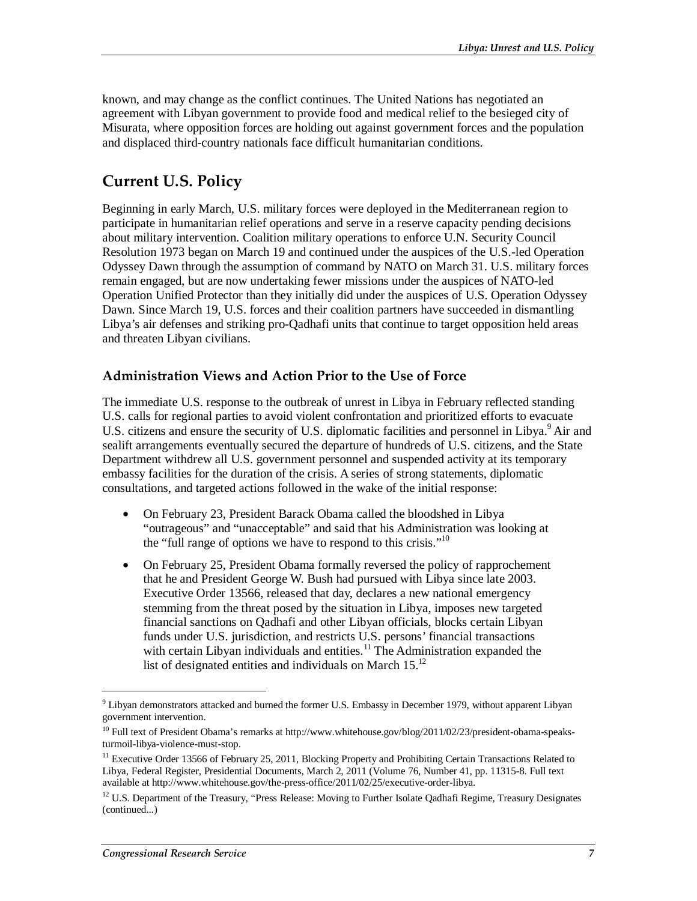known, and may change as the conflict continues. The United Nations has negotiated an agreement with Libyan government to provide food and medical relief to the besieged city of Misurata, where opposition forces are holding out against government forces and the population and displaced third-country nationals face difficult humanitarian conditions.

## Current U.S. Policy

Beginning in early March, U.S. military forces were deployed in the Mediterranean region to participate in humanitarian relief operations and serve in a reserve capacity pending decisions about military intervention. Coalition military operations to enforce U.N. Security Council Resolution 1973 began on March 19 and continued under the auspices of the U.S.-led Operation Odyssey Dawn through the assumption of command by NATO on March 31. U.S. military forces remain engaged, but are now undertaking fewer missions under the auspices of NATO-led Operation Unified Protector than they initially did under the auspices of U.S. Operation Odyssey Dawn. Since March 19, U.S. forces and their coalition partners have succeeded in dismantling Libya's air defenses and striking pro-Qadhafi units that continue to target opposition held areas and threaten Libyan civilians.

### Administration Views and Action Prior to the Use of Force

The immediate U.S. response to the outbreak of unrest in Libya in February reflected standing U.S. calls for regional parties to avoid violent confrontation and prioritized efforts to evacuate U.S. citizens and ensure the security of U.S. diplomatic facilities and personnel in Libya.[9] Air and sealift arrangements eventually secured the departure of hundreds of U.S. citizens, and the State Department withdrew all U.S. government personnel and suspended activity at its temporary embassy facilities for the duration of the crisis. A series of strong statements, diplomatic consultations, and targeted actions followed in the wake of the initial response:

- On February 23, President Barack Obama called the bloodshed in Libya "outrageous" and "unacceptable" and said that his Administration was looking at the "full range of options we have to respond to this crisis."[10]
- On February 25, President Obama formally reversed the policy of rapprochement that he and President George W. Bush had pursued with Libya since late 2003. Executive Order 13566, released that day, declares a new national emergency stemming from the threat posed by the situation in Libya, imposes new targeted financial sanctions on Qadhafi and other Libyan officials, blocks certain Libyan funds under U.S. jurisdiction, and restricts U.S. persons' financial transactions with certain Libyan individuals and entities.[11] The Administration expanded the list of designated entities and individuals on March 15.[12]

---

[9] Libyan demonstrators attacked and burned the former U.S. Embassy in December 1979, without apparent Libyan government intervention.

[10] Full text of President Obama's remarks at http://www.whitehouse.gov/blog/2011/02/23/president-obama-speaks-turmoil-libya-violence-must-stop.

[11] Executive Order 13566 of February 25, 2011, Blocking Property and Prohibiting Certain Transactions Related to Libya, Federal Register, Presidential Documents, March 2, 2011 (Volume 76, Number 41, pp. 11315-8. Full text available at http://www.whitehouse.gov/the-press-office/2011/02/25/executive-order-libya.

[12] U.S. Department of the Treasury, "Press Release: Moving to Further Isolate Qadhafi Regime, Treasury Designates (continued...)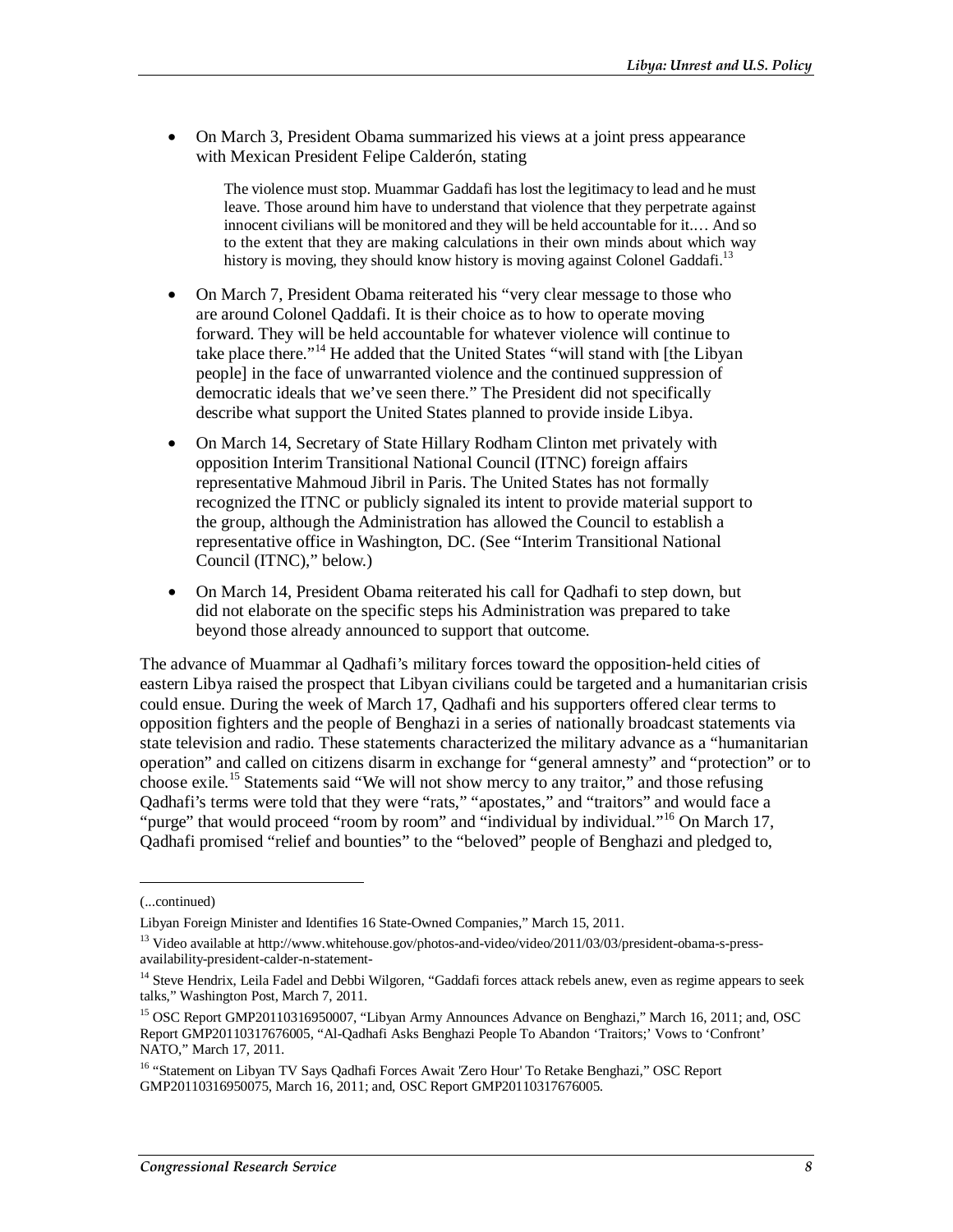- On March 3, President Obama summarized his views at a joint press appearance with Mexican President Felipe Calderón, stating

> The violence must stop. Muammar Gaddafi has lost the legitimacy to lead and he must leave. Those around him have to understand that violence that they perpetrate against innocent civilians will be monitored and they will be held accountable for it.… And so to the extent that they are making calculations in their own minds about which way history is moving, they should know history is moving against Colonel Gaddafi.[13]

- On March 7, President Obama reiterated his "very clear message to those who are around Colonel Qaddafi. It is their choice as to how to operate moving forward. They will be held accountable for whatever violence will continue to take place there."[14] He added that the United States "will stand with [the Libyan people] in the face of unwarranted violence and the continued suppression of democratic ideals that we've seen there." The President did not specifically describe what support the United States planned to provide inside Libya.
- On March 14, Secretary of State Hillary Rodham Clinton met privately with opposition Interim Transitional National Council (ITNC) foreign affairs representative Mahmoud Jibril in Paris. The United States has not formally recognized the ITNC or publicly signaled its intent to provide material support to the group, although the Administration has allowed the Council to establish a representative office in Washington, DC. (See "Interim Transitional National Council (ITNC)," below.)
- On March 14, President Obama reiterated his call for Qadhafi to step down, but did not elaborate on the specific steps his Administration was prepared to take beyond those already announced to support that outcome.

The advance of Muammar al Qadhafi's military forces toward the opposition-held cities of eastern Libya raised the prospect that Libyan civilians could be targeted and a humanitarian crisis could ensue. During the week of March 17, Qadhafi and his supporters offered clear terms to opposition fighters and the people of Benghazi in a series of nationally broadcast statements via state television and radio. These statements characterized the military advance as a "humanitarian operation" and called on citizens disarm in exchange for "general amnesty" and "protection" or to choose exile.[15] Statements said "We will not show mercy to any traitor," and those refusing Qadhafi's terms were told that they were "rats," "apostates," and "traitors" and would face a "purge" that would proceed "room by room" and "individual by individual."[16] On March 17, Qadhafi promised "relief and bounties" to the "beloved" people of Benghazi and pledged to,

---

(...continued)

Libyan Foreign Minister and Identifies 16 State-Owned Companies," March 15, 2011.

[13] Video available at http://www.whitehouse.gov/photos-and-video/video/2011/03/03/president-obama-s-press-availability-president-calder-n-statement-

[14] Steve Hendrix, Leila Fadel and Debbi Wilgoren, "Gaddafi forces attack rebels anew, even as regime appears to seek talks," Washington Post, March 7, 2011.

[15] OSC Report GMP20110316950007, "Libyan Army Announces Advance on Benghazi," March 16, 2011; and, OSC Report GMP20110317676005, "Al-Qadhafi Asks Benghazi People To Abandon 'Traitors;' Vows to 'Confront' NATO," March 17, 2011.

[16] "Statement on Libyan TV Says Qadhafi Forces Await 'Zero Hour' To Retake Benghazi," OSC Report GMP20110316950075, March 16, 2011; and, OSC Report GMP20110317676005.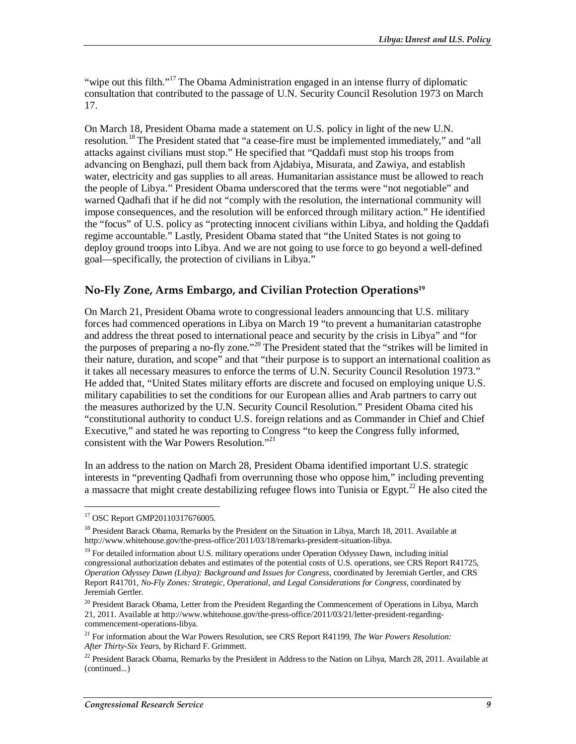"wipe out this filth."[17] The Obama Administration engaged in an intense flurry of diplomatic consultation that contributed to the passage of U.N. Security Council Resolution 1973 on March 17.

On March 18, President Obama made a statement on U.S. policy in light of the new U.N. resolution.[18] The President stated that "a cease-fire must be implemented immediately," and "all attacks against civilians must stop." He specified that "Qaddafi must stop his troops from advancing on Benghazi, pull them back from Ajdabiya, Misurata, and Zawiya, and establish water, electricity and gas supplies to all areas. Humanitarian assistance must be allowed to reach the people of Libya." President Obama underscored that the terms were "not negotiable" and warned Qadhafi that if he did not "comply with the resolution, the international community will impose consequences, and the resolution will be enforced through military action." He identified the "focus" of U.S. policy as "protecting innocent civilians within Libya, and holding the Qaddafi regime accountable." Lastly, President Obama stated that "the United States is not going to deploy ground troops into Libya. And we are not going to use force to go beyond a well-defined goal—specifically, the protection of civilians in Libya."

## No-Fly Zone, Arms Embargo, and Civilian Protection Operations[19]

On March 21, President Obama wrote to congressional leaders announcing that U.S. military forces had commenced operations in Libya on March 19 "to prevent a humanitarian catastrophe and address the threat posed to international peace and security by the crisis in Libya" and "for the purposes of preparing a no-fly zone."[20] The President stated that the "strikes will be limited in their nature, duration, and scope" and that "their purpose is to support an international coalition as it takes all necessary measures to enforce the terms of U.N. Security Council Resolution 1973." He added that, "United States military efforts are discrete and focused on employing unique U.S. military capabilities to set the conditions for our European allies and Arab partners to carry out the measures authorized by the U.N. Security Council Resolution." President Obama cited his "constitutional authority to conduct U.S. foreign relations and as Commander in Chief and Chief Executive," and stated he was reporting to Congress "to keep the Congress fully informed, consistent with the War Powers Resolution."[21]

In an address to the nation on March 28, President Obama identified important U.S. strategic interests in "preventing Qadhafi from overrunning those who oppose him," including preventing a massacre that might create destabilizing refugee flows into Tunisia or Egypt.[22] He also cited the

---

[17] OSC Report GMP20110317676005.

[18] President Barack Obama, Remarks by the President on the Situation in Libya, March 18, 2011. Available at http://www.whitehouse.gov/the-press-office/2011/03/18/remarks-president-situation-libya.

[19] For detailed information about U.S. military operations under Operation Odyssey Dawn, including initial congressional authorization debates and estimates of the potential costs of U.S. operations, see CRS Report R41725, *Operation Odyssey Dawn (Libya): Background and Issues for Congress*, coordinated by Jeremiah Gertler, and CRS Report R41701, *No-Fly Zones: Strategic, Operational, and Legal Considerations for Congress*, coordinated by Jeremiah Gertler.

[20] President Barack Obama, Letter from the President Regarding the Commencement of Operations in Libya, March 21, 2011. Available at http://www.whitehouse.gov/the-press-office/2011/03/21/letter-president-regarding-commencement-operations-libya.

[21] For information about the War Powers Resolution, see CRS Report R41199, *The War Powers Resolution: After Thirty-Six Years*, by Richard F. Grimmett.

[22] President Barack Obama, Remarks by the President in Address to the Nation on Libya, March 28, 2011. Available at (continued...)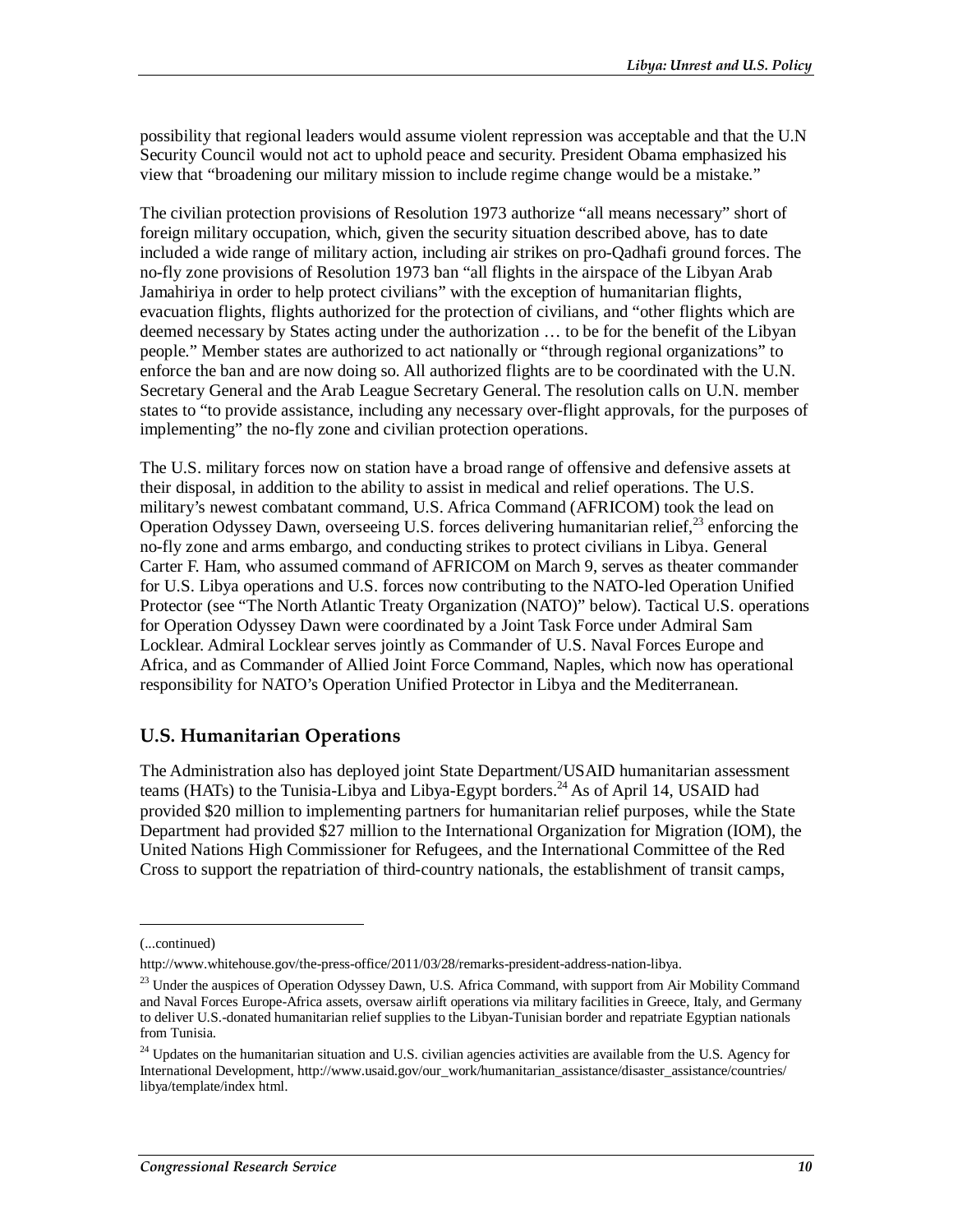possibility that regional leaders would assume violent repression was acceptable and that the U.N Security Council would not act to uphold peace and security. President Obama emphasized his view that "broadening our military mission to include regime change would be a mistake."

The civilian protection provisions of Resolution 1973 authorize "all means necessary" short of foreign military occupation, which, given the security situation described above, has to date included a wide range of military action, including air strikes on pro-Qadhafi ground forces. The no-fly zone provisions of Resolution 1973 ban "all flights in the airspace of the Libyan Arab Jamahiriya in order to help protect civilians" with the exception of humanitarian flights, evacuation flights, flights authorized for the protection of civilians, and "other flights which are deemed necessary by States acting under the authorization … to be for the benefit of the Libyan people." Member states are authorized to act nationally or "through regional organizations" to enforce the ban and are now doing so. All authorized flights are to be coordinated with the U.N. Secretary General and the Arab League Secretary General. The resolution calls on U.N. member states to "to provide assistance, including any necessary over-flight approvals, for the purposes of implementing" the no-fly zone and civilian protection operations.

The U.S. military forces now on station have a broad range of offensive and defensive assets at their disposal, in addition to the ability to assist in medical and relief operations. The U.S. military's newest combatant command, U.S. Africa Command (AFRICOM) took the lead on Operation Odyssey Dawn, overseeing U.S. forces delivering humanitarian relief,[23] enforcing the no-fly zone and arms embargo, and conducting strikes to protect civilians in Libya. General Carter F. Ham, who assumed command of AFRICOM on March 9, serves as theater commander for U.S. Libya operations and U.S. forces now contributing to the NATO-led Operation Unified Protector (see "The North Atlantic Treaty Organization (NATO)" below). Tactical U.S. operations for Operation Odyssey Dawn were coordinated by a Joint Task Force under Admiral Sam Locklear. Admiral Locklear serves jointly as Commander of U.S. Naval Forces Europe and Africa, and as Commander of Allied Joint Force Command, Naples, which now has operational responsibility for NATO's Operation Unified Protector in Libya and the Mediterranean.

## U.S. Humanitarian Operations

The Administration also has deployed joint State Department/USAID humanitarian assessment teams (HATs) to the Tunisia-Libya and Libya-Egypt borders.[24] As of April 14, USAID had provided $20 million to implementing partners for humanitarian relief purposes, while the State Department had provided $27 million to the International Organization for Migration (IOM), the United Nations High Commissioner for Refugees, and the International Committee of the Red Cross to support the repatriation of third-country nationals, the establishment of transit camps,

---

(...continued)

http://www.whitehouse.gov/the-press-office/2011/03/28/remarks-president-address-nation-libya.

[23] Under the auspices of Operation Odyssey Dawn, U.S. Africa Command, with support from Air Mobility Command and Naval Forces Europe-Africa assets, oversaw airlift operations via military facilities in Greece, Italy, and Germany to deliver U.S.-donated humanitarian relief supplies to the Libyan-Tunisian border and repatriate Egyptian nationals from Tunisia.

[24] Updates on the humanitarian situation and U.S. civilian agencies activities are available from the U.S. Agency for International Development, http://www.usaid.gov/our_work/humanitarian_assistance/disaster_assistance/countries/libya/template/index html.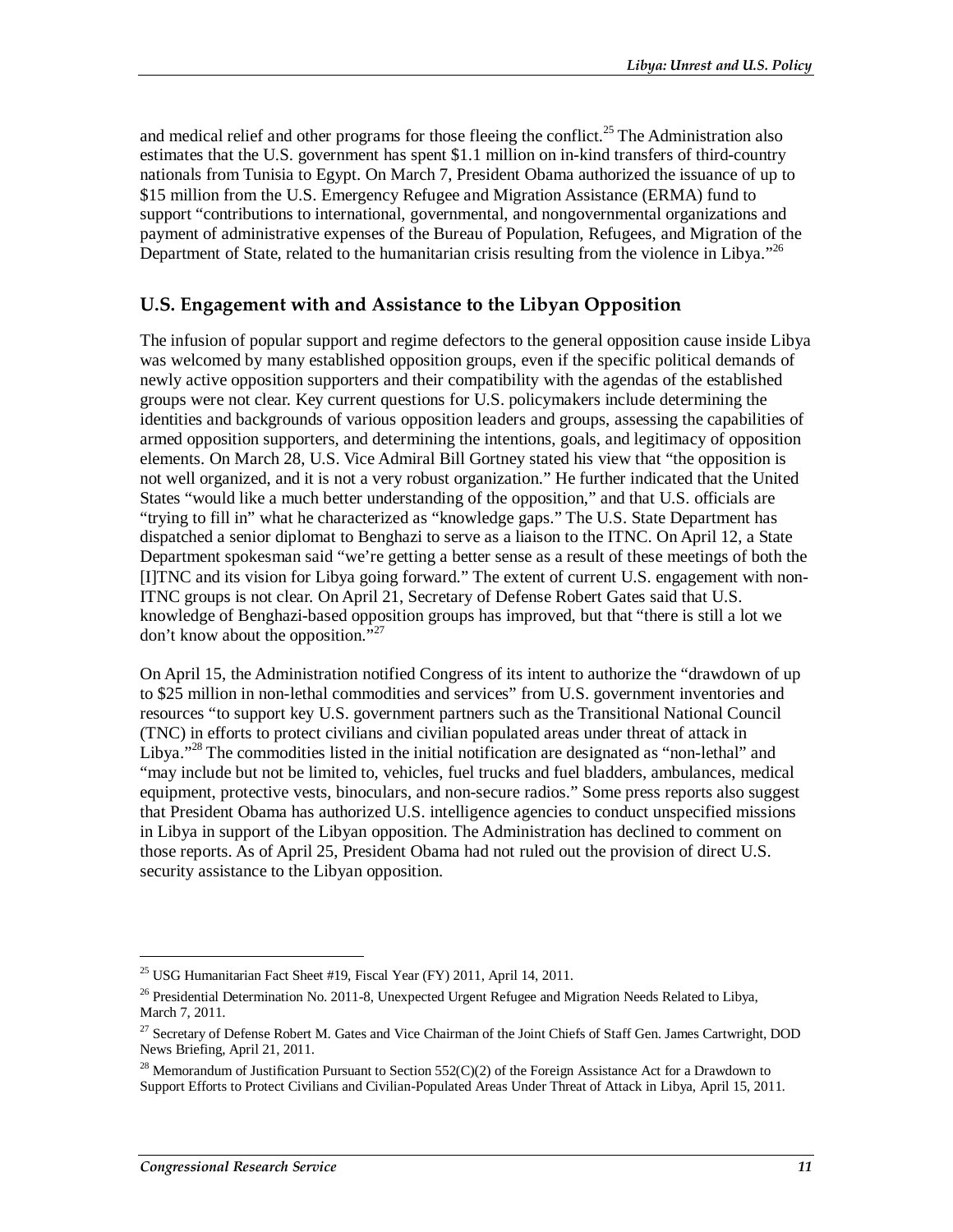and medical relief and other programs for those fleeing the conflict.[25] The Administration also estimates that the U.S. government has spent $1.1 million on in-kind transfers of third-country nationals from Tunisia to Egypt. On March 7, President Obama authorized the issuance of up to $15 million from the U.S. Emergency Refugee and Migration Assistance (ERMA) fund to support "contributions to international, governmental, and nongovernmental organizations and payment of administrative expenses of the Bureau of Population, Refugees, and Migration of the Department of State, related to the humanitarian crisis resulting from the violence in Libya."[26]

## U.S. Engagement with and Assistance to the Libyan Opposition

The infusion of popular support and regime defectors to the general opposition cause inside Libya was welcomed by many established opposition groups, even if the specific political demands of newly active opposition supporters and their compatibility with the agendas of the established groups were not clear. Key current questions for U.S. policymakers include determining the identities and backgrounds of various opposition leaders and groups, assessing the capabilities of armed opposition supporters, and determining the intentions, goals, and legitimacy of opposition elements. On March 28, U.S. Vice Admiral Bill Gortney stated his view that "the opposition is not well organized, and it is not a very robust organization." He further indicated that the United States "would like a much better understanding of the opposition," and that U.S. officials are "trying to fill in" what he characterized as "knowledge gaps." The U.S. State Department has dispatched a senior diplomat to Benghazi to serve as a liaison to the ITNC. On April 12, a State Department spokesman said "we're getting a better sense as a result of these meetings of both the [I]TNC and its vision for Libya going forward." The extent of current U.S. engagement with non-ITNC groups is not clear. On April 21, Secretary of Defense Robert Gates said that U.S. knowledge of Benghazi-based opposition groups has improved, but that "there is still a lot we don't know about the opposition."[27]

On April 15, the Administration notified Congress of its intent to authorize the "drawdown of up to $25 million in non-lethal commodities and services" from U.S. government inventories and resources "to support key U.S. government partners such as the Transitional National Council (TNC) in efforts to protect civilians and civilian populated areas under threat of attack in Libya."[28] The commodities listed in the initial notification are designated as "non-lethal" and "may include but not be limited to, vehicles, fuel trucks and fuel bladders, ambulances, medical equipment, protective vests, binoculars, and non-secure radios." Some press reports also suggest that President Obama has authorized U.S. intelligence agencies to conduct unspecified missions in Libya in support of the Libyan opposition. The Administration has declined to comment on those reports. As of April 25, President Obama had not ruled out the provision of direct U.S. security assistance to the Libyan opposition.

---

[25] USG Humanitarian Fact Sheet #19, Fiscal Year (FY) 2011, April 14, 2011.

[26] Presidential Determination No. 2011-8, Unexpected Urgent Refugee and Migration Needs Related to Libya, March 7, 2011.

[27] Secretary of Defense Robert M. Gates and Vice Chairman of the Joint Chiefs of Staff Gen. James Cartwright, DOD News Briefing, April 21, 2011.

[28] Memorandum of Justification Pursuant to Section 552(C)(2) of the Foreign Assistance Act for a Drawdown to Support Efforts to Protect Civilians and Civilian-Populated Areas Under Threat of Attack in Libya, April 15, 2011.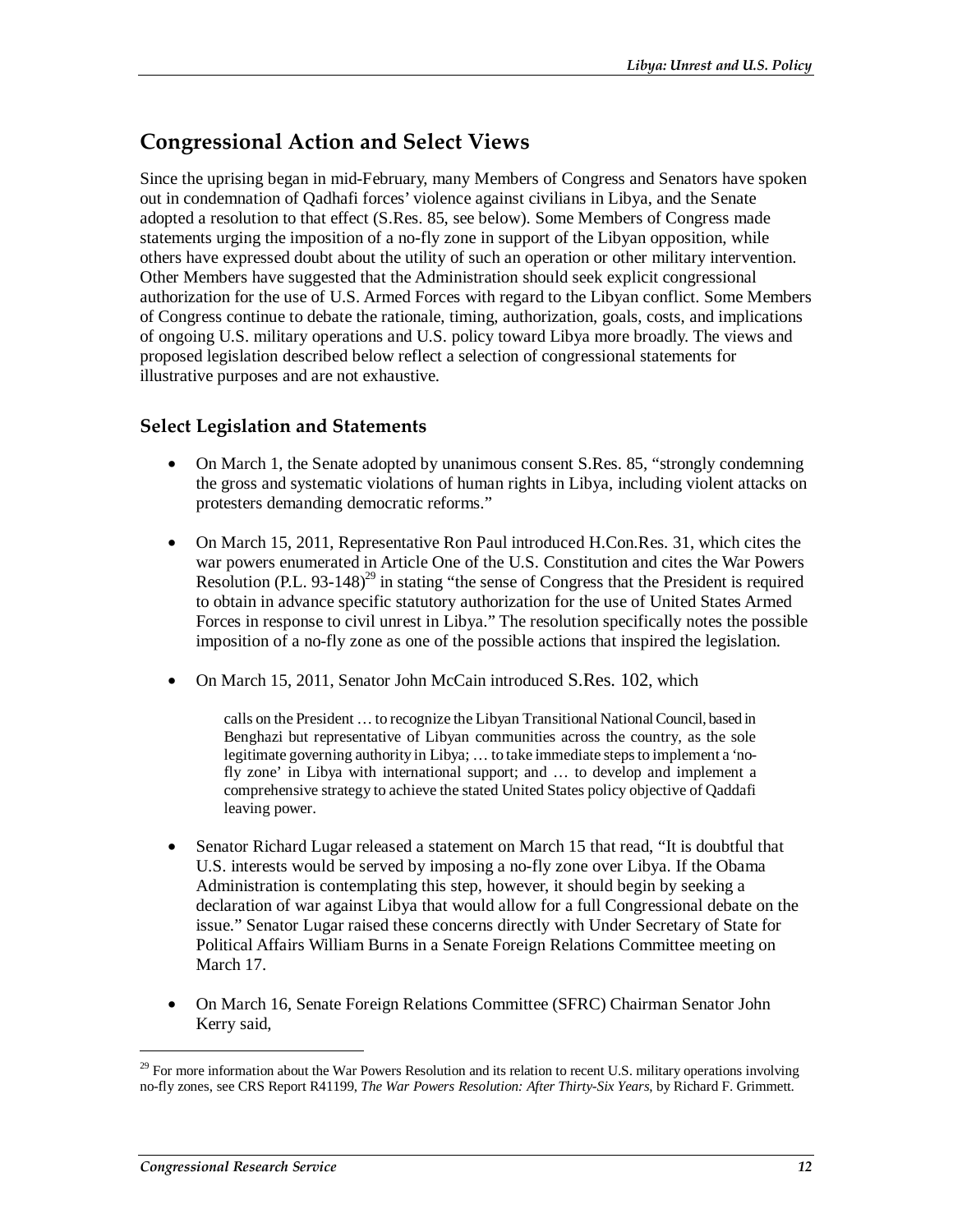## Congressional Action and Select Views

Since the uprising began in mid-February, many Members of Congress and Senators have spoken out in condemnation of Qadhafi forces' violence against civilians in Libya, and the Senate adopted a resolution to that effect (S.Res. 85, see below). Some Members of Congress made statements urging the imposition of a no-fly zone in support of the Libyan opposition, while others have expressed doubt about the utility of such an operation or other military intervention. Other Members have suggested that the Administration should seek explicit congressional authorization for the use of U.S. Armed Forces with regard to the Libyan conflict. Some Members of Congress continue to debate the rationale, timing, authorization, goals, costs, and implications of ongoing U.S. military operations and U.S. policy toward Libya more broadly. The views and proposed legislation described below reflect a selection of congressional statements for illustrative purposes and are not exhaustive.

### Select Legislation and Statements

- On March 1, the Senate adopted by unanimous consent S.Res. 85, "strongly condemning the gross and systematic violations of human rights in Libya, including violent attacks on protesters demanding democratic reforms."

- On March 15, 2011, Representative Ron Paul introduced H.Con.Res. 31, which cites the war powers enumerated in Article One of the U.S. Constitution and cites the War Powers Resolution (P.L. 93-148)[29] in stating "the sense of Congress that the President is required to obtain in advance specific statutory authorization for the use of United States Armed Forces in response to civil unrest in Libya." The resolution specifically notes the possible imposition of a no-fly zone as one of the possible actions that inspired the legislation.

- On March 15, 2011, Senator John McCain introduced S.Res. 102, which

  > calls on the President … to recognize the Libyan Transitional National Council, based in Benghazi but representative of Libyan communities across the country, as the sole legitimate governing authority in Libya; … to take immediate steps to implement a 'no-fly zone' in Libya with international support; and … to develop and implement a comprehensive strategy to achieve the stated United States policy objective of Qaddafi leaving power.

- Senator Richard Lugar released a statement on March 15 that read, "It is doubtful that U.S. interests would be served by imposing a no-fly zone over Libya. If the Obama Administration is contemplating this step, however, it should begin by seeking a declaration of war against Libya that would allow for a full Congressional debate on the issue." Senator Lugar raised these concerns directly with Under Secretary of State for Political Affairs William Burns in a Senate Foreign Relations Committee meeting on March 17.

- On March 16, Senate Foreign Relations Committee (SFRC) Chairman Senator John Kerry said,

---

[29] For more information about the War Powers Resolution and its relation to recent U.S. military operations involving no-fly zones, see CRS Report R41199, *The War Powers Resolution: After Thirty-Six Years*, by Richard F. Grimmett.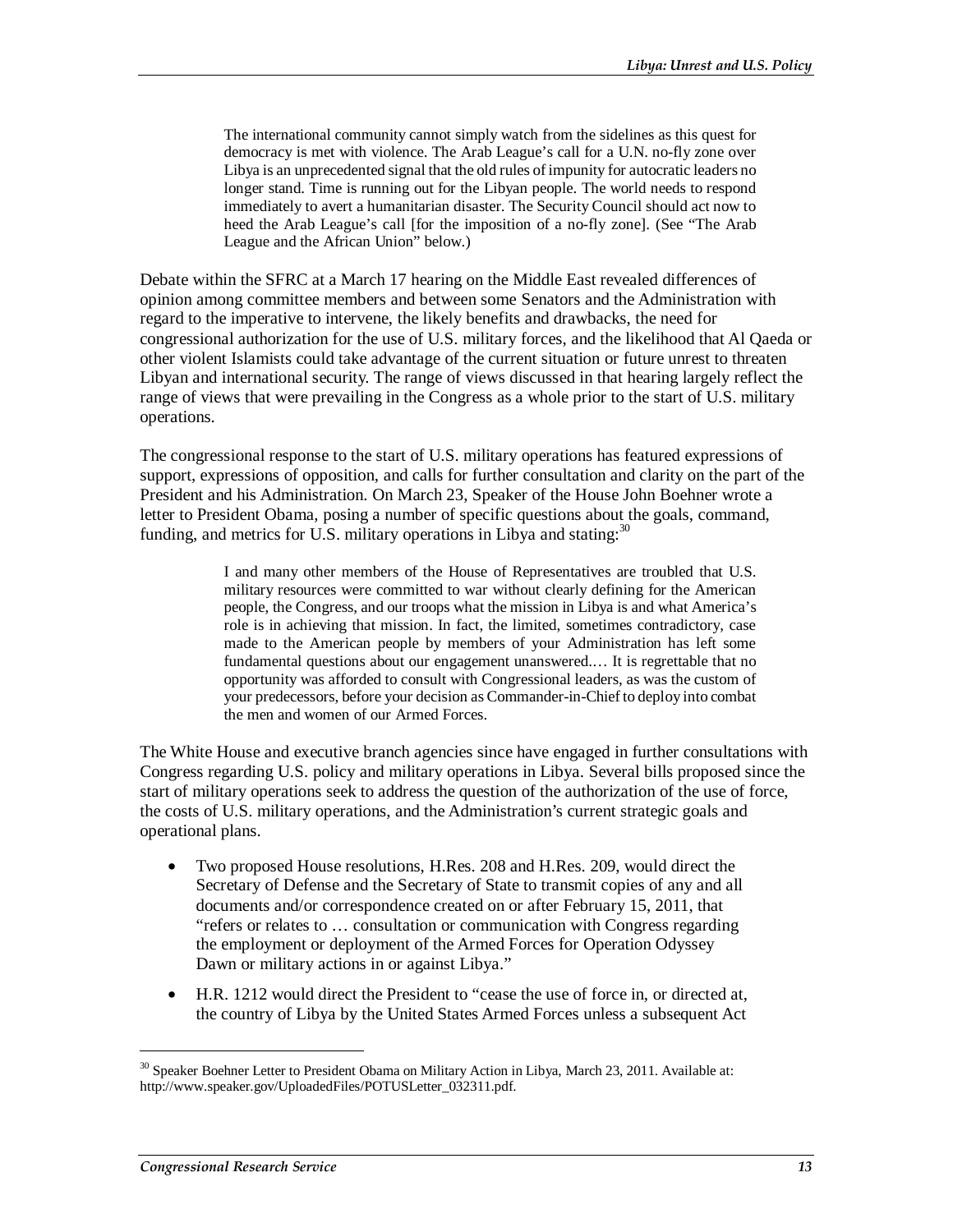> The international community cannot simply watch from the sidelines as this quest for democracy is met with violence. The Arab League's call for a U.N. no-fly zone over Libya is an unprecedented signal that the old rules of impunity for autocratic leaders no longer stand. Time is running out for the Libyan people. The world needs to respond immediately to avert a humanitarian disaster. The Security Council should act now to heed the Arab League's call [for the imposition of a no-fly zone]. (See "The Arab League and the African Union" below.)

Debate within the SFRC at a March 17 hearing on the Middle East revealed differences of opinion among committee members and between some Senators and the Administration with regard to the imperative to intervene, the likely benefits and drawbacks, the need for congressional authorization for the use of U.S. military forces, and the likelihood that Al Qaeda or other violent Islamists could take advantage of the current situation or future unrest to threaten Libyan and international security. The range of views discussed in that hearing largely reflect the range of views that were prevailing in the Congress as a whole prior to the start of U.S. military operations.

The congressional response to the start of U.S. military operations has featured expressions of support, expressions of opposition, and calls for further consultation and clarity on the part of the President and his Administration. On March 23, Speaker of the House John Boehner wrote a letter to President Obama, posing a number of specific questions about the goals, command, funding, and metrics for U.S. military operations in Libya and stating:[30]

> I and many other members of the House of Representatives are troubled that U.S. military resources were committed to war without clearly defining for the American people, the Congress, and our troops what the mission in Libya is and what America's role is in achieving that mission. In fact, the limited, sometimes contradictory, case made to the American people by members of your Administration has left some fundamental questions about our engagement unanswered.… It is regrettable that no opportunity was afforded to consult with Congressional leaders, as was the custom of your predecessors, before your decision as Commander-in-Chief to deploy into combat the men and women of our Armed Forces.

The White House and executive branch agencies since have engaged in further consultations with Congress regarding U.S. policy and military operations in Libya. Several bills proposed since the start of military operations seek to address the question of the authorization of the use of force, the costs of U.S. military operations, and the Administration's current strategic goals and operational plans.

- Two proposed House resolutions, H.Res. 208 and H.Res. 209, would direct the Secretary of Defense and the Secretary of State to transmit copies of any and all documents and/or correspondence created on or after February 15, 2011, that "refers or relates to … consultation or communication with Congress regarding the employment or deployment of the Armed Forces for Operation Odyssey Dawn or military actions in or against Libya."
- H.R. 1212 would direct the President to "cease the use of force in, or directed at, the country of Libya by the United States Armed Forces unless a subsequent Act

---

[30] Speaker Boehner Letter to President Obama on Military Action in Libya, March 23, 2011. Available at: http://www.speaker.gov/UploadedFiles/POTUSLetter_032311.pdf.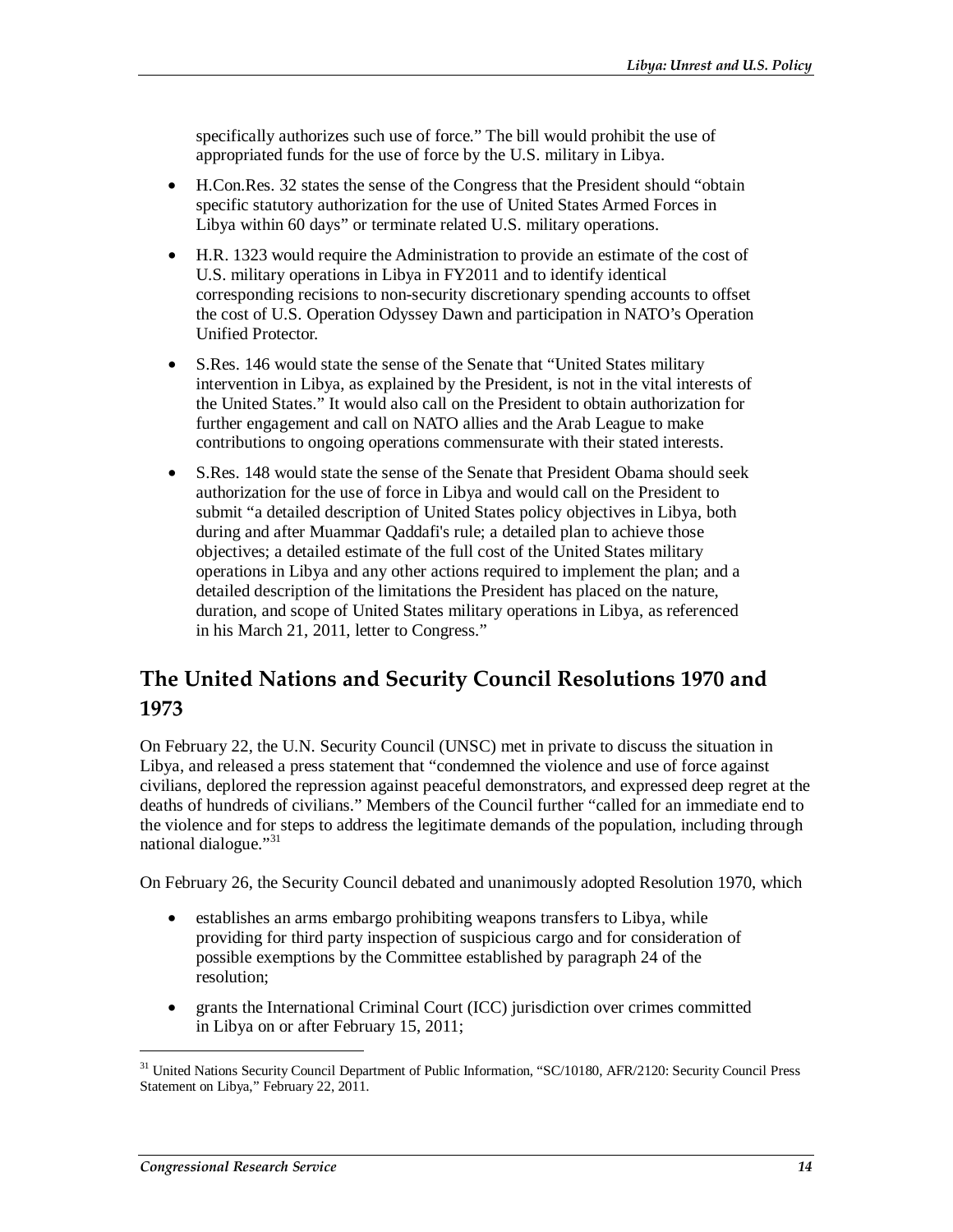specifically authorizes such use of force." The bill would prohibit the use of appropriated funds for the use of force by the U.S. military in Libya.

- H.Con.Res. 32 states the sense of the Congress that the President should "obtain specific statutory authorization for the use of United States Armed Forces in Libya within 60 days" or terminate related U.S. military operations.
- H.R. 1323 would require the Administration to provide an estimate of the cost of U.S. military operations in Libya in FY2011 and to identify identical corresponding recisions to non-security discretionary spending accounts to offset the cost of U.S. Operation Odyssey Dawn and participation in NATO's Operation Unified Protector.
- S.Res. 146 would state the sense of the Senate that "United States military intervention in Libya, as explained by the President, is not in the vital interests of the United States." It would also call on the President to obtain authorization for further engagement and call on NATO allies and the Arab League to make contributions to ongoing operations commensurate with their stated interests.
- S.Res. 148 would state the sense of the Senate that President Obama should seek authorization for the use of force in Libya and would call on the President to submit "a detailed description of United States policy objectives in Libya, both during and after Muammar Qaddafi's rule; a detailed plan to achieve those objectives; a detailed estimate of the full cost of the United States military operations in Libya and any other actions required to implement the plan; and a detailed description of the limitations the President has placed on the nature, duration, and scope of United States military operations in Libya, as referenced in his March 21, 2011, letter to Congress."

## The United Nations and Security Council Resolutions 1970 and 1973

On February 22, the U.N. Security Council (UNSC) met in private to discuss the situation in Libya, and released a press statement that "condemned the violence and use of force against civilians, deplored the repression against peaceful demonstrators, and expressed deep regret at the deaths of hundreds of civilians." Members of the Council further "called for an immediate end to the violence and for steps to address the legitimate demands of the population, including through national dialogue."[31]

On February 26, the Security Council debated and unanimously adopted Resolution 1970, which

- establishes an arms embargo prohibiting weapons transfers to Libya, while providing for third party inspection of suspicious cargo and for consideration of possible exemptions by the Committee established by paragraph 24 of the resolution;
- grants the International Criminal Court (ICC) jurisdiction over crimes committed in Libya on or after February 15, 2011;

[31] United Nations Security Council Department of Public Information, "SC/10180, AFR/2120: Security Council Press Statement on Libya," February 22, 2011.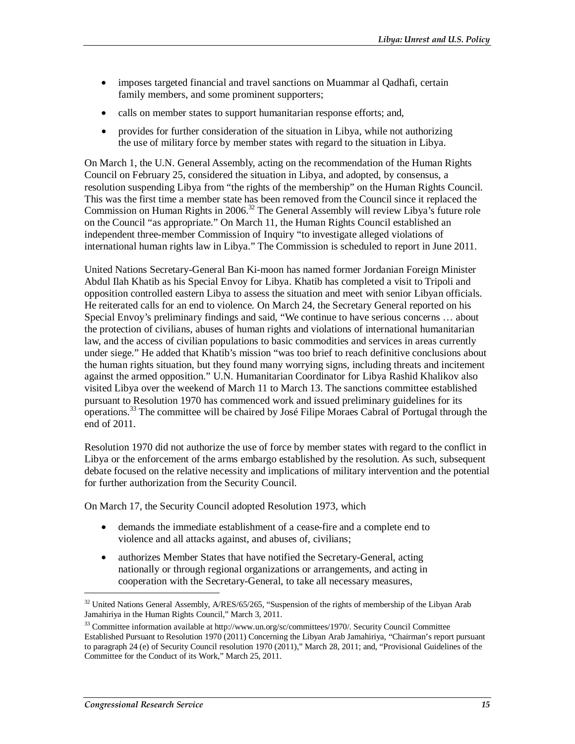- imposes targeted financial and travel sanctions on Muammar al Qadhafi, certain family members, and some prominent supporters;
- calls on member states to support humanitarian response efforts; and,
- provides for further consideration of the situation in Libya, while not authorizing the use of military force by member states with regard to the situation in Libya.

On March 1, the U.N. General Assembly, acting on the recommendation of the Human Rights Council on February 25, considered the situation in Libya, and adopted, by consensus, a resolution suspending Libya from "the rights of the membership" on the Human Rights Council. This was the first time a member state has been removed from the Council since it replaced the Commission on Human Rights in 2006.[32] The General Assembly will review Libya's future role on the Council "as appropriate." On March 11, the Human Rights Council established an independent three-member Commission of Inquiry "to investigate alleged violations of international human rights law in Libya." The Commission is scheduled to report in June 2011.

United Nations Secretary-General Ban Ki-moon has named former Jordanian Foreign Minister Abdul Ilah Khatib as his Special Envoy for Libya. Khatib has completed a visit to Tripoli and opposition controlled eastern Libya to assess the situation and meet with senior Libyan officials. He reiterated calls for an end to violence. On March 24, the Secretary General reported on his Special Envoy's preliminary findings and said, "We continue to have serious concerns … about the protection of civilians, abuses of human rights and violations of international humanitarian law, and the access of civilian populations to basic commodities and services in areas currently under siege." He added that Khatib's mission "was too brief to reach definitive conclusions about the human rights situation, but they found many worrying signs, including threats and incitement against the armed opposition." U.N. Humanitarian Coordinator for Libya Rashid Khalikov also visited Libya over the weekend of March 11 to March 13. The sanctions committee established pursuant to Resolution 1970 has commenced work and issued preliminary guidelines for its operations.[33] The committee will be chaired by José Filipe Moraes Cabral of Portugal through the end of 2011.

Resolution 1970 did not authorize the use of force by member states with regard to the conflict in Libya or the enforcement of the arms embargo established by the resolution. As such, subsequent debate focused on the relative necessity and implications of military intervention and the potential for further authorization from the Security Council.

On March 17, the Security Council adopted Resolution 1973, which

- demands the immediate establishment of a cease-fire and a complete end to violence and all attacks against, and abuses of, civilians;
- authorizes Member States that have notified the Secretary-General, acting nationally or through regional organizations or arrangements, and acting in cooperation with the Secretary-General, to take all necessary measures,

---

[32] United Nations General Assembly, A/RES/65/265, "Suspension of the rights of membership of the Libyan Arab Jamahiriya in the Human Rights Council," March 3, 2011.

[33] Committee information available at http://www.un.org/sc/committees/1970/. Security Council Committee Established Pursuant to Resolution 1970 (2011) Concerning the Libyan Arab Jamahiriya, "Chairman's report pursuant to paragraph 24 (e) of Security Council resolution 1970 (2011)," March 28, 2011; and, "Provisional Guidelines of the Committee for the Conduct of its Work," March 25, 2011.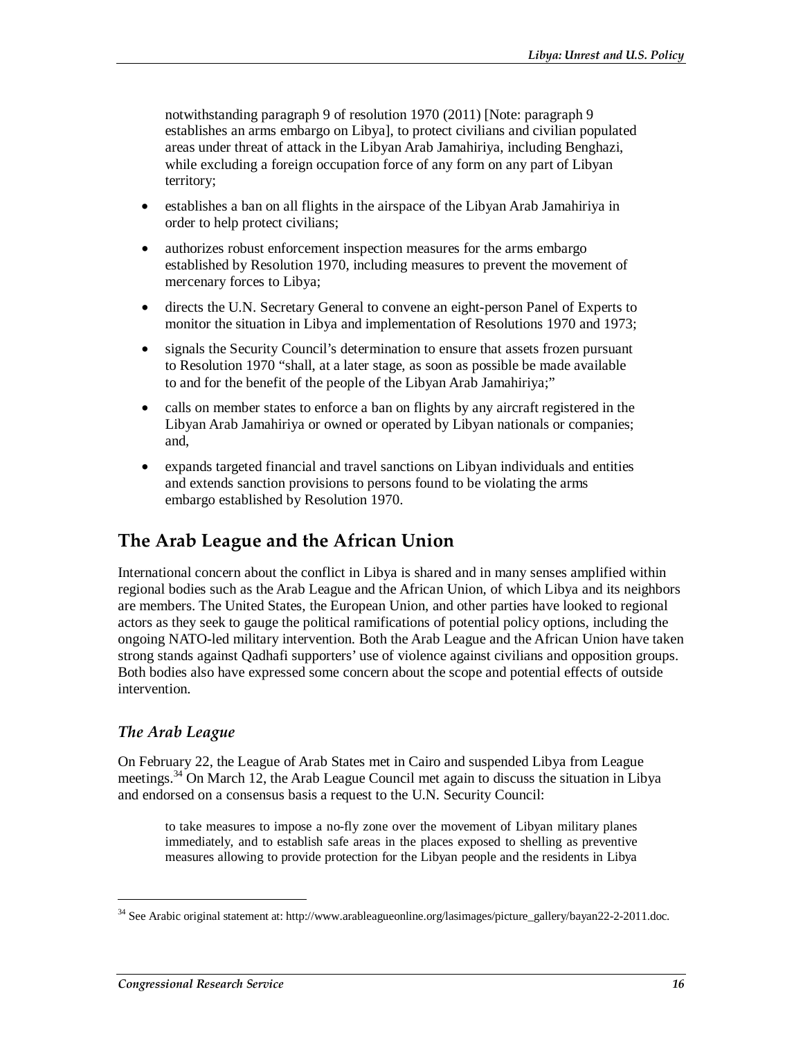> notwithstanding paragraph 9 of resolution 1970 (2011) [Note: paragraph 9 establishes an arms embargo on Libya], to protect civilians and civilian populated areas under threat of attack in the Libyan Arab Jamahiriya, including Benghazi, while excluding a foreign occupation force of any form on any part of Libyan territory;

- establishes a ban on all flights in the airspace of the Libyan Arab Jamahiriya in order to help protect civilians;
- authorizes robust enforcement inspection measures for the arms embargo established by Resolution 1970, including measures to prevent the movement of mercenary forces to Libya;
- directs the U.N. Secretary General to convene an eight-person Panel of Experts to monitor the situation in Libya and implementation of Resolutions 1970 and 1973;
- signals the Security Council's determination to ensure that assets frozen pursuant to Resolution 1970 "shall, at a later stage, as soon as possible be made available to and for the benefit of the people of the Libyan Arab Jamahiriya;"
- calls on member states to enforce a ban on flights by any aircraft registered in the Libyan Arab Jamahiriya or owned or operated by Libyan nationals or companies; and,
- expands targeted financial and travel sanctions on Libyan individuals and entities and extends sanction provisions to persons found to be violating the arms embargo established by Resolution 1970.

## The Arab League and the African Union

International concern about the conflict in Libya is shared and in many senses amplified within regional bodies such as the Arab League and the African Union, of which Libya and its neighbors are members. The United States, the European Union, and other parties have looked to regional actors as they seek to gauge the political ramifications of potential policy options, including the ongoing NATO-led military intervention. Both the Arab League and the African Union have taken strong stands against Qadhafi supporters' use of violence against civilians and opposition groups. Both bodies also have expressed some concern about the scope and potential effects of outside intervention.

### *The Arab League*

On February 22, the League of Arab States met in Cairo and suspended Libya from League meetings.[34] On March 12, the Arab League Council met again to discuss the situation in Libya and endorsed on a consensus basis a request to the U.N. Security Council:

> to take measures to impose a no-fly zone over the movement of Libyan military planes immediately, and to establish safe areas in the places exposed to shelling as preventive measures allowing to provide protection for the Libyan people and the residents in Libya

---

[34] See Arabic original statement at: http://www.arableagueonline.org/lasimages/picture_gallery/bayan22-2-2011.doc.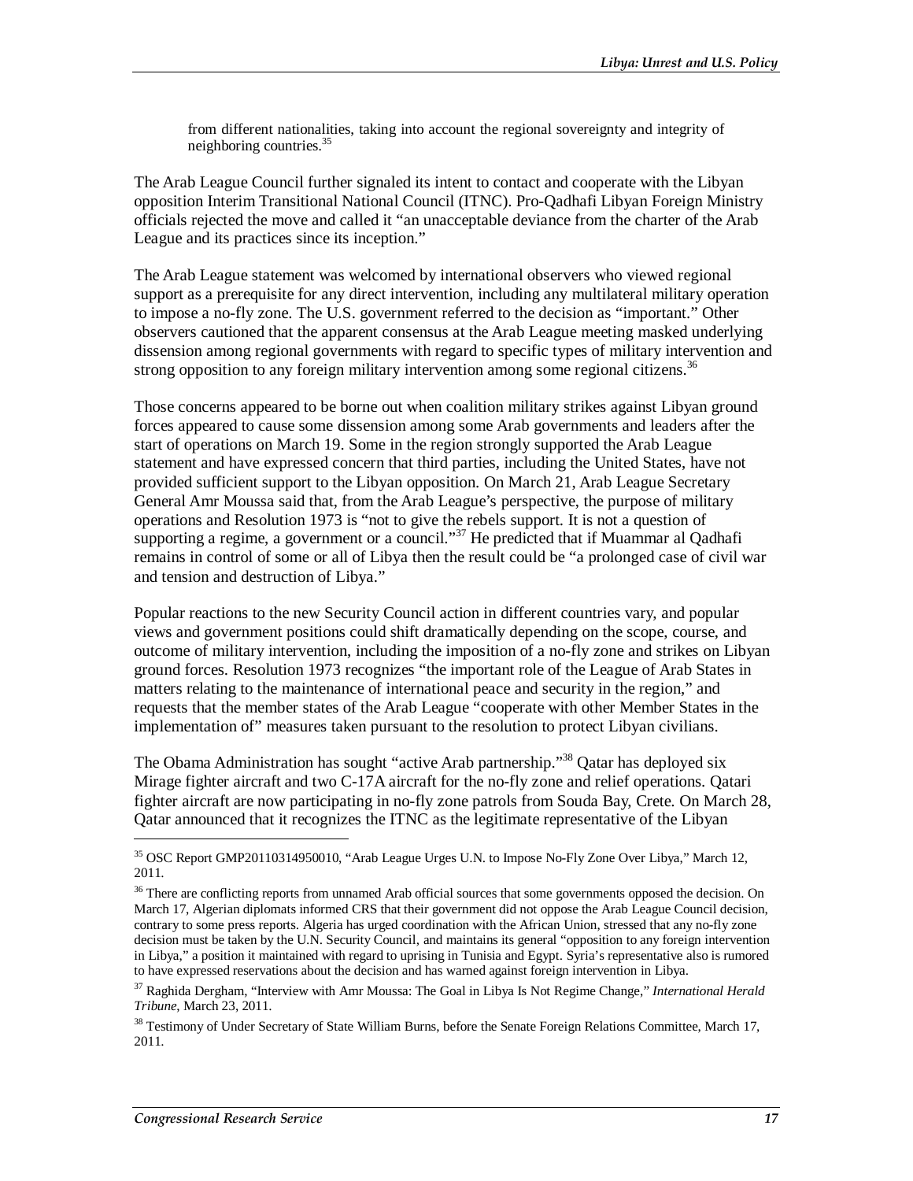from different nationalities, taking into account the regional sovereignty and integrity of neighboring countries.[35]

The Arab League Council further signaled its intent to contact and cooperate with the Libyan opposition Interim Transitional National Council (ITNC). Pro-Qadhafi Libyan Foreign Ministry officials rejected the move and called it "an unacceptable deviance from the charter of the Arab League and its practices since its inception."

The Arab League statement was welcomed by international observers who viewed regional support as a prerequisite for any direct intervention, including any multilateral military operation to impose a no-fly zone. The U.S. government referred to the decision as "important." Other observers cautioned that the apparent consensus at the Arab League meeting masked underlying dissension among regional governments with regard to specific types of military intervention and strong opposition to any foreign military intervention among some regional citizens.[36]

Those concerns appeared to be borne out when coalition military strikes against Libyan ground forces appeared to cause some dissension among some Arab governments and leaders after the start of operations on March 19. Some in the region strongly supported the Arab League statement and have expressed concern that third parties, including the United States, have not provided sufficient support to the Libyan opposition. On March 21, Arab League Secretary General Amr Moussa said that, from the Arab League's perspective, the purpose of military operations and Resolution 1973 is "not to give the rebels support. It is not a question of supporting a regime, a government or a council."[37] He predicted that if Muammar al Qadhafi remains in control of some or all of Libya then the result could be "a prolonged case of civil war and tension and destruction of Libya."

Popular reactions to the new Security Council action in different countries vary, and popular views and government positions could shift dramatically depending on the scope, course, and outcome of military intervention, including the imposition of a no-fly zone and strikes on Libyan ground forces. Resolution 1973 recognizes "the important role of the League of Arab States in matters relating to the maintenance of international peace and security in the region," and requests that the member states of the Arab League "cooperate with other Member States in the implementation of" measures taken pursuant to the resolution to protect Libyan civilians.

The Obama Administration has sought "active Arab partnership."[38] Qatar has deployed six Mirage fighter aircraft and two C-17A aircraft for the no-fly zone and relief operations. Qatari fighter aircraft are now participating in no-fly zone patrols from Souda Bay, Crete. On March 28, Qatar announced that it recognizes the ITNC as the legitimate representative of the Libyan

---

[35] OSC Report GMP20110314950010, "Arab League Urges U.N. to Impose No-Fly Zone Over Libya," March 12, 2011.

[36] There are conflicting reports from unnamed Arab official sources that some governments opposed the decision. On March 17, Algerian diplomats informed CRS that their government did not oppose the Arab League Council decision, contrary to some press reports. Algeria has urged coordination with the African Union, stressed that any no-fly zone decision must be taken by the U.N. Security Council, and maintains its general "opposition to any foreign intervention in Libya," a position it maintained with regard to uprising in Tunisia and Egypt. Syria's representative also is rumored to have expressed reservations about the decision and has warned against foreign intervention in Libya.

[37] Raghida Dergham, "Interview with Amr Moussa: The Goal in Libya Is Not Regime Change," *International Herald Tribune*, March 23, 2011.

[38] Testimony of Under Secretary of State William Burns, before the Senate Foreign Relations Committee, March 17, 2011.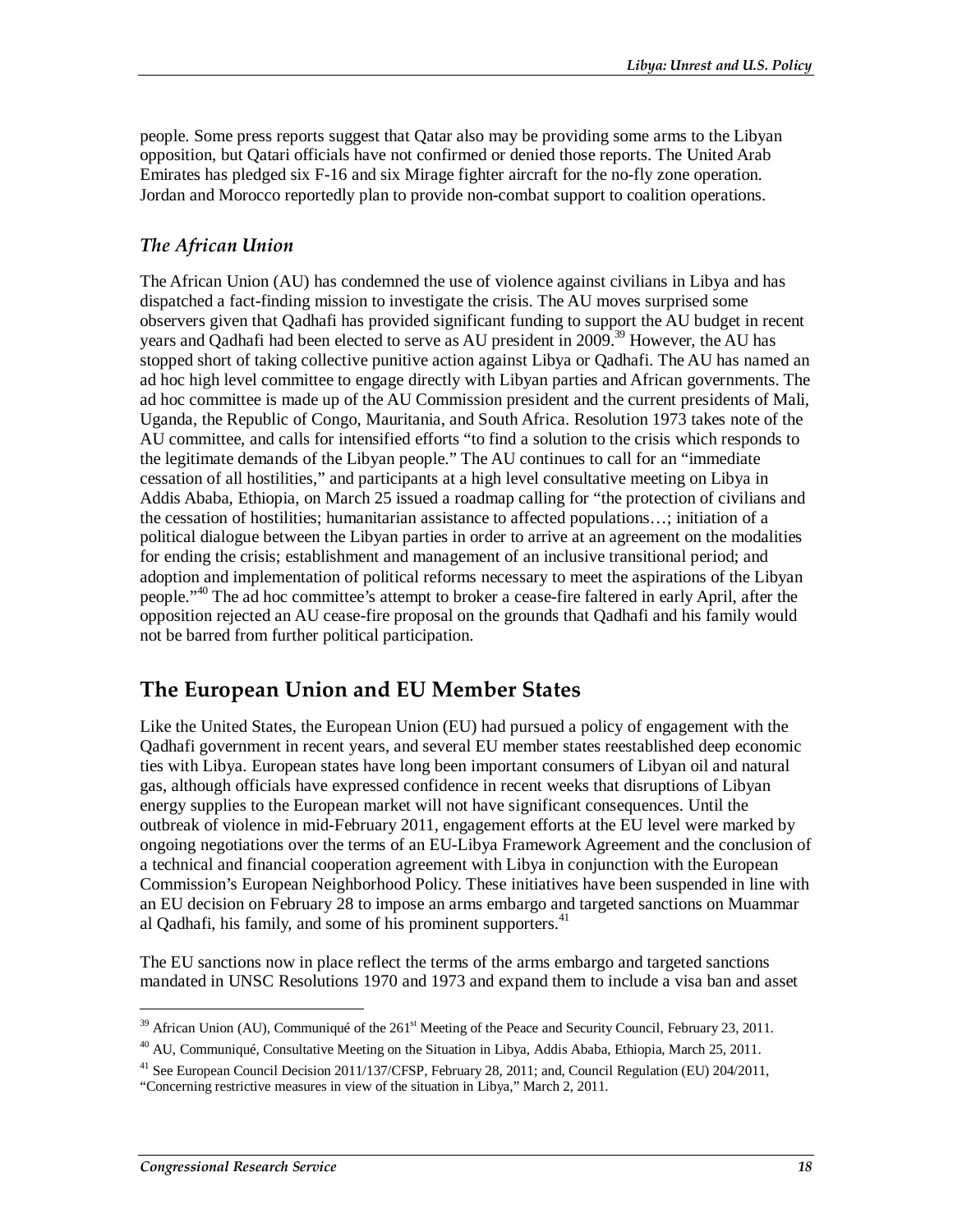people. Some press reports suggest that Qatar also may be providing some arms to the Libyan opposition, but Qatari officials have not confirmed or denied those reports. The United Arab Emirates has pledged six F-16 and six Mirage fighter aircraft for the no-fly zone operation. Jordan and Morocco reportedly plan to provide non-combat support to coalition operations.

### *The African Union*

The African Union (AU) has condemned the use of violence against civilians in Libya and has dispatched a fact-finding mission to investigate the crisis. The AU moves surprised some observers given that Qadhafi has provided significant funding to support the AU budget in recent years and Qadhafi had been elected to serve as AU president in 2009.[39] However, the AU has stopped short of taking collective punitive action against Libya or Qadhafi. The AU has named an ad hoc high level committee to engage directly with Libyan parties and African governments. The ad hoc committee is made up of the AU Commission president and the current presidents of Mali, Uganda, the Republic of Congo, Mauritania, and South Africa. Resolution 1973 takes note of the AU committee, and calls for intensified efforts "to find a solution to the crisis which responds to the legitimate demands of the Libyan people." The AU continues to call for an "immediate cessation of all hostilities," and participants at a high level consultative meeting on Libya in Addis Ababa, Ethiopia, on March 25 issued a roadmap calling for "the protection of civilians and the cessation of hostilities; humanitarian assistance to affected populations…; initiation of a political dialogue between the Libyan parties in order to arrive at an agreement on the modalities for ending the crisis; establishment and management of an inclusive transitional period; and adoption and implementation of political reforms necessary to meet the aspirations of the Libyan people."[40] The ad hoc committee's attempt to broker a cease-fire faltered in early April, after the opposition rejected an AU cease-fire proposal on the grounds that Qadhafi and his family would not be barred from further political participation.

## The European Union and EU Member States

Like the United States, the European Union (EU) had pursued a policy of engagement with the Qadhafi government in recent years, and several EU member states reestablished deep economic ties with Libya. European states have long been important consumers of Libyan oil and natural gas, although officials have expressed confidence in recent weeks that disruptions of Libyan energy supplies to the European market will not have significant consequences. Until the outbreak of violence in mid-February 2011, engagement efforts at the EU level were marked by ongoing negotiations over the terms of an EU-Libya Framework Agreement and the conclusion of a technical and financial cooperation agreement with Libya in conjunction with the European Commission's European Neighborhood Policy. These initiatives have been suspended in line with an EU decision on February 28 to impose an arms embargo and targeted sanctions on Muammar al Qadhafi, his family, and some of his prominent supporters.[41]

The EU sanctions now in place reflect the terms of the arms embargo and targeted sanctions mandated in UNSC Resolutions 1970 and 1973 and expand them to include a visa ban and asset

---

[39] African Union (AU), Communiqué of the 261st Meeting of the Peace and Security Council, February 23, 2011.

[40] AU, Communiqué, Consultative Meeting on the Situation in Libya, Addis Ababa, Ethiopia, March 25, 2011.

[41] See European Council Decision 2011/137/CFSP, February 28, 2011; and, Council Regulation (EU) 204/2011, "Concerning restrictive measures in view of the situation in Libya," March 2, 2011.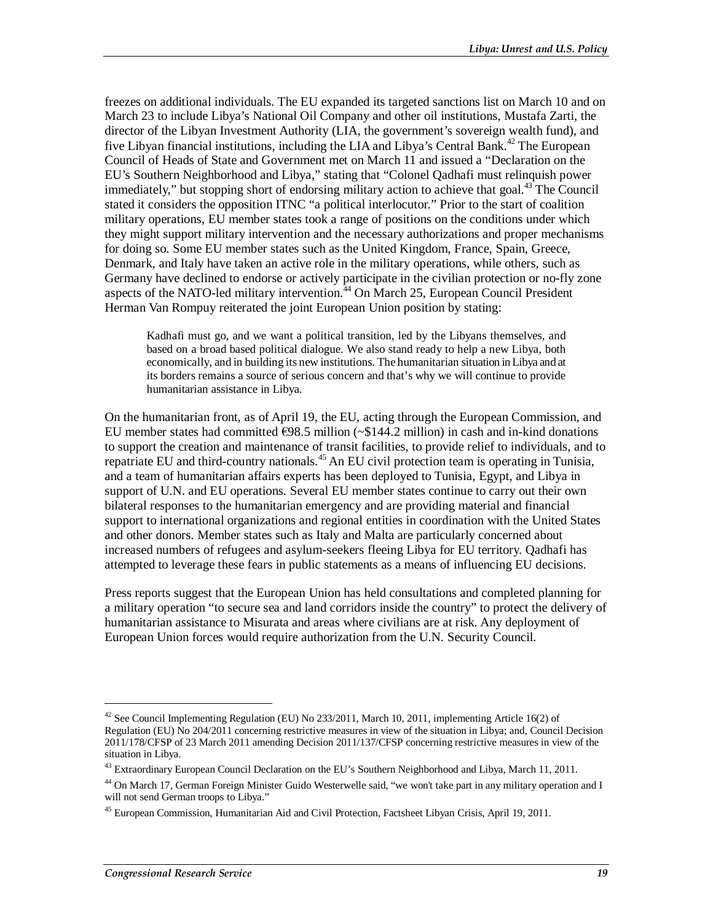freezes on additional individuals. The EU expanded its targeted sanctions list on March 10 and on March 23 to include Libya's National Oil Company and other oil institutions, Mustafa Zarti, the director of the Libyan Investment Authority (LIA, the government's sovereign wealth fund), and five Libyan financial institutions, including the LIA and Libya's Central Bank.[42] The European Council of Heads of State and Government met on March 11 and issued a "Declaration on the EU's Southern Neighborhood and Libya," stating that "Colonel Qadhafi must relinquish power immediately," but stopping short of endorsing military action to achieve that goal.[43] The Council stated it considers the opposition ITNC "a political interlocutor." Prior to the start of coalition military operations, EU member states took a range of positions on the conditions under which they might support military intervention and the necessary authorizations and proper mechanisms for doing so. Some EU member states such as the United Kingdom, France, Spain, Greece, Denmark, and Italy have taken an active role in the military operations, while others, such as Germany have declined to endorse or actively participate in the civilian protection or no-fly zone aspects of the NATO-led military intervention.[44] On March 25, European Council President Herman Van Rompuy reiterated the joint European Union position by stating:

> Kadhafi must go, and we want a political transition, led by the Libyans themselves, and based on a broad based political dialogue. We also stand ready to help a new Libya, both economically, and in building its new institutions. The humanitarian situation in Libya and at its borders remains a source of serious concern and that's why we will continue to provide humanitarian assistance in Libya.

On the humanitarian front, as of April 19, the EU, acting through the European Commission, and EU member states had committed €98.5 million (~$144.2 million) in cash and in-kind donations to support the creation and maintenance of transit facilities, to provide relief to individuals, and to repatriate EU and third-country nationals.[45] An EU civil protection team is operating in Tunisia, and a team of humanitarian affairs experts has been deployed to Tunisia, Egypt, and Libya in support of U.N. and EU operations. Several EU member states continue to carry out their own bilateral responses to the humanitarian emergency and are providing material and financial support to international organizations and regional entities in coordination with the United States and other donors. Member states such as Italy and Malta are particularly concerned about increased numbers of refugees and asylum-seekers fleeing Libya for EU territory. Qadhafi has attempted to leverage these fears in public statements as a means of influencing EU decisions.

Press reports suggest that the European Union has held consultations and completed planning for a military operation "to secure sea and land corridors inside the country" to protect the delivery of humanitarian assistance to Misurata and areas where civilians are at risk. Any deployment of European Union forces would require authorization from the U.N. Security Council.

---

[42] See Council Implementing Regulation (EU) No 233/2011, March 10, 2011, implementing Article 16(2) of Regulation (EU) No 204/2011 concerning restrictive measures in view of the situation in Libya; and, Council Decision 2011/178/CFSP of 23 March 2011 amending Decision 2011/137/CFSP concerning restrictive measures in view of the situation in Libya.

[43] Extraordinary European Council Declaration on the EU's Southern Neighborhood and Libya, March 11, 2011.

[44] On March 17, German Foreign Minister Guido Westerwelle said, "we won't take part in any military operation and I will not send German troops to Libya."

[45] European Commission, Humanitarian Aid and Civil Protection, Factsheet Libyan Crisis, April 19, 2011.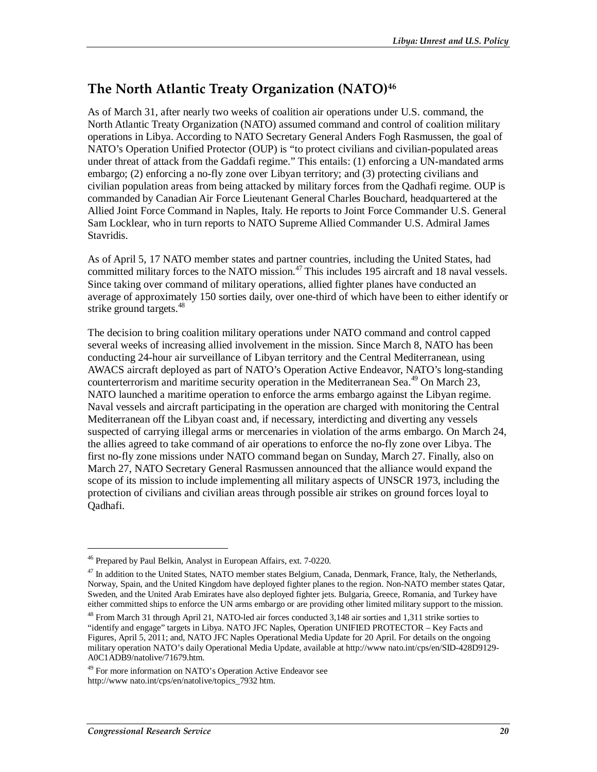## The North Atlantic Treaty Organization (NATO)[46]

As of March 31, after nearly two weeks of coalition air operations under U.S. command, the North Atlantic Treaty Organization (NATO) assumed command and control of coalition military operations in Libya. According to NATO Secretary General Anders Fogh Rasmussen, the goal of NATO's Operation Unified Protector (OUP) is "to protect civilians and civilian-populated areas under threat of attack from the Gaddafi regime." This entails: (1) enforcing a UN-mandated arms embargo; (2) enforcing a no-fly zone over Libyan territory; and (3) protecting civilians and civilian population areas from being attacked by military forces from the Qadhafi regime. OUP is commanded by Canadian Air Force Lieutenant General Charles Bouchard, headquartered at the Allied Joint Force Command in Naples, Italy. He reports to Joint Force Commander U.S. General Sam Locklear, who in turn reports to NATO Supreme Allied Commander U.S. Admiral James Stavridis.

As of April 5, 17 NATO member states and partner countries, including the United States, had committed military forces to the NATO mission.[47] This includes 195 aircraft and 18 naval vessels. Since taking over command of military operations, allied fighter planes have conducted an average of approximately 150 sorties daily, over one-third of which have been to either identify or strike ground targets.[48]

The decision to bring coalition military operations under NATO command and control capped several weeks of increasing allied involvement in the mission. Since March 8, NATO has been conducting 24-hour air surveillance of Libyan territory and the Central Mediterranean, using AWACS aircraft deployed as part of NATO's Operation Active Endeavor, NATO's long-standing counterterrorism and maritime security operation in the Mediterranean Sea.[49] On March 23, NATO launched a maritime operation to enforce the arms embargo against the Libyan regime. Naval vessels and aircraft participating in the operation are charged with monitoring the Central Mediterranean off the Libyan coast and, if necessary, interdicting and diverting any vessels suspected of carrying illegal arms or mercenaries in violation of the arms embargo. On March 24, the allies agreed to take command of air operations to enforce the no-fly zone over Libya. The first no-fly zone missions under NATO command began on Sunday, March 27. Finally, also on March 27, NATO Secretary General Rasmussen announced that the alliance would expand the scope of its mission to include implementing all military aspects of UNSCR 1973, including the protection of civilians and civilian areas through possible air strikes on ground forces loyal to Qadhafi.

---

[46] Prepared by Paul Belkin, Analyst in European Affairs, ext. 7-0220.

[47] In addition to the United States, NATO member states Belgium, Canada, Denmark, France, Italy, the Netherlands, Norway, Spain, and the United Kingdom have deployed fighter planes to the region. Non-NATO member states Qatar, Sweden, and the United Arab Emirates have also deployed fighter jets. Bulgaria, Greece, Romania, and Turkey have either committed ships to enforce the UN arms embargo or are providing other limited military support to the mission.

[48] From March 31 through April 21, NATO-led air forces conducted 3,148 air sorties and 1,311 strike sorties to "identify and engage" targets in Libya. NATO JFC Naples, Operation UNIFIED PROTECTOR – Key Facts and Figures, April 5, 2011; and, NATO JFC Naples Operational Media Update for 20 April. For details on the ongoing military operation NATO's daily Operational Media Update, available at http://www nato.int/cps/en/SID-428D9129-A0C1ADB9/natolive/71679.htm.

[49] For more information on NATO's Operation Active Endeavor see http://www nato.int/cps/en/natolive/topics_7932 htm.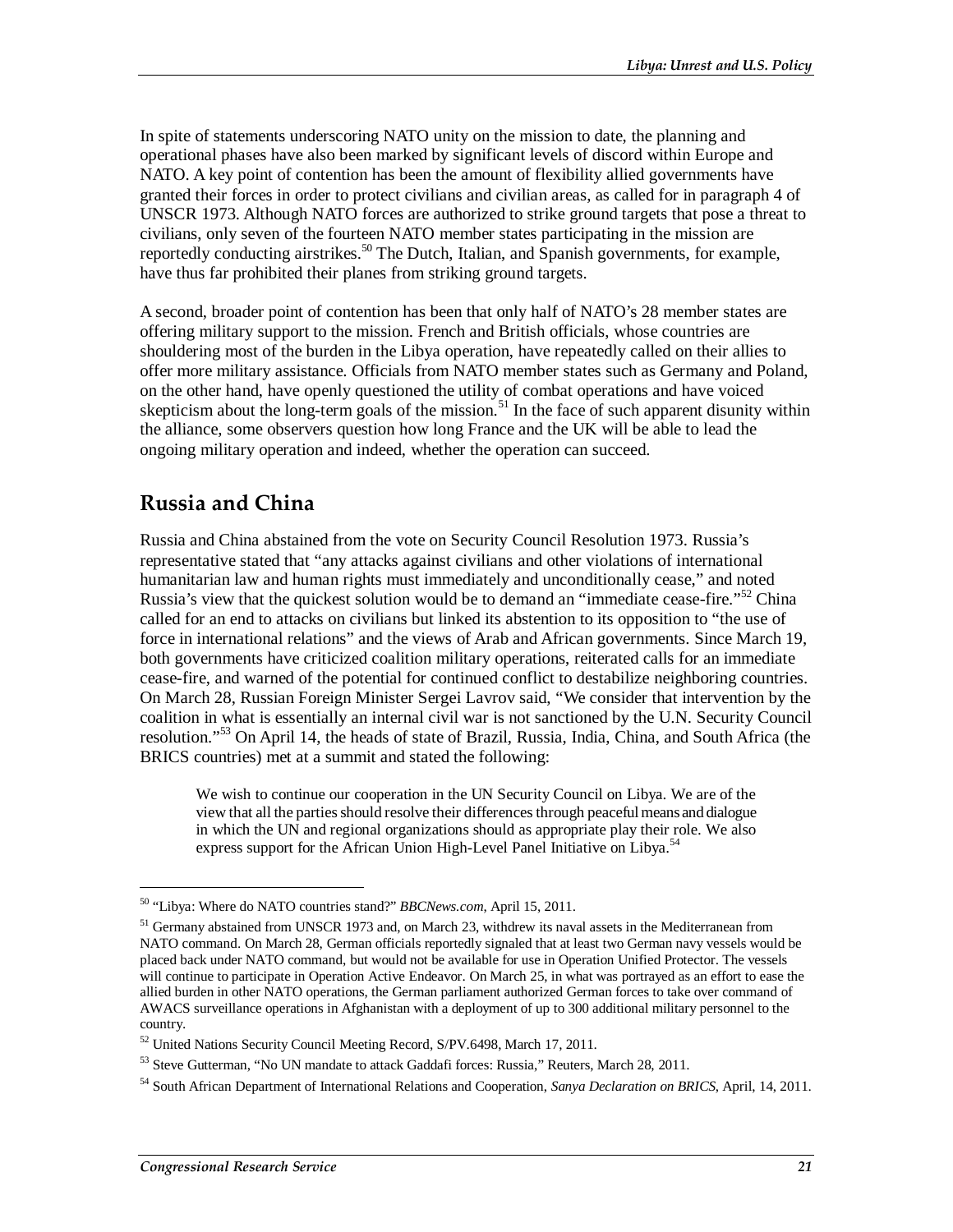In spite of statements underscoring NATO unity on the mission to date, the planning and operational phases have also been marked by significant levels of discord within Europe and NATO. A key point of contention has been the amount of flexibility allied governments have granted their forces in order to protect civilians and civilian areas, as called for in paragraph 4 of UNSCR 1973. Although NATO forces are authorized to strike ground targets that pose a threat to civilians, only seven of the fourteen NATO member states participating in the mission are reportedly conducting airstrikes.[50] The Dutch, Italian, and Spanish governments, for example, have thus far prohibited their planes from striking ground targets.

A second, broader point of contention has been that only half of NATO's 28 member states are offering military support to the mission. French and British officials, whose countries are shouldering most of the burden in the Libya operation, have repeatedly called on their allies to offer more military assistance. Officials from NATO member states such as Germany and Poland, on the other hand, have openly questioned the utility of combat operations and have voiced skepticism about the long-term goals of the mission.[51] In the face of such apparent disunity within the alliance, some observers question how long France and the UK will be able to lead the ongoing military operation and indeed, whether the operation can succeed.

## Russia and China

Russia and China abstained from the vote on Security Council Resolution 1973. Russia's representative stated that "any attacks against civilians and other violations of international humanitarian law and human rights must immediately and unconditionally cease," and noted Russia's view that the quickest solution would be to demand an "immediate cease-fire."[52] China called for an end to attacks on civilians but linked its abstention to its opposition to "the use of force in international relations" and the views of Arab and African governments. Since March 19, both governments have criticized coalition military operations, reiterated calls for an immediate cease-fire, and warned of the potential for continued conflict to destabilize neighboring countries. On March 28, Russian Foreign Minister Sergei Lavrov said, "We consider that intervention by the coalition in what is essentially an internal civil war is not sanctioned by the U.N. Security Council resolution."[53] On April 14, the heads of state of Brazil, Russia, India, China, and South Africa (the BRICS countries) met at a summit and stated the following:

> We wish to continue our cooperation in the UN Security Council on Libya. We are of the view that all the parties should resolve their differences through peaceful means and dialogue in which the UN and regional organizations should as appropriate play their role. We also express support for the African Union High-Level Panel Initiative on Libya.[54]

---

[50] "Libya: Where do NATO countries stand?" *BBCNews.com*, April 15, 2011.

[51] Germany abstained from UNSCR 1973 and, on March 23, withdrew its naval assets in the Mediterranean from NATO command. On March 28, German officials reportedly signaled that at least two German navy vessels would be placed back under NATO command, but would not be available for use in Operation Unified Protector. The vessels will continue to participate in Operation Active Endeavor. On March 25, in what was portrayed as an effort to ease the allied burden in other NATO operations, the German parliament authorized German forces to take over command of AWACS surveillance operations in Afghanistan with a deployment of up to 300 additional military personnel to the country.

[52] United Nations Security Council Meeting Record, S/PV.6498, March 17, 2011.

[53] Steve Gutterman, "No UN mandate to attack Gaddafi forces: Russia," Reuters, March 28, 2011.

[54] South African Department of International Relations and Cooperation, *Sanya Declaration on BRICS*, April, 14, 2011.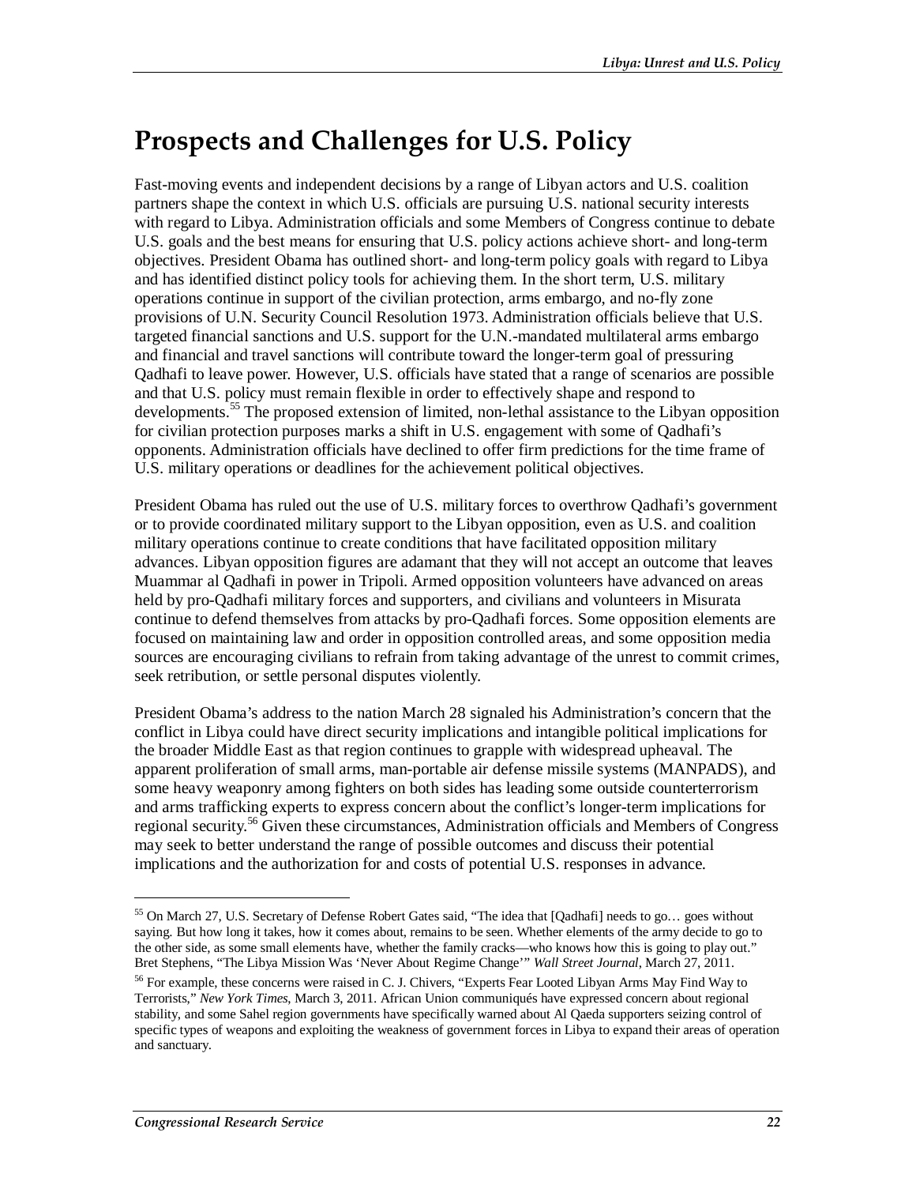# Prospects and Challenges for U.S. Policy

Fast-moving events and independent decisions by a range of Libyan actors and U.S. coalition partners shape the context in which U.S. officials are pursuing U.S. national security interests with regard to Libya. Administration officials and some Members of Congress continue to debate U.S. goals and the best means for ensuring that U.S. policy actions achieve short- and long-term objectives. President Obama has outlined short- and long-term policy goals with regard to Libya and has identified distinct policy tools for achieving them. In the short term, U.S. military operations continue in support of the civilian protection, arms embargo, and no-fly zone provisions of U.N. Security Council Resolution 1973. Administration officials believe that U.S. targeted financial sanctions and U.S. support for the U.N.-mandated multilateral arms embargo and financial and travel sanctions will contribute toward the longer-term goal of pressuring Qadhafi to leave power. However, U.S. officials have stated that a range of scenarios are possible and that U.S. policy must remain flexible in order to effectively shape and respond to developments.[55] The proposed extension of limited, non-lethal assistance to the Libyan opposition for civilian protection purposes marks a shift in U.S. engagement with some of Qadhafi's opponents. Administration officials have declined to offer firm predictions for the time frame of U.S. military operations or deadlines for the achievement political objectives.

President Obama has ruled out the use of U.S. military forces to overthrow Qadhafi's government or to provide coordinated military support to the Libyan opposition, even as U.S. and coalition military operations continue to create conditions that have facilitated opposition military advances. Libyan opposition figures are adamant that they will not accept an outcome that leaves Muammar al Qadhafi in power in Tripoli. Armed opposition volunteers have advanced on areas held by pro-Qadhafi military forces and supporters, and civilians and volunteers in Misurata continue to defend themselves from attacks by pro-Qadhafi forces. Some opposition elements are focused on maintaining law and order in opposition controlled areas, and some opposition media sources are encouraging civilians to refrain from taking advantage of the unrest to commit crimes, seek retribution, or settle personal disputes violently.

President Obama's address to the nation March 28 signaled his Administration's concern that the conflict in Libya could have direct security implications and intangible political implications for the broader Middle East as that region continues to grapple with widespread upheaval. The apparent proliferation of small arms, man-portable air defense missile systems (MANPADS), and some heavy weaponry among fighters on both sides has leading some outside counterterrorism and arms trafficking experts to express concern about the conflict's longer-term implications for regional security.[56] Given these circumstances, Administration officials and Members of Congress may seek to better understand the range of possible outcomes and discuss their potential implications and the authorization for and costs of potential U.S. responses in advance.

---

[55] On March 27, U.S. Secretary of Defense Robert Gates said, "The idea that [Qadhafi] needs to go… goes without saying. But how long it takes, how it comes about, remains to be seen. Whether elements of the army decide to go to the other side, as some small elements have, whether the family cracks—who knows how this is going to play out." Bret Stephens, "The Libya Mission Was 'Never About Regime Change'" *Wall Street Journal*, March 27, 2011.

[56] For example, these concerns were raised in C. J. Chivers, "Experts Fear Looted Libyan Arms May Find Way to Terrorists," *New York Times*, March 3, 2011. African Union communiqués have expressed concern about regional stability, and some Sahel region governments have specifically warned about Al Qaeda supporters seizing control of specific types of weapons and exploiting the weakness of government forces in Libya to expand their areas of operation and sanctuary.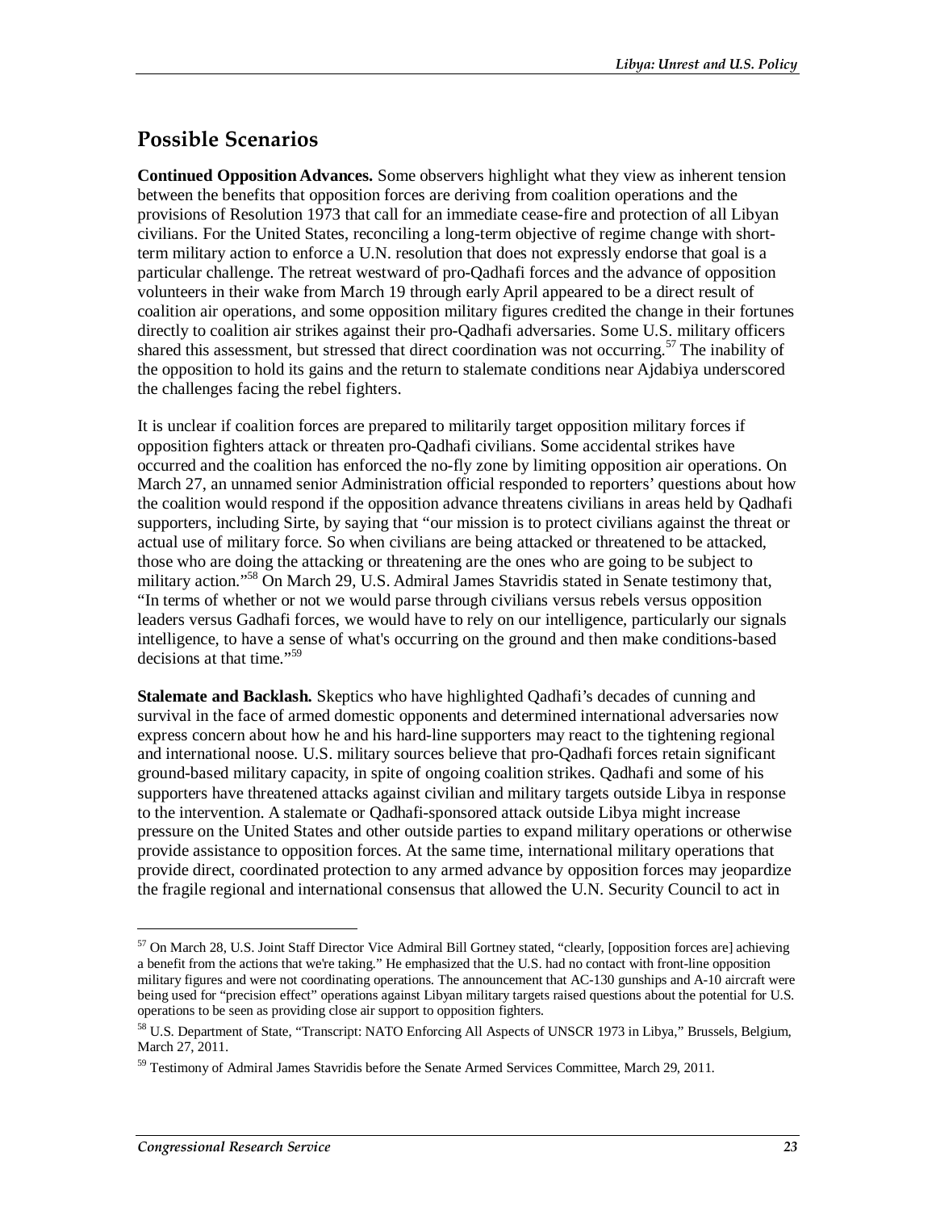## Possible Scenarios

**Continued Opposition Advances.** Some observers highlight what they view as inherent tension between the benefits that opposition forces are deriving from coalition operations and the provisions of Resolution 1973 that call for an immediate cease-fire and protection of all Libyan civilians. For the United States, reconciling a long-term objective of regime change with short-term military action to enforce a U.N. resolution that does not expressly endorse that goal is a particular challenge. The retreat westward of pro-Qadhafi forces and the advance of opposition volunteers in their wake from March 19 through early April appeared to be a direct result of coalition air operations, and some opposition military figures credited the change in their fortunes directly to coalition air strikes against their pro-Qadhafi adversaries. Some U.S. military officers shared this assessment, but stressed that direct coordination was not occurring.[57] The inability of the opposition to hold its gains and the return to stalemate conditions near Ajdabiya underscored the challenges facing the rebel fighters.

It is unclear if coalition forces are prepared to militarily target opposition military forces if opposition fighters attack or threaten pro-Qadhafi civilians. Some accidental strikes have occurred and the coalition has enforced the no-fly zone by limiting opposition air operations. On March 27, an unnamed senior Administration official responded to reporters' questions about how the coalition would respond if the opposition advance threatens civilians in areas held by Qadhafi supporters, including Sirte, by saying that "our mission is to protect civilians against the threat or actual use of military force. So when civilians are being attacked or threatened to be attacked, those who are doing the attacking or threatening are the ones who are going to be subject to military action."[58] On March 29, U.S. Admiral James Stavridis stated in Senate testimony that, "In terms of whether or not we would parse through civilians versus rebels versus opposition leaders versus Gadhafi forces, we would have to rely on our intelligence, particularly our signals intelligence, to have a sense of what's occurring on the ground and then make conditions-based decisions at that time."[59]

**Stalemate and Backlash.** Skeptics who have highlighted Qadhafi's decades of cunning and survival in the face of armed domestic opponents and determined international adversaries now express concern about how he and his hard-line supporters may react to the tightening regional and international noose. U.S. military sources believe that pro-Qadhafi forces retain significant ground-based military capacity, in spite of ongoing coalition strikes. Qadhafi and some of his supporters have threatened attacks against civilian and military targets outside Libya in response to the intervention. A stalemate or Qadhafi-sponsored attack outside Libya might increase pressure on the United States and other outside parties to expand military operations or otherwise provide assistance to opposition forces. At the same time, international military operations that provide direct, coordinated protection to any armed advance by opposition forces may jeopardize the fragile regional and international consensus that allowed the U.N. Security Council to act in

---

[57] On March 28, U.S. Joint Staff Director Vice Admiral Bill Gortney stated, "clearly, [opposition forces are] achieving a benefit from the actions that we're taking." He emphasized that the U.S. had no contact with front-line opposition military figures and were not coordinating operations. The announcement that AC-130 gunships and A-10 aircraft were being used for "precision effect" operations against Libyan military targets raised questions about the potential for U.S. operations to be seen as providing close air support to opposition fighters.

[58] U.S. Department of State, "Transcript: NATO Enforcing All Aspects of UNSCR 1973 in Libya," Brussels, Belgium, March 27, 2011.

[59] Testimony of Admiral James Stavridis before the Senate Armed Services Committee, March 29, 2011.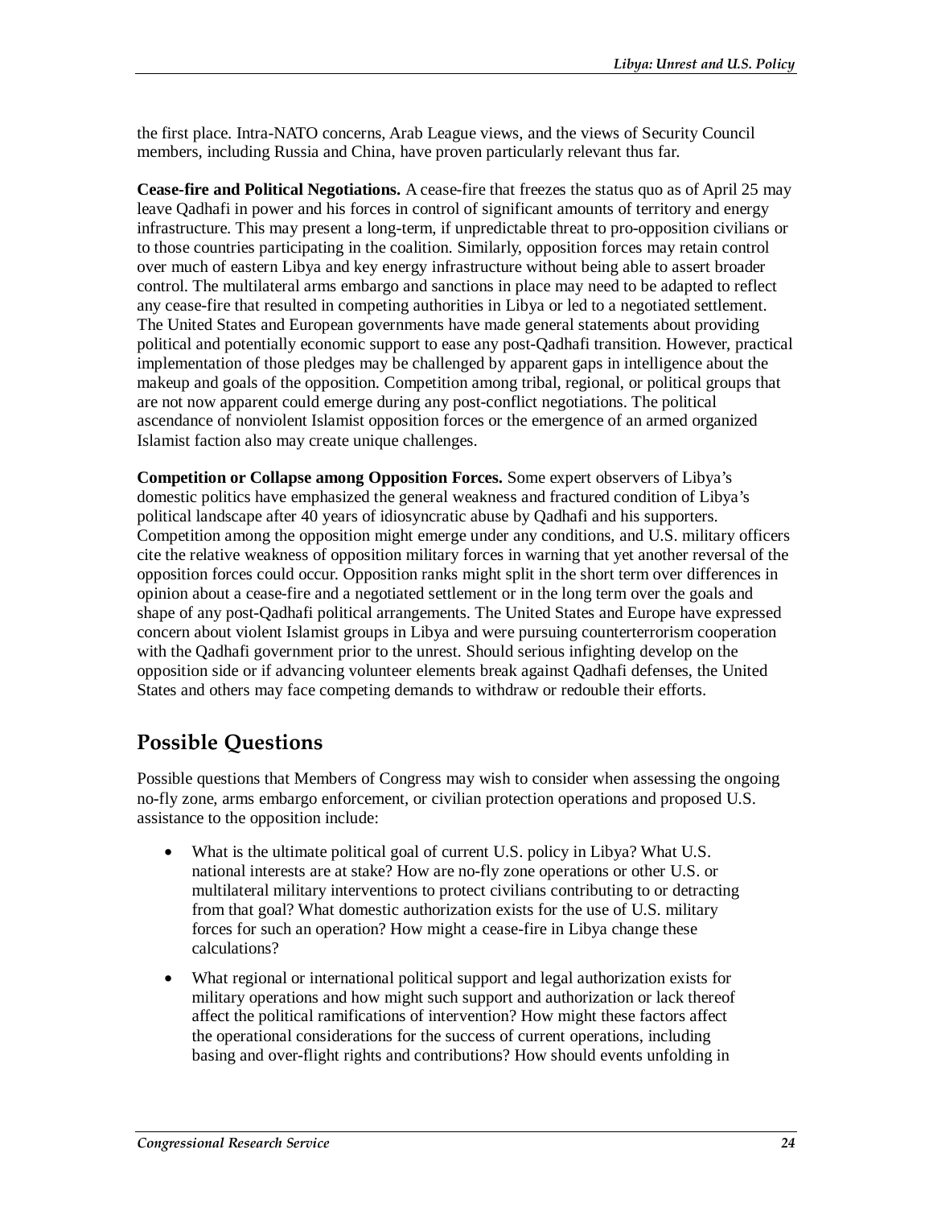the first place. Intra-NATO concerns, Arab League views, and the views of Security Council members, including Russia and China, have proven particularly relevant thus far.

**Cease-fire and Political Negotiations.** A cease-fire that freezes the status quo as of April 25 may leave Qadhafi in power and his forces in control of significant amounts of territory and energy infrastructure. This may present a long-term, if unpredictable threat to pro-opposition civilians or to those countries participating in the coalition. Similarly, opposition forces may retain control over much of eastern Libya and key energy infrastructure without being able to assert broader control. The multilateral arms embargo and sanctions in place may need to be adapted to reflect any cease-fire that resulted in competing authorities in Libya or led to a negotiated settlement. The United States and European governments have made general statements about providing political and potentially economic support to ease any post-Qadhafi transition. However, practical implementation of those pledges may be challenged by apparent gaps in intelligence about the makeup and goals of the opposition. Competition among tribal, regional, or political groups that are not now apparent could emerge during any post-conflict negotiations. The political ascendance of nonviolent Islamist opposition forces or the emergence of an armed organized Islamist faction also may create unique challenges.

**Competition or Collapse among Opposition Forces.** Some expert observers of Libya's domestic politics have emphasized the general weakness and fractured condition of Libya's political landscape after 40 years of idiosyncratic abuse by Qadhafi and his supporters. Competition among the opposition might emerge under any conditions, and U.S. military officers cite the relative weakness of opposition military forces in warning that yet another reversal of the opposition forces could occur. Opposition ranks might split in the short term over differences in opinion about a cease-fire and a negotiated settlement or in the long term over the goals and shape of any post-Qadhafi political arrangements. The United States and Europe have expressed concern about violent Islamist groups in Libya and were pursuing counterterrorism cooperation with the Qadhafi government prior to the unrest. Should serious infighting develop on the opposition side or if advancing volunteer elements break against Qadhafi defenses, the United States and others may face competing demands to withdraw or redouble their efforts.

## Possible Questions

Possible questions that Members of Congress may wish to consider when assessing the ongoing no-fly zone, arms embargo enforcement, or civilian protection operations and proposed U.S. assistance to the opposition include:

- What is the ultimate political goal of current U.S. policy in Libya? What U.S. national interests are at stake? How are no-fly zone operations or other U.S. or multilateral military interventions to protect civilians contributing to or detracting from that goal? What domestic authorization exists for the use of U.S. military forces for such an operation? How might a cease-fire in Libya change these calculations?
- What regional or international political support and legal authorization exists for military operations and how might such support and authorization or lack thereof affect the political ramifications of intervention? How might these factors affect the operational considerations for the success of current operations, including basing and over-flight rights and contributions? How should events unfolding in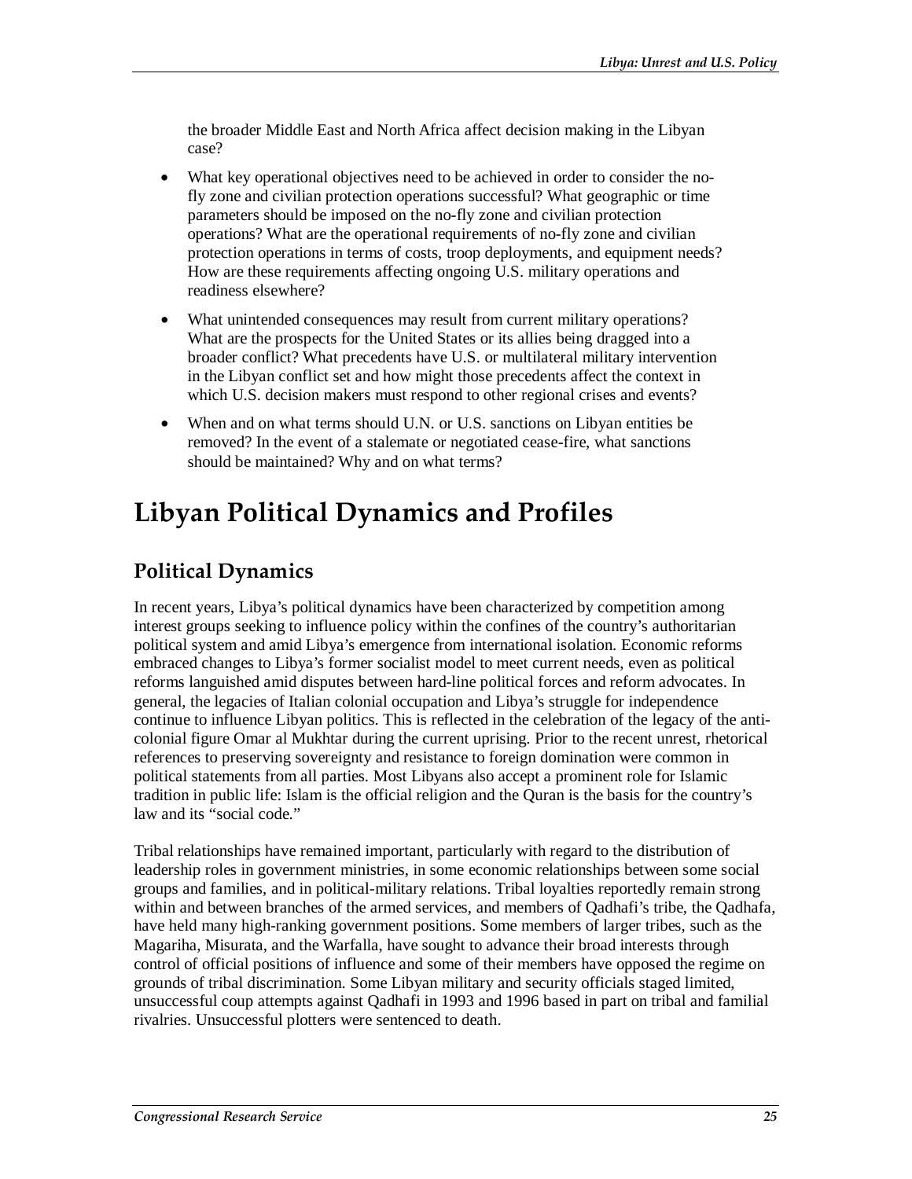the broader Middle East and North Africa affect decision making in the Libyan case?

- What key operational objectives need to be achieved in order to consider the no-fly zone and civilian protection operations successful? What geographic or time parameters should be imposed on the no-fly zone and civilian protection operations? What are the operational requirements of no-fly zone and civilian protection operations in terms of costs, troop deployments, and equipment needs? How are these requirements affecting ongoing U.S. military operations and readiness elsewhere?
- What unintended consequences may result from current military operations? What are the prospects for the United States or its allies being dragged into a broader conflict? What precedents have U.S. or multilateral military intervention in the Libyan conflict set and how might those precedents affect the context in which U.S. decision makers must respond to other regional crises and events?
- When and on what terms should U.N. or U.S. sanctions on Libyan entities be removed? In the event of a stalemate or negotiated cease-fire, what sanctions should be maintained? Why and on what terms?

# Libyan Political Dynamics and Profiles

## Political Dynamics

In recent years, Libya's political dynamics have been characterized by competition among interest groups seeking to influence policy within the confines of the country's authoritarian political system and amid Libya's emergence from international isolation. Economic reforms embraced changes to Libya's former socialist model to meet current needs, even as political reforms languished amid disputes between hard-line political forces and reform advocates. In general, the legacies of Italian colonial occupation and Libya's struggle for independence continue to influence Libyan politics. This is reflected in the celebration of the legacy of the anti-colonial figure Omar al Mukhtar during the current uprising. Prior to the recent unrest, rhetorical references to preserving sovereignty and resistance to foreign domination were common in political statements from all parties. Most Libyans also accept a prominent role for Islamic tradition in public life: Islam is the official religion and the Quran is the basis for the country's law and its "social code."

Tribal relationships have remained important, particularly with regard to the distribution of leadership roles in government ministries, in some economic relationships between some social groups and families, and in political-military relations. Tribal loyalties reportedly remain strong within and between branches of the armed services, and members of Qadhafi's tribe, the Qadhafa, have held many high-ranking government positions. Some members of larger tribes, such as the Magariha, Misurata, and the Warfalla, have sought to advance their broad interests through control of official positions of influence and some of their members have opposed the regime on grounds of tribal discrimination. Some Libyan military and security officials staged limited, unsuccessful coup attempts against Qadhafi in 1993 and 1996 based in part on tribal and familial rivalries. Unsuccessful plotters were sentenced to death.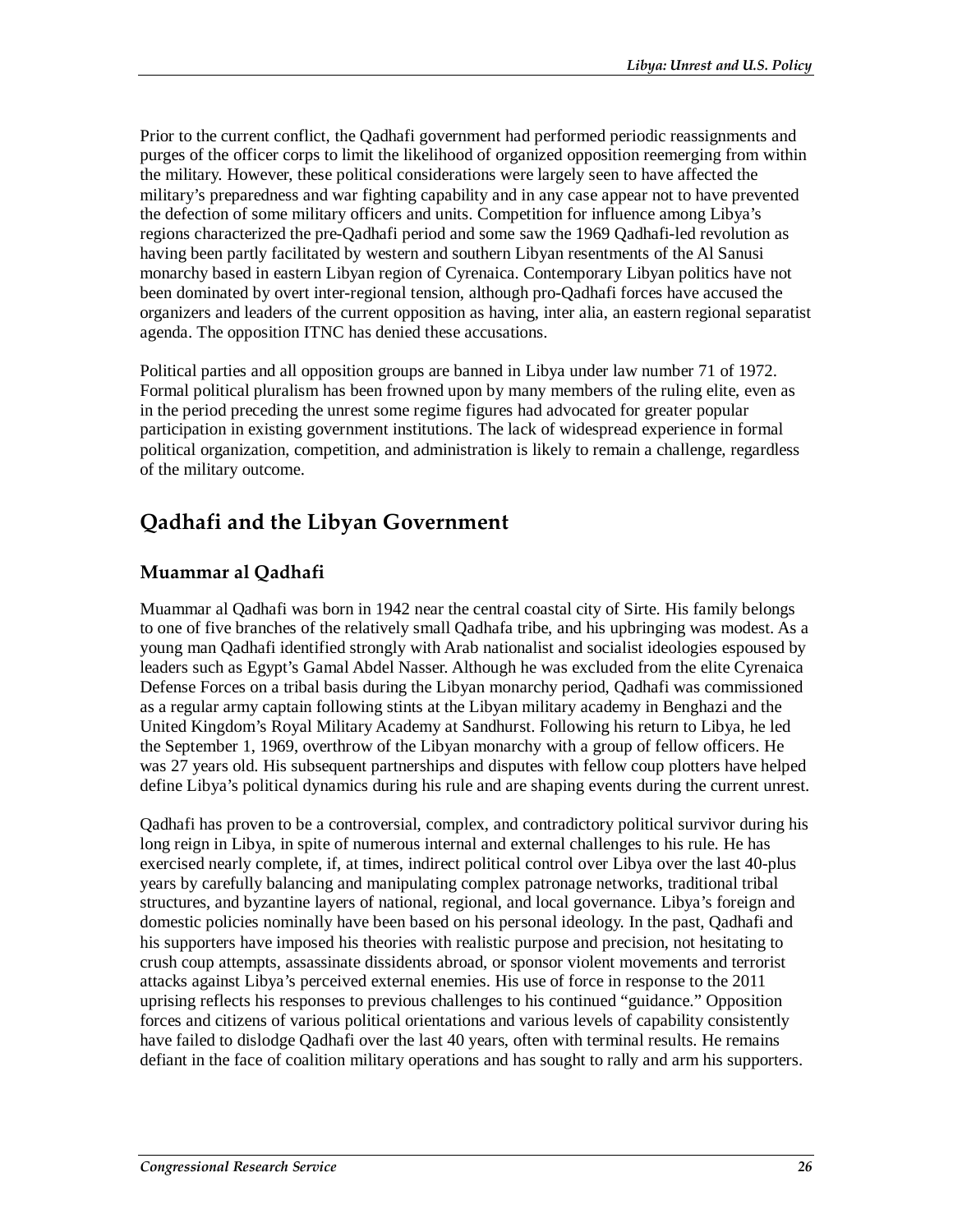Prior to the current conflict, the Qadhafi government had performed periodic reassignments and purges of the officer corps to limit the likelihood of organized opposition reemerging from within the military. However, these political considerations were largely seen to have affected the military's preparedness and war fighting capability and in any case appear not to have prevented the defection of some military officers and units. Competition for influence among Libya's regions characterized the pre-Qadhafi period and some saw the 1969 Qadhafi-led revolution as having been partly facilitated by western and southern Libyan resentments of the Al Sanusi monarchy based in eastern Libyan region of Cyrenaica. Contemporary Libyan politics have not been dominated by overt inter-regional tension, although pro-Qadhafi forces have accused the organizers and leaders of the current opposition as having, inter alia, an eastern regional separatist agenda. The opposition ITNC has denied these accusations.

Political parties and all opposition groups are banned in Libya under law number 71 of 1972. Formal political pluralism has been frowned upon by many members of the ruling elite, even as in the period preceding the unrest some regime figures had advocated for greater popular participation in existing government institutions. The lack of widespread experience in formal political organization, competition, and administration is likely to remain a challenge, regardless of the military outcome.

## Qadhafi and the Libyan Government

### Muammar al Qadhafi

Muammar al Qadhafi was born in 1942 near the central coastal city of Sirte. His family belongs to one of five branches of the relatively small Qadhafa tribe, and his upbringing was modest. As a young man Qadhafi identified strongly with Arab nationalist and socialist ideologies espoused by leaders such as Egypt's Gamal Abdel Nasser. Although he was excluded from the elite Cyrenaica Defense Forces on a tribal basis during the Libyan monarchy period, Qadhafi was commissioned as a regular army captain following stints at the Libyan military academy in Benghazi and the United Kingdom's Royal Military Academy at Sandhurst. Following his return to Libya, he led the September 1, 1969, overthrow of the Libyan monarchy with a group of fellow officers. He was 27 years old. His subsequent partnerships and disputes with fellow coup plotters have helped define Libya's political dynamics during his rule and are shaping events during the current unrest.

Qadhafi has proven to be a controversial, complex, and contradictory political survivor during his long reign in Libya, in spite of numerous internal and external challenges to his rule. He has exercised nearly complete, if, at times, indirect political control over Libya over the last 40-plus years by carefully balancing and manipulating complex patronage networks, traditional tribal structures, and byzantine layers of national, regional, and local governance. Libya's foreign and domestic policies nominally have been based on his personal ideology. In the past, Qadhafi and his supporters have imposed his theories with realistic purpose and precision, not hesitating to crush coup attempts, assassinate dissidents abroad, or sponsor violent movements and terrorist attacks against Libya's perceived external enemies. His use of force in response to the 2011 uprising reflects his responses to previous challenges to his continued "guidance." Opposition forces and citizens of various political orientations and various levels of capability consistently have failed to dislodge Qadhafi over the last 40 years, often with terminal results. He remains defiant in the face of coalition military operations and has sought to rally and arm his supporters.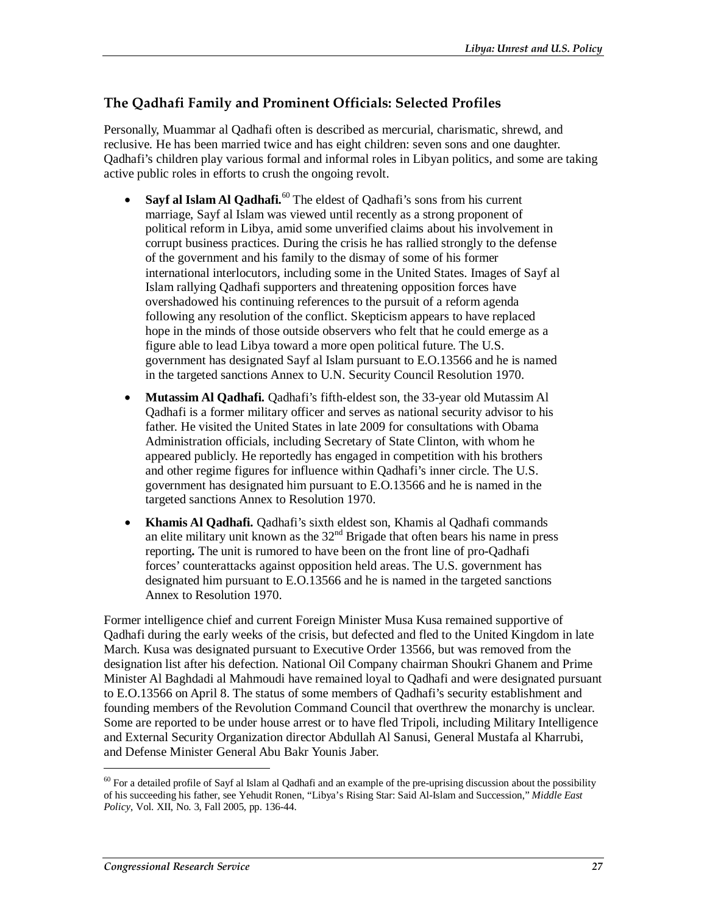## The Qadhafi Family and Prominent Officials: Selected Profiles

Personally, Muammar al Qadhafi often is described as mercurial, charismatic, shrewd, and reclusive. He has been married twice and has eight children: seven sons and one daughter. Qadhafi's children play various formal and informal roles in Libyan politics, and some are taking active public roles in efforts to crush the ongoing revolt.

- **Sayf al Islam Al Qadhafi.**[60] The eldest of Qadhafi's sons from his current marriage, Sayf al Islam was viewed until recently as a strong proponent of political reform in Libya, amid some unverified claims about his involvement in corrupt business practices. During the crisis he has rallied strongly to the defense of the government and his family to the dismay of some of his former international interlocutors, including some in the United States. Images of Sayf al Islam rallying Qadhafi supporters and threatening opposition forces have overshadowed his continuing references to the pursuit of a reform agenda following any resolution of the conflict. Skepticism appears to have replaced hope in the minds of those outside observers who felt that he could emerge as a figure able to lead Libya toward a more open political future. The U.S. government has designated Sayf al Islam pursuant to E.O.13566 and he is named in the targeted sanctions Annex to U.N. Security Council Resolution 1970.
- **Mutassim Al Qadhafi.** Qadhafi's fifth-eldest son, the 33-year old Mutassim Al Qadhafi is a former military officer and serves as national security advisor to his father. He visited the United States in late 2009 for consultations with Obama Administration officials, including Secretary of State Clinton, with whom he appeared publicly. He reportedly has engaged in competition with his brothers and other regime figures for influence within Qadhafi's inner circle. The U.S. government has designated him pursuant to E.O.13566 and he is named in the targeted sanctions Annex to Resolution 1970.
- **Khamis Al Qadhafi.** Qadhafi's sixth eldest son, Khamis al Qadhafi commands an elite military unit known as the 32nd Brigade that often bears his name in press reporting**.** The unit is rumored to have been on the front line of pro-Qadhafi forces' counterattacks against opposition held areas. The U.S. government has designated him pursuant to E.O.13566 and he is named in the targeted sanctions Annex to Resolution 1970.

Former intelligence chief and current Foreign Minister Musa Kusa remained supportive of Qadhafi during the early weeks of the crisis, but defected and fled to the United Kingdom in late March. Kusa was designated pursuant to Executive Order 13566, but was removed from the designation list after his defection. National Oil Company chairman Shoukri Ghanem and Prime Minister Al Baghdadi al Mahmoudi have remained loyal to Qadhafi and were designated pursuant to E.O.13566 on April 8. The status of some members of Qadhafi's security establishment and founding members of the Revolution Command Council that overthrew the monarchy is unclear. Some are reported to be under house arrest or to have fled Tripoli, including Military Intelligence and External Security Organization director Abdullah Al Sanusi, General Mustafa al Kharrubi, and Defense Minister General Abu Bakr Younis Jaber.

---

[60] For a detailed profile of Sayf al Islam al Qadhafi and an example of the pre-uprising discussion about the possibility of his succeeding his father, see Yehudit Ronen, "Libya's Rising Star: Said Al-Islam and Succession," *Middle East Policy*, Vol. XII, No. 3, Fall 2005, pp. 136-44.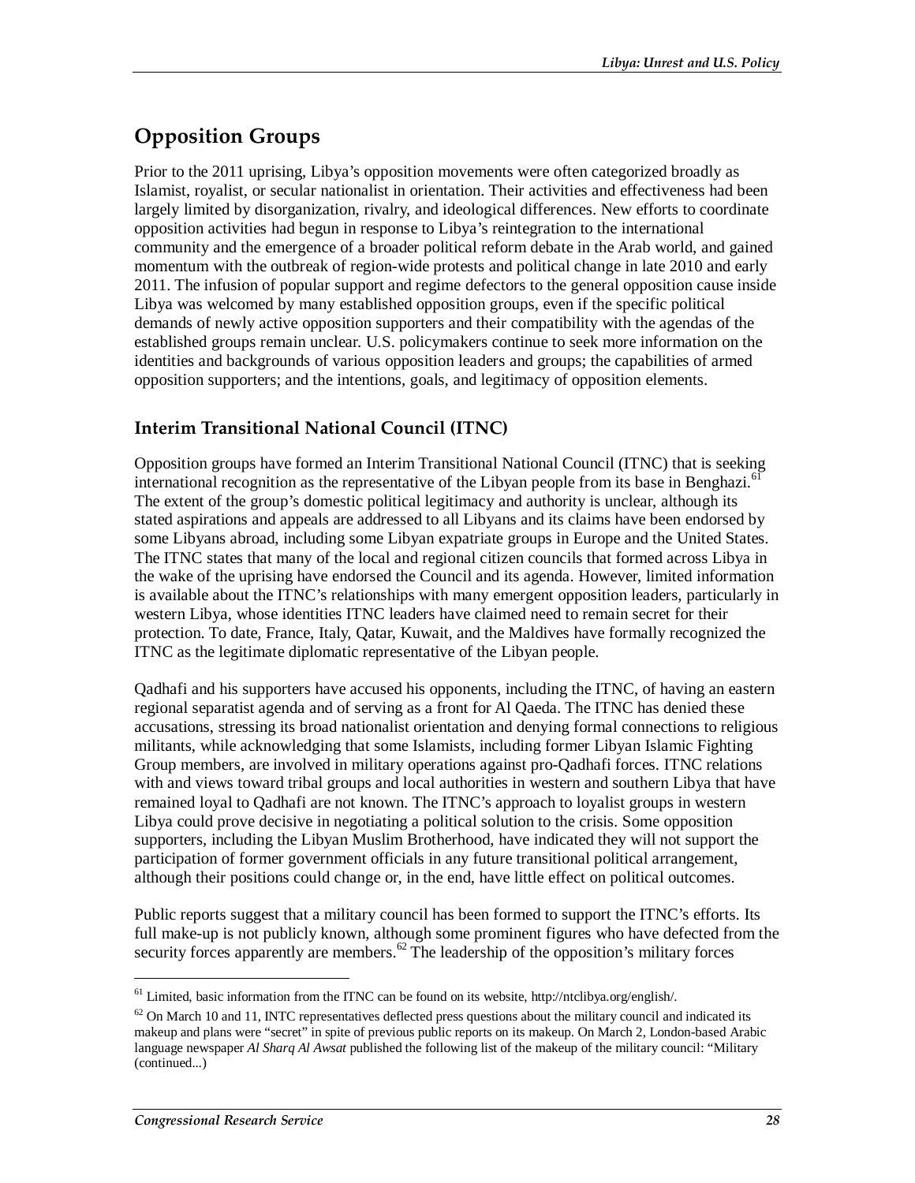## Opposition Groups

Prior to the 2011 uprising, Libya's opposition movements were often categorized broadly as Islamist, royalist, or secular nationalist in orientation. Their activities and effectiveness had been largely limited by disorganization, rivalry, and ideological differences. New efforts to coordinate opposition activities had begun in response to Libya's reintegration to the international community and the emergence of a broader political reform debate in the Arab world, and gained momentum with the outbreak of region-wide protests and political change in late 2010 and early 2011. The infusion of popular support and regime defectors to the general opposition cause inside Libya was welcomed by many established opposition groups, even if the specific political demands of newly active opposition supporters and their compatibility with the agendas of the established groups remain unclear. U.S. policymakers continue to seek more information on the identities and backgrounds of various opposition leaders and groups; the capabilities of armed opposition supporters; and the intentions, goals, and legitimacy of opposition elements.

### Interim Transitional National Council (ITNC)

Opposition groups have formed an Interim Transitional National Council (ITNC) that is seeking international recognition as the representative of the Libyan people from its base in Benghazi.[61] The extent of the group's domestic political legitimacy and authority is unclear, although its stated aspirations and appeals are addressed to all Libyans and its claims have been endorsed by some Libyans abroad, including some Libyan expatriate groups in Europe and the United States. The ITNC states that many of the local and regional citizen councils that formed across Libya in the wake of the uprising have endorsed the Council and its agenda. However, limited information is available about the ITNC's relationships with many emergent opposition leaders, particularly in western Libya, whose identities ITNC leaders have claimed need to remain secret for their protection. To date, France, Italy, Qatar, Kuwait, and the Maldives have formally recognized the ITNC as the legitimate diplomatic representative of the Libyan people.

Qadhafi and his supporters have accused his opponents, including the ITNC, of having an eastern regional separatist agenda and of serving as a front for Al Qaeda. The ITNC has denied these accusations, stressing its broad nationalist orientation and denying formal connections to religious militants, while acknowledging that some Islamists, including former Libyan Islamic Fighting Group members, are involved in military operations against pro-Qadhafi forces. ITNC relations with and views toward tribal groups and local authorities in western and southern Libya that have remained loyal to Qadhafi are not known. The ITNC's approach to loyalist groups in western Libya could prove decisive in negotiating a political solution to the crisis. Some opposition supporters, including the Libyan Muslim Brotherhood, have indicated they will not support the participation of former government officials in any future transitional political arrangement, although their positions could change or, in the end, have little effect on political outcomes.

Public reports suggest that a military council has been formed to support the ITNC's efforts. Its full make-up is not publicly known, although some prominent figures who have defected from the security forces apparently are members.[62] The leadership of the opposition's military forces

---

[61] Limited, basic information from the ITNC can be found on its website, http://ntclibya.org/english/.

[62] On March 10 and 11, INTC representatives deflected press questions about the military council and indicated its makeup and plans were "secret" in spite of previous public reports on its makeup. On March 2, London-based Arabic language newspaper *Al Sharq Al Awsat* published the following list of the makeup of the military council: "Military (continued...)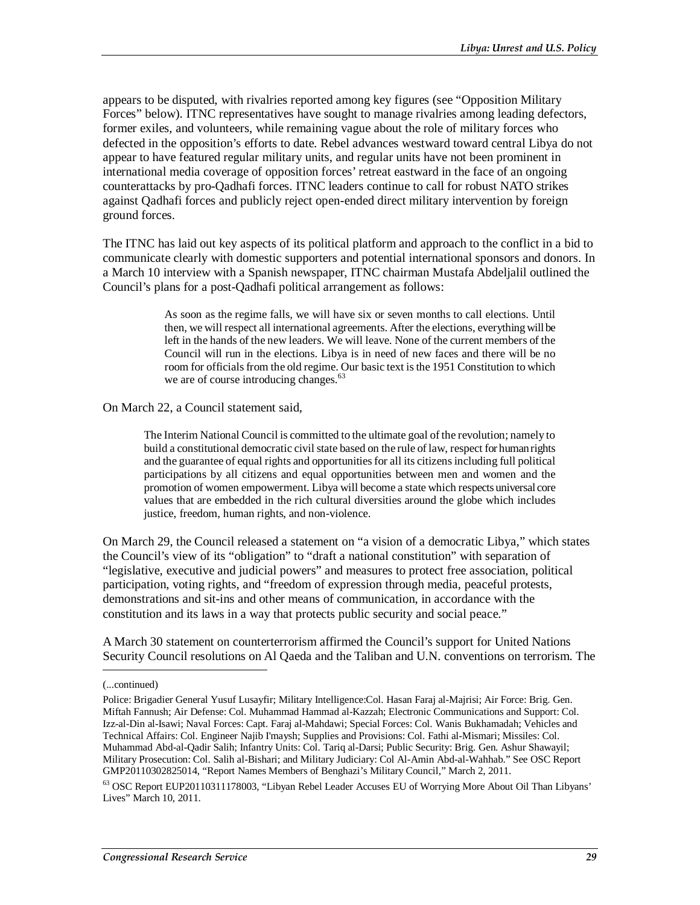appears to be disputed, with rivalries reported among key figures (see "Opposition Military Forces" below). ITNC representatives have sought to manage rivalries among leading defectors, former exiles, and volunteers, while remaining vague about the role of military forces who defected in the opposition's efforts to date. Rebel advances westward toward central Libya do not appear to have featured regular military units, and regular units have not been prominent in international media coverage of opposition forces' retreat eastward in the face of an ongoing counterattacks by pro-Qadhafi forces. ITNC leaders continue to call for robust NATO strikes against Qadhafi forces and publicly reject open-ended direct military intervention by foreign ground forces.

The ITNC has laid out key aspects of its political platform and approach to the conflict in a bid to communicate clearly with domestic supporters and potential international sponsors and donors. In a March 10 interview with a Spanish newspaper, ITNC chairman Mustafa Abdeljalil outlined the Council's plans for a post-Qadhafi political arrangement as follows:

> As soon as the regime falls, we will have six or seven months to call elections. Until then, we will respect all international agreements. After the elections, everything will be left in the hands of the new leaders. We will leave. None of the current members of the Council will run in the elections. Libya is in need of new faces and there will be no room for officials from the old regime. Our basic text is the 1951 Constitution to which we are of course introducing changes.[63]

On March 22, a Council statement said,

> The Interim National Council is committed to the ultimate goal of the revolution; namely to build a constitutional democratic civil state based on the rule of law, respect for human rights and the guarantee of equal rights and opportunities for all its citizens including full political participations by all citizens and equal opportunities between men and women and the promotion of women empowerment. Libya will become a state which respects universal core values that are embedded in the rich cultural diversities around the globe which includes justice, freedom, human rights, and non-violence.

On March 29, the Council released a statement on "a vision of a democratic Libya," which states the Council's view of its "obligation" to "draft a national constitution" with separation of "legislative, executive and judicial powers" and measures to protect free association, political participation, voting rights, and "freedom of expression through media, peaceful protests, demonstrations and sit-ins and other means of communication, in accordance with the constitution and its laws in a way that protects public security and social peace."

A March 30 statement on counterterrorism affirmed the Council's support for United Nations Security Council resolutions on Al Qaeda and the Taliban and U.N. conventions on terrorism. The

---

(...continued)

Police: Brigadier General Yusuf Lusayfir; Military Intelligence:Col. Hasan Faraj al-Majrisi; Air Force: Brig. Gen. Miftah Fannush; Air Defense: Col. Muhammad Hammad al-Kazzah; Electronic Communications and Support: Col. Izz-al-Din al-Isawi; Naval Forces: Capt. Faraj al-Mahdawi; Special Forces: Col. Wanis Bukhamadah; Vehicles and Technical Affairs: Col. Engineer Najib I'maysh; Supplies and Provisions: Col. Fathi al-Mismari; Missiles: Col. Muhammad Abd-al-Qadir Salih; Infantry Units: Col. Tariq al-Darsi; Public Security: Brig. Gen. Ashur Shawayil; Military Prosecution: Col. Salih al-Bishari; and Military Judiciary: Col Al-Amin Abd-al-Wahhab." See OSC Report GMP20110302825014, "Report Names Members of Benghazi's Military Council," March 2, 2011.

[63] OSC Report EUP20110311178003, "Libyan Rebel Leader Accuses EU of Worrying More About Oil Than Libyans' Lives" March 10, 2011.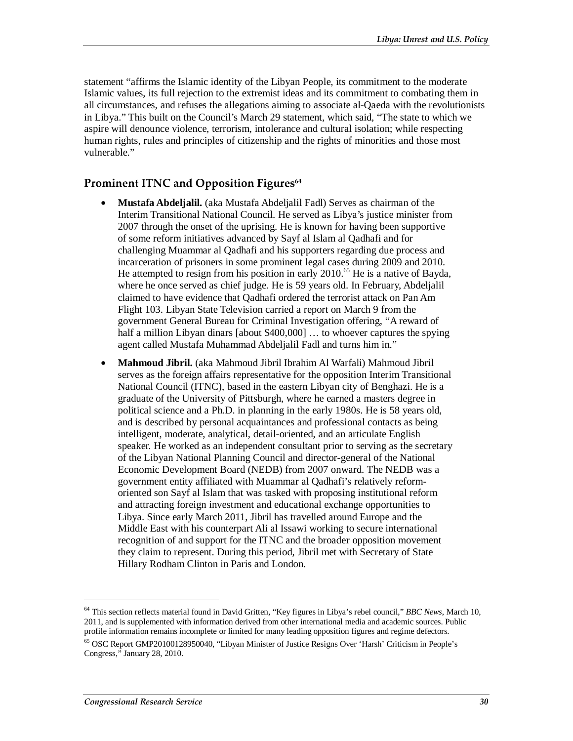statement "affirms the Islamic identity of the Libyan People, its commitment to the moderate Islamic values, its full rejection to the extremist ideas and its commitment to combating them in all circumstances, and refuses the allegations aiming to associate al-Qaeda with the revolutionists in Libya." This built on the Council's March 29 statement, which said, "The state to which we aspire will denounce violence, terrorism, intolerance and cultural isolation; while respecting human rights, rules and principles of citizenship and the rights of minorities and those most vulnerable."

## Prominent ITNC and Opposition Figures[64]

- **Mustafa Abdeljalil.** (aka Mustafa Abdeljalil Fadl) Serves as chairman of the Interim Transitional National Council. He served as Libya's justice minister from 2007 through the onset of the uprising. He is known for having been supportive of some reform initiatives advanced by Sayf al Islam al Qadhafi and for challenging Muammar al Qadhafi and his supporters regarding due process and incarceration of prisoners in some prominent legal cases during 2009 and 2010. He attempted to resign from his position in early 2010.[65] He is a native of Bayda, where he once served as chief judge. He is 59 years old. In February, Abdeljalil claimed to have evidence that Qadhafi ordered the terrorist attack on Pan Am Flight 103. Libyan State Television carried a report on March 9 from the government General Bureau for Criminal Investigation offering, "A reward of half a million Libyan dinars [about $400,000] … to whoever captures the spying agent called Mustafa Muhammad Abdeljalil Fadl and turns him in."
- **Mahmoud Jibril.** (aka Mahmoud Jibril Ibrahim Al Warfali) Mahmoud Jibril serves as the foreign affairs representative for the opposition Interim Transitional National Council (ITNC), based in the eastern Libyan city of Benghazi. He is a graduate of the University of Pittsburgh, where he earned a masters degree in political science and a Ph.D. in planning in the early 1980s. He is 58 years old, and is described by personal acquaintances and professional contacts as being intelligent, moderate, analytical, detail-oriented, and an articulate English speaker. He worked as an independent consultant prior to serving as the secretary of the Libyan National Planning Council and director-general of the National Economic Development Board (NEDB) from 2007 onward. The NEDB was a government entity affiliated with Muammar al Qadhafi's relatively reform-oriented son Sayf al Islam that was tasked with proposing institutional reform and attracting foreign investment and educational exchange opportunities to Libya. Since early March 2011, Jibril has travelled around Europe and the Middle East with his counterpart Ali al Issawi working to secure international recognition of and support for the ITNC and the broader opposition movement they claim to represent. During this period, Jibril met with Secretary of State Hillary Rodham Clinton in Paris and London.

---

[64] This section reflects material found in David Gritten, "Key figures in Libya's rebel council," *BBC News*, March 10, 2011, and is supplemented with information derived from other international media and academic sources. Public profile information remains incomplete or limited for many leading opposition figures and regime defectors.

[65] OSC Report GMP20100128950040, "Libyan Minister of Justice Resigns Over 'Harsh' Criticism in People's Congress," January 28, 2010.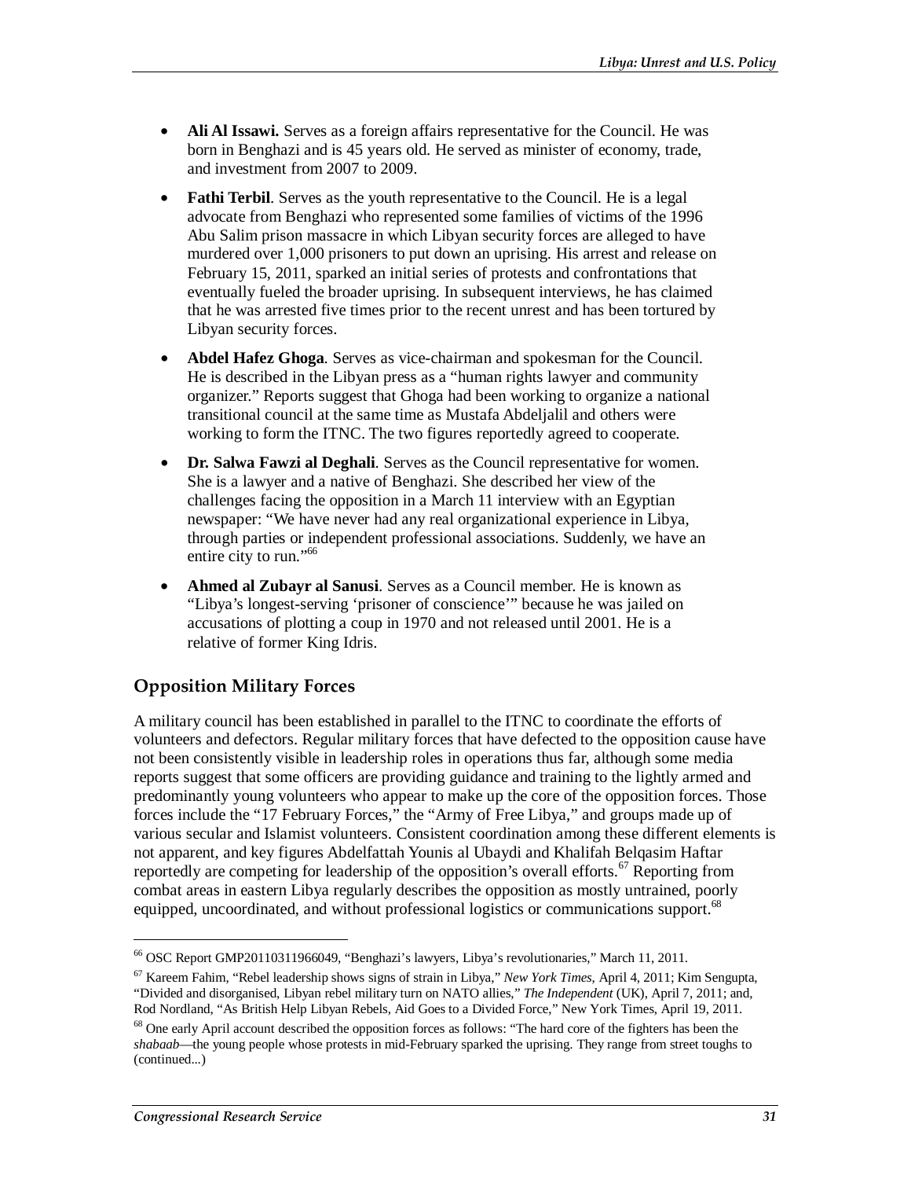- **Ali Al Issawi.** Serves as a foreign affairs representative for the Council. He was born in Benghazi and is 45 years old. He served as minister of economy, trade, and investment from 2007 to 2009.

- **Fathi Terbil**. Serves as the youth representative to the Council. He is a legal advocate from Benghazi who represented some families of victims of the 1996 Abu Salim prison massacre in which Libyan security forces are alleged to have murdered over 1,000 prisoners to put down an uprising. His arrest and release on February 15, 2011, sparked an initial series of protests and confrontations that eventually fueled the broader uprising. In subsequent interviews, he has claimed that he was arrested five times prior to the recent unrest and has been tortured by Libyan security forces.

- **Abdel Hafez Ghoga**. Serves as vice-chairman and spokesman for the Council. He is described in the Libyan press as a "human rights lawyer and community organizer." Reports suggest that Ghoga had been working to organize a national transitional council at the same time as Mustafa Abdeljalil and others were working to form the ITNC. The two figures reportedly agreed to cooperate.

- **Dr. Salwa Fawzi al Deghali**. Serves as the Council representative for women. She is a lawyer and a native of Benghazi. She described her view of the challenges facing the opposition in a March 11 interview with an Egyptian newspaper: "We have never had any real organizational experience in Libya, through parties or independent professional associations. Suddenly, we have an entire city to run."[66]

- **Ahmed al Zubayr al Sanusi**. Serves as a Council member. He is known as "Libya's longest-serving 'prisoner of conscience'" because he was jailed on accusations of plotting a coup in 1970 and not released until 2001. He is a relative of former King Idris.

## Opposition Military Forces

A military council has been established in parallel to the ITNC to coordinate the efforts of volunteers and defectors. Regular military forces that have defected to the opposition cause have not been consistently visible in leadership roles in operations thus far, although some media reports suggest that some officers are providing guidance and training to the lightly armed and predominantly young volunteers who appear to make up the core of the opposition forces. Those forces include the "17 February Forces," the "Army of Free Libya," and groups made up of various secular and Islamist volunteers. Consistent coordination among these different elements is not apparent, and key figures Abdelfattah Younis al Ubaydi and Khalifah Belqasim Haftar reportedly are competing for leadership of the opposition's overall efforts.[67] Reporting from combat areas in eastern Libya regularly describes the opposition as mostly untrained, poorly equipped, uncoordinated, and without professional logistics or communications support.[68]

---

[66] OSC Report GMP20110311966049, "Benghazi's lawyers, Libya's revolutionaries," March 11, 2011.

[67] Kareem Fahim, "Rebel leadership shows signs of strain in Libya," *New York Times*, April 4, 2011; Kim Sengupta, "Divided and disorganised, Libyan rebel military turn on NATO allies," *The Independent* (UK), April 7, 2011; and, Rod Nordland, "As British Help Libyan Rebels, Aid Goes to a Divided Force," New York Times, April 19, 2011.

[68] One early April account described the opposition forces as follows: "The hard core of the fighters has been the *shabaab*—the young people whose protests in mid-February sparked the uprising. They range from street toughs to (continued...)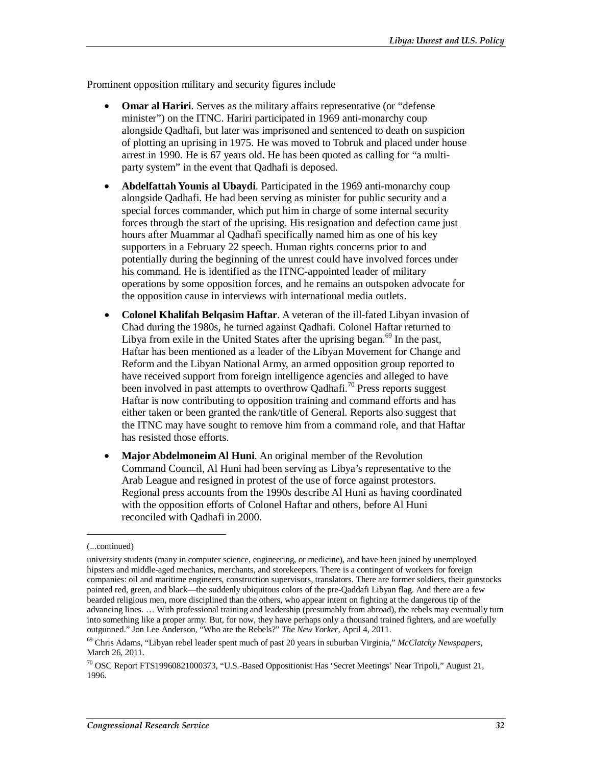Prominent opposition military and security figures include

- **Omar al Hariri**. Serves as the military affairs representative (or "defense minister") on the ITNC. Hariri participated in 1969 anti-monarchy coup alongside Qadhafi, but later was imprisoned and sentenced to death on suspicion of plotting an uprising in 1975. He was moved to Tobruk and placed under house arrest in 1990. He is 67 years old. He has been quoted as calling for "a multi-party system" in the event that Qadhafi is deposed.
- **Abdelfattah Younis al Ubaydi**. Participated in the 1969 anti-monarchy coup alongside Qadhafi. He had been serving as minister for public security and a special forces commander, which put him in charge of some internal security forces through the start of the uprising. His resignation and defection came just hours after Muammar al Qadhafi specifically named him as one of his key supporters in a February 22 speech. Human rights concerns prior to and potentially during the beginning of the unrest could have involved forces under his command. He is identified as the ITNC-appointed leader of military operations by some opposition forces, and he remains an outspoken advocate for the opposition cause in interviews with international media outlets.
- **Colonel Khalifah Belqasim Haftar**. A veteran of the ill-fated Libyan invasion of Chad during the 1980s, he turned against Qadhafi. Colonel Haftar returned to Libya from exile in the United States after the uprising began.[69] In the past, Haftar has been mentioned as a leader of the Libyan Movement for Change and Reform and the Libyan National Army, an armed opposition group reported to have received support from foreign intelligence agencies and alleged to have been involved in past attempts to overthrow Qadhafi.[70] Press reports suggest Haftar is now contributing to opposition training and command efforts and has either taken or been granted the rank/title of General. Reports also suggest that the ITNC may have sought to remove him from a command role, and that Haftar has resisted those efforts.
- **Major Abdelmoneim Al Huni**. An original member of the Revolution Command Council, Al Huni had been serving as Libya's representative to the Arab League and resigned in protest of the use of force against protestors. Regional press accounts from the 1990s describe Al Huni as having coordinated with the opposition efforts of Colonel Haftar and others, before Al Huni reconciled with Qadhafi in 2000.

---

(...continued)

university students (many in computer science, engineering, or medicine), and have been joined by unemployed hipsters and middle-aged mechanics, merchants, and storekeepers. There is a contingent of workers for foreign companies: oil and maritime engineers, construction supervisors, translators. There are former soldiers, their gunstocks painted red, green, and black—the suddenly ubiquitous colors of the pre-Qaddafi Libyan flag. And there are a few bearded religious men, more disciplined than the others, who appear intent on fighting at the dangerous tip of the advancing lines. … With professional training and leadership (presumably from abroad), the rebels may eventually turn into something like a proper army. But, for now, they have perhaps only a thousand trained fighters, and are woefully outgunned." Jon Lee Anderson, "Who are the Rebels?" *The New Yorker*, April 4, 2011.

[69] Chris Adams, "Libyan rebel leader spent much of past 20 years in suburban Virginia," *McClatchy Newspapers*, March 26, 2011.

[70] OSC Report FTS19960821000373, "U.S.-Based Oppositionist Has 'Secret Meetings' Near Tripoli," August 21, 1996.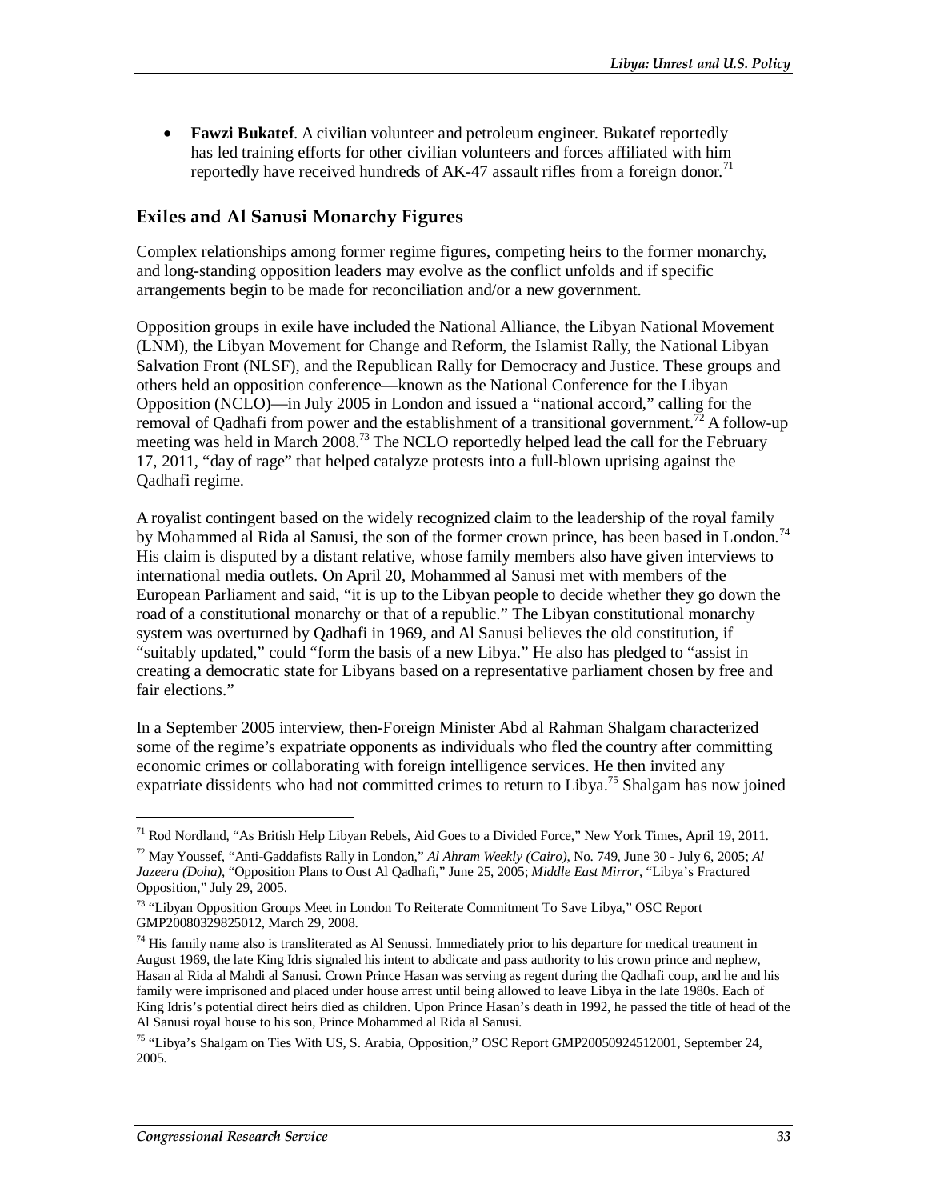- **Fawzi Bukatef**. A civilian volunteer and petroleum engineer. Bukatef reportedly has led training efforts for other civilian volunteers and forces affiliated with him reportedly have received hundreds of AK-47 assault rifles from a foreign donor.[71]

### Exiles and Al Sanusi Monarchy Figures

Complex relationships among former regime figures, competing heirs to the former monarchy, and long-standing opposition leaders may evolve as the conflict unfolds and if specific arrangements begin to be made for reconciliation and/or a new government.

Opposition groups in exile have included the National Alliance, the Libyan National Movement (LNM), the Libyan Movement for Change and Reform, the Islamist Rally, the National Libyan Salvation Front (NLSF), and the Republican Rally for Democracy and Justice. These groups and others held an opposition conference—known as the National Conference for the Libyan Opposition (NCLO)—in July 2005 in London and issued a "national accord," calling for the removal of Qadhafi from power and the establishment of a transitional government.[72] A follow-up meeting was held in March 2008.[73] The NCLO reportedly helped lead the call for the February 17, 2011, "day of rage" that helped catalyze protests into a full-blown uprising against the Qadhafi regime.

A royalist contingent based on the widely recognized claim to the leadership of the royal family by Mohammed al Rida al Sanusi, the son of the former crown prince, has been based in London.[74] His claim is disputed by a distant relative, whose family members also have given interviews to international media outlets. On April 20, Mohammed al Sanusi met with members of the European Parliament and said, "it is up to the Libyan people to decide whether they go down the road of a constitutional monarchy or that of a republic." The Libyan constitutional monarchy system was overturned by Qadhafi in 1969, and Al Sanusi believes the old constitution, if "suitably updated," could "form the basis of a new Libya." He also has pledged to "assist in creating a democratic state for Libyans based on a representative parliament chosen by free and fair elections."

In a September 2005 interview, then-Foreign Minister Abd al Rahman Shalgam characterized some of the regime's expatriate opponents as individuals who fled the country after committing economic crimes or collaborating with foreign intelligence services. He then invited any expatriate dissidents who had not committed crimes to return to Libya.[75] Shalgam has now joined

---

[71] Rod Nordland, "As British Help Libyan Rebels, Aid Goes to a Divided Force," New York Times, April 19, 2011.

[72] May Youssef, "Anti-Gaddafists Rally in London," *Al Ahram Weekly (Cairo)*, No. 749, June 30 - July 6, 2005; *Al Jazeera (Doha)*, "Opposition Plans to Oust Al Qadhafi," June 25, 2005; *Middle East Mirror*, "Libya's Fractured Opposition," July 29, 2005.

[73] "Libyan Opposition Groups Meet in London To Reiterate Commitment To Save Libya," OSC Report GMP20080329825012, March 29, 2008.

[74] His family name also is transliterated as Al Senussi. Immediately prior to his departure for medical treatment in August 1969, the late King Idris signaled his intent to abdicate and pass authority to his crown prince and nephew, Hasan al Rida al Mahdi al Sanusi. Crown Prince Hasan was serving as regent during the Qadhafi coup, and he and his family were imprisoned and placed under house arrest until being allowed to leave Libya in the late 1980s. Each of King Idris's potential direct heirs died as children. Upon Prince Hasan's death in 1992, he passed the title of head of the Al Sanusi royal house to his son, Prince Mohammed al Rida al Sanusi.

[75] "Libya's Shalgam on Ties With US, S. Arabia, Opposition," OSC Report GMP20050924512001, September 24, 2005.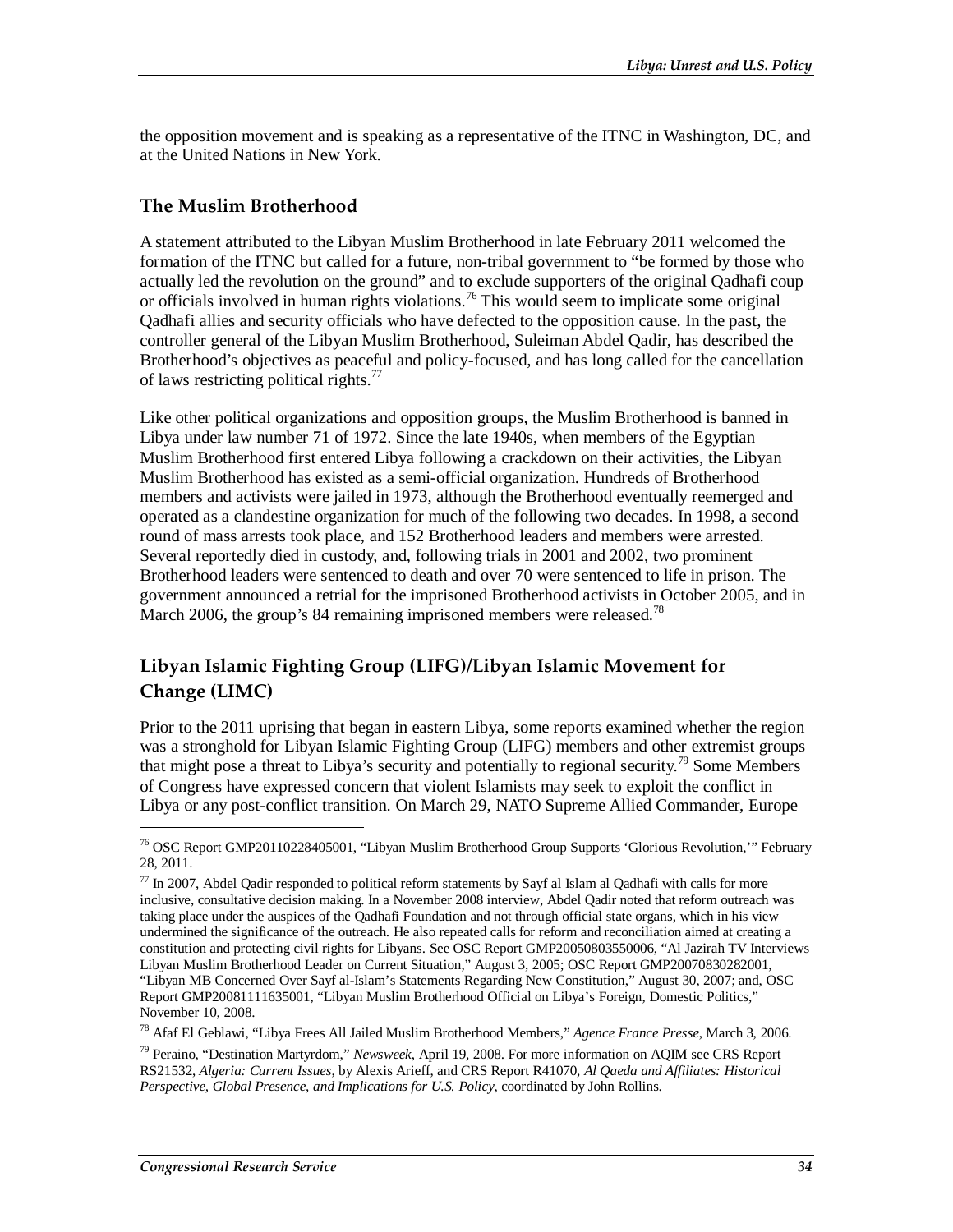the opposition movement and is speaking as a representative of the ITNC in Washington, DC, and at the United Nations in New York.

## The Muslim Brotherhood

A statement attributed to the Libyan Muslim Brotherhood in late February 2011 welcomed the formation of the ITNC but called for a future, non-tribal government to "be formed by those who actually led the revolution on the ground" and to exclude supporters of the original Qadhafi coup or officials involved in human rights violations.[76] This would seem to implicate some original Qadhafi allies and security officials who have defected to the opposition cause. In the past, the controller general of the Libyan Muslim Brotherhood, Suleiman Abdel Qadir, has described the Brotherhood's objectives as peaceful and policy-focused, and has long called for the cancellation of laws restricting political rights.[77]

Like other political organizations and opposition groups, the Muslim Brotherhood is banned in Libya under law number 71 of 1972. Since the late 1940s, when members of the Egyptian Muslim Brotherhood first entered Libya following a crackdown on their activities, the Libyan Muslim Brotherhood has existed as a semi-official organization. Hundreds of Brotherhood members and activists were jailed in 1973, although the Brotherhood eventually reemerged and operated as a clandestine organization for much of the following two decades. In 1998, a second round of mass arrests took place, and 152 Brotherhood leaders and members were arrested. Several reportedly died in custody, and, following trials in 2001 and 2002, two prominent Brotherhood leaders were sentenced to death and over 70 were sentenced to life in prison. The government announced a retrial for the imprisoned Brotherhood activists in October 2005, and in March 2006, the group's 84 remaining imprisoned members were released.[78]

## Libyan Islamic Fighting Group (LIFG)/Libyan Islamic Movement for Change (LIMC)

Prior to the 2011 uprising that began in eastern Libya, some reports examined whether the region was a stronghold for Libyan Islamic Fighting Group (LIFG) members and other extremist groups that might pose a threat to Libya's security and potentially to regional security.[79] Some Members of Congress have expressed concern that violent Islamists may seek to exploit the conflict in Libya or any post-conflict transition. On March 29, NATO Supreme Allied Commander, Europe

---

[76] OSC Report GMP20110228405001, "Libyan Muslim Brotherhood Group Supports 'Glorious Revolution,'" February 28, 2011.

[77] In 2007, Abdel Qadir responded to political reform statements by Sayf al Islam al Qadhafi with calls for more inclusive, consultative decision making. In a November 2008 interview, Abdel Qadir noted that reform outreach was taking place under the auspices of the Qadhafi Foundation and not through official state organs, which in his view undermined the significance of the outreach. He also repeated calls for reform and reconciliation aimed at creating a constitution and protecting civil rights for Libyans. See OSC Report GMP20050803550006, "Al Jazirah TV Interviews Libyan Muslim Brotherhood Leader on Current Situation," August 3, 2005; OSC Report GMP20070830282001, "Libyan MB Concerned Over Sayf al-Islam's Statements Regarding New Constitution," August 30, 2007; and, OSC Report GMP20081111635001, "Libyan Muslim Brotherhood Official on Libya's Foreign, Domestic Politics," November 10, 2008.

[78] Afaf El Geblawi, "Libya Frees All Jailed Muslim Brotherhood Members," *Agence France Presse*, March 3, 2006.

[79] Peraino, "Destination Martyrdom," *Newsweek*, April 19, 2008. For more information on AQIM see CRS Report RS21532, *Algeria: Current Issues*, by Alexis Arieff, and CRS Report R41070, *Al Qaeda and Affiliates: Historical Perspective, Global Presence, and Implications for U.S. Policy*, coordinated by John Rollins.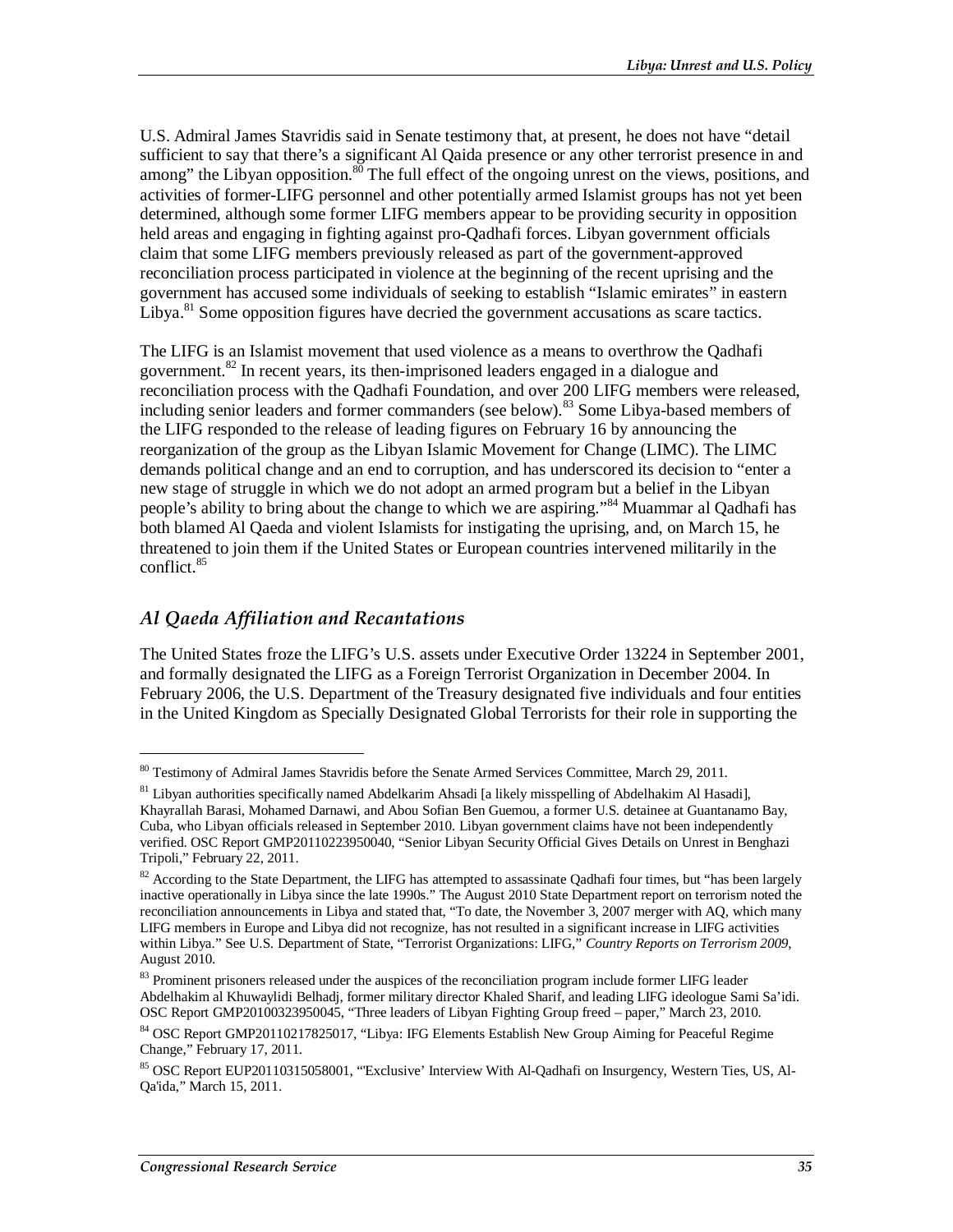U.S. Admiral James Stavridis said in Senate testimony that, at present, he does not have "detail sufficient to say that there's a significant Al Qaida presence or any other terrorist presence in and among" the Libyan opposition.[80] The full effect of the ongoing unrest on the views, positions, and activities of former-LIFG personnel and other potentially armed Islamist groups has not yet been determined, although some former LIFG members appear to be providing security in opposition held areas and engaging in fighting against pro-Qadhafi forces. Libyan government officials claim that some LIFG members previously released as part of the government-approved reconciliation process participated in violence at the beginning of the recent uprising and the government has accused some individuals of seeking to establish "Islamic emirates" in eastern Libya.[81] Some opposition figures have decried the government accusations as scare tactics.

The LIFG is an Islamist movement that used violence as a means to overthrow the Qadhafi government.[82] In recent years, its then-imprisoned leaders engaged in a dialogue and reconciliation process with the Qadhafi Foundation, and over 200 LIFG members were released, including senior leaders and former commanders (see below).[83] Some Libya-based members of the LIFG responded to the release of leading figures on February 16 by announcing the reorganization of the group as the Libyan Islamic Movement for Change (LIMC). The LIMC demands political change and an end to corruption, and has underscored its decision to "enter a new stage of struggle in which we do not adopt an armed program but a belief in the Libyan people's ability to bring about the change to which we are aspiring."[84] Muammar al Qadhafi has both blamed Al Qaeda and violent Islamists for instigating the uprising, and, on March 15, he threatened to join them if the United States or European countries intervened militarily in the conflict.[85]

### *Al Qaeda Affiliation and Recantations*

The United States froze the LIFG's U.S. assets under Executive Order 13224 in September 2001, and formally designated the LIFG as a Foreign Terrorist Organization in December 2004. In February 2006, the U.S. Department of the Treasury designated five individuals and four entities in the United Kingdom as Specially Designated Global Terrorists for their role in supporting the

---

[80] Testimony of Admiral James Stavridis before the Senate Armed Services Committee, March 29, 2011.

[81] Libyan authorities specifically named Abdelkarim Ahsadi [a likely misspelling of Abdelhakim Al Hasadi], Khayrallah Barasi, Mohamed Darnawi, and Abou Sofian Ben Guemou, a former U.S. detainee at Guantanamo Bay, Cuba, who Libyan officials released in September 2010. Libyan government claims have not been independently verified. OSC Report GMP20110223950040, "Senior Libyan Security Official Gives Details on Unrest in Benghazi Tripoli," February 22, 2011.

[82] According to the State Department, the LIFG has attempted to assassinate Qadhafi four times, but "has been largely inactive operationally in Libya since the late 1990s." The August 2010 State Department report on terrorism noted the reconciliation announcements in Libya and stated that, "To date, the November 3, 2007 merger with AQ, which many LIFG members in Europe and Libya did not recognize, has not resulted in a significant increase in LIFG activities within Libya." See U.S. Department of State, "Terrorist Organizations: LIFG," *Country Reports on Terrorism 2009*, August 2010.

[83] Prominent prisoners released under the auspices of the reconciliation program include former LIFG leader Abdelhakim al Khuwaylidi Belhadj, former military director Khaled Sharif, and leading LIFG ideologue Sami Sa'idi. OSC Report GMP20100323950045, "Three leaders of Libyan Fighting Group freed – paper," March 23, 2010.

[84] OSC Report GMP20110217825017, "Libya: IFG Elements Establish New Group Aiming for Peaceful Regime Change," February 17, 2011.

[85] OSC Report EUP20110315058001, "'Exclusive' Interview With Al-Qadhafi on Insurgency, Western Ties, US, Al-Qa'ida," March 15, 2011.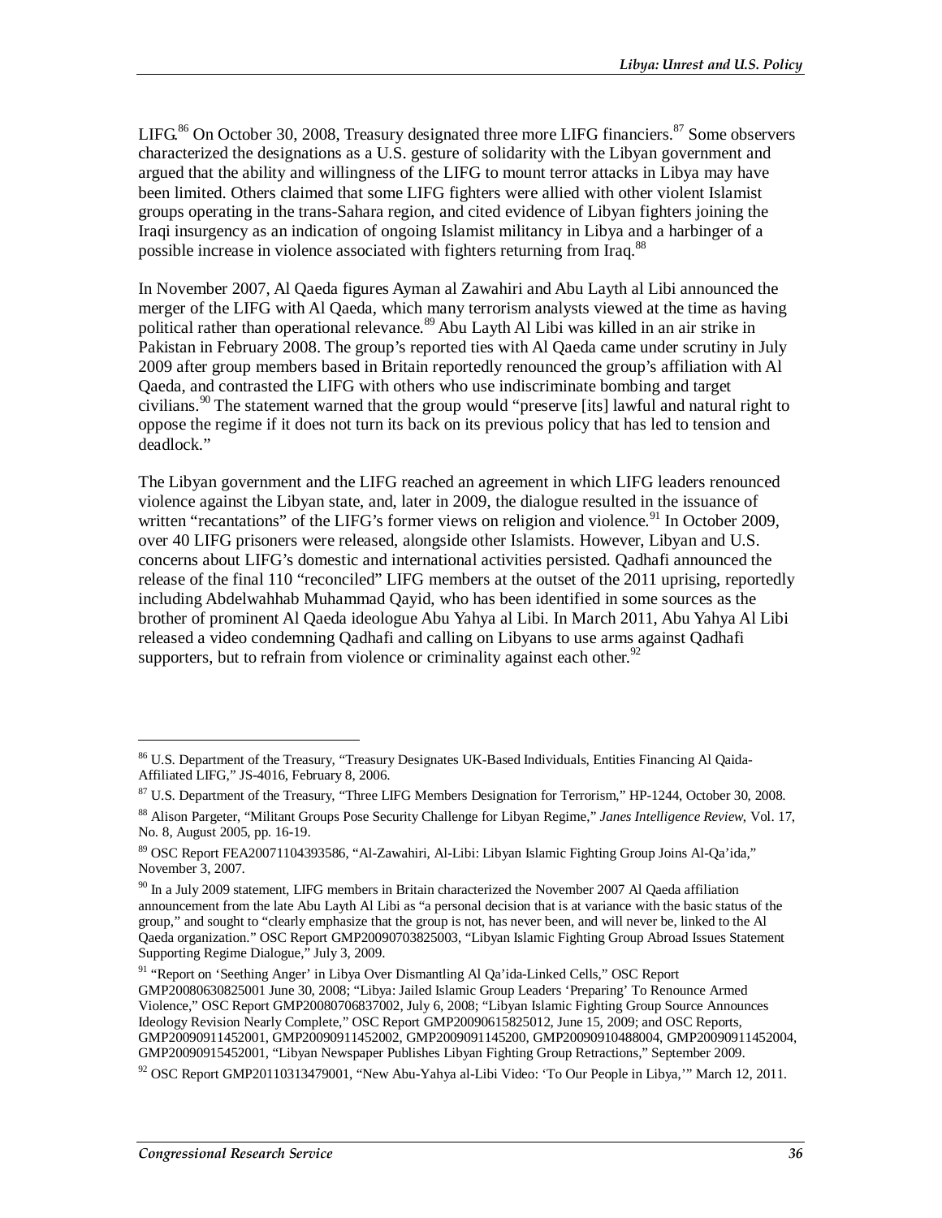LIFG.[86] On October 30, 2008, Treasury designated three more LIFG financiers.[87] Some observers characterized the designations as a U.S. gesture of solidarity with the Libyan government and argued that the ability and willingness of the LIFG to mount terror attacks in Libya may have been limited. Others claimed that some LIFG fighters were allied with other violent Islamist groups operating in the trans-Sahara region, and cited evidence of Libyan fighters joining the Iraqi insurgency as an indication of ongoing Islamist militancy in Libya and a harbinger of a possible increase in violence associated with fighters returning from Iraq.[88]

In November 2007, Al Qaeda figures Ayman al Zawahiri and Abu Layth al Libi announced the merger of the LIFG with Al Qaeda, which many terrorism analysts viewed at the time as having political rather than operational relevance.[89] Abu Layth Al Libi was killed in an air strike in Pakistan in February 2008. The group's reported ties with Al Qaeda came under scrutiny in July 2009 after group members based in Britain reportedly renounced the group's affiliation with Al Qaeda, and contrasted the LIFG with others who use indiscriminate bombing and target civilians.[90] The statement warned that the group would "preserve [its] lawful and natural right to oppose the regime if it does not turn its back on its previous policy that has led to tension and deadlock."

The Libyan government and the LIFG reached an agreement in which LIFG leaders renounced violence against the Libyan state, and, later in 2009, the dialogue resulted in the issuance of written "recantations" of the LIFG's former views on religion and violence.[91] In October 2009, over 40 LIFG prisoners were released, alongside other Islamists. However, Libyan and U.S. concerns about LIFG's domestic and international activities persisted. Qadhafi announced the release of the final 110 "reconciled" LIFG members at the outset of the 2011 uprising, reportedly including Abdelwahhab Muhammad Qayid, who has been identified in some sources as the brother of prominent Al Qaeda ideologue Abu Yahya al Libi. In March 2011, Abu Yahya Al Libi released a video condemning Qadhafi and calling on Libyans to use arms against Qadhafi supporters, but to refrain from violence or criminality against each other.[92]

---

[86] U.S. Department of the Treasury, "Treasury Designates UK-Based Individuals, Entities Financing Al Qaida-Affiliated LIFG," JS-4016, February 8, 2006.

[87] U.S. Department of the Treasury, "Three LIFG Members Designation for Terrorism," HP-1244, October 30, 2008.

[88] Alison Pargeter, "Militant Groups Pose Security Challenge for Libyan Regime," *Janes Intelligence Review*, Vol. 17, No. 8, August 2005, pp. 16-19.

[89] OSC Report FEA20071104393586, "Al-Zawahiri, Al-Libi: Libyan Islamic Fighting Group Joins Al-Qa'ida," November 3, 2007.

[90] In a July 2009 statement, LIFG members in Britain characterized the November 2007 Al Qaeda affiliation announcement from the late Abu Layth Al Libi as "a personal decision that is at variance with the basic status of the group," and sought to "clearly emphasize that the group is not, has never been, and will never be, linked to the Al Qaeda organization." OSC Report GMP20090703825003, "Libyan Islamic Fighting Group Abroad Issues Statement Supporting Regime Dialogue," July 3, 2009.

[91] "Report on 'Seething Anger' in Libya Over Dismantling Al Qa'ida-Linked Cells," OSC Report GMP20080630825001 June 30, 2008; "Libya: Jailed Islamic Group Leaders 'Preparing' To Renounce Armed Violence," OSC Report GMP20080706837002, July 6, 2008; "Libyan Islamic Fighting Group Source Announces Ideology Revision Nearly Complete," OSC Report GMP20090615825012, June 15, 2009; and OSC Reports, GMP20090911452001, GMP20090911452002, GMP2009091145200, GMP20090910488004, GMP20090911452004, GMP20090915452001, "Libyan Newspaper Publishes Libyan Fighting Group Retractions," September 2009.

[92] OSC Report GMP20110313479001, "New Abu-Yahya al-Libi Video: 'To Our People in Libya,'" March 12, 2011.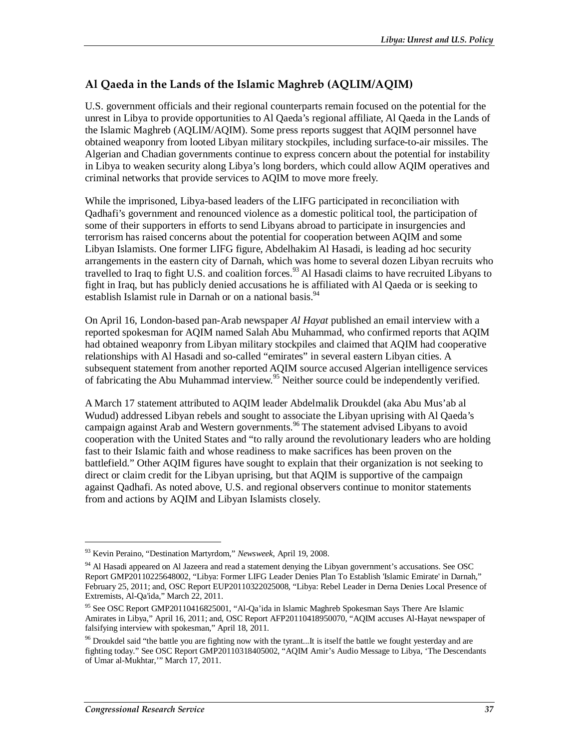## Al Qaeda in the Lands of the Islamic Maghreb (AQLIM/AQIM)

U.S. government officials and their regional counterparts remain focused on the potential for the unrest in Libya to provide opportunities to Al Qaeda's regional affiliate, Al Qaeda in the Lands of the Islamic Maghreb (AQLIM/AQIM). Some press reports suggest that AQIM personnel have obtained weaponry from looted Libyan military stockpiles, including surface-to-air missiles. The Algerian and Chadian governments continue to express concern about the potential for instability in Libya to weaken security along Libya's long borders, which could allow AQIM operatives and criminal networks that provide services to AQIM to move more freely.

While the imprisoned, Libya-based leaders of the LIFG participated in reconciliation with Qadhafi's government and renounced violence as a domestic political tool, the participation of some of their supporters in efforts to send Libyans abroad to participate in insurgencies and terrorism has raised concerns about the potential for cooperation between AQIM and some Libyan Islamists. One former LIFG figure, Abdelhakim Al Hasadi, is leading ad hoc security arrangements in the eastern city of Darnah, which was home to several dozen Libyan recruits who travelled to Iraq to fight U.S. and coalition forces.[93] Al Hasadi claims to have recruited Libyans to fight in Iraq, but has publicly denied accusations he is affiliated with Al Qaeda or is seeking to establish Islamist rule in Darnah or on a national basis.[94]

On April 16, London-based pan-Arab newspaper *Al Hayat* published an email interview with a reported spokesman for AQIM named Salah Abu Muhammad, who confirmed reports that AQIM had obtained weaponry from Libyan military stockpiles and claimed that AQIM had cooperative relationships with Al Hasadi and so-called "emirates" in several eastern Libyan cities. A subsequent statement from another reported AQIM source accused Algerian intelligence services of fabricating the Abu Muhammad interview.[95] Neither source could be independently verified.

A March 17 statement attributed to AQIM leader Abdelmalik Droukdel (aka Abu Mus'ab al Wudud) addressed Libyan rebels and sought to associate the Libyan uprising with Al Qaeda's campaign against Arab and Western governments.[96] The statement advised Libyans to avoid cooperation with the United States and "to rally around the revolutionary leaders who are holding fast to their Islamic faith and whose readiness to make sacrifices has been proven on the battlefield." Other AQIM figures have sought to explain that their organization is not seeking to direct or claim credit for the Libyan uprising, but that AQIM is supportive of the campaign against Qadhafi. As noted above, U.S. and regional observers continue to monitor statements from and actions by AQIM and Libyan Islamists closely.

---

[93] Kevin Peraino, "Destination Martyrdom," *Newsweek*, April 19, 2008.

[94] Al Hasadi appeared on Al Jazeera and read a statement denying the Libyan government's accusations. See OSC Report GMP20110225648002, "Libya: Former LIFG Leader Denies Plan To Establish 'Islamic Emirate' in Darnah," February 25, 2011; and, OSC Report EUP20110322025008, "Libya: Rebel Leader in Derna Denies Local Presence of Extremists, Al-Qa'ida," March 22, 2011.

[95] See OSC Report GMP20110416825001, "Al-Qa'ida in Islamic Maghreb Spokesman Says There Are Islamic Amirates in Libya," April 16, 2011; and, OSC Report AFP20110418950070, "AQIM accuses Al-Hayat newspaper of falsifying interview with spokesman," April 18, 2011.

[96] Droukdel said "the battle you are fighting now with the tyrant...It is itself the battle we fought yesterday and are fighting today." See OSC Report GMP20110318405002, "AQIM Amir's Audio Message to Libya, 'The Descendants of Umar al-Mukhtar,'" March 17, 2011.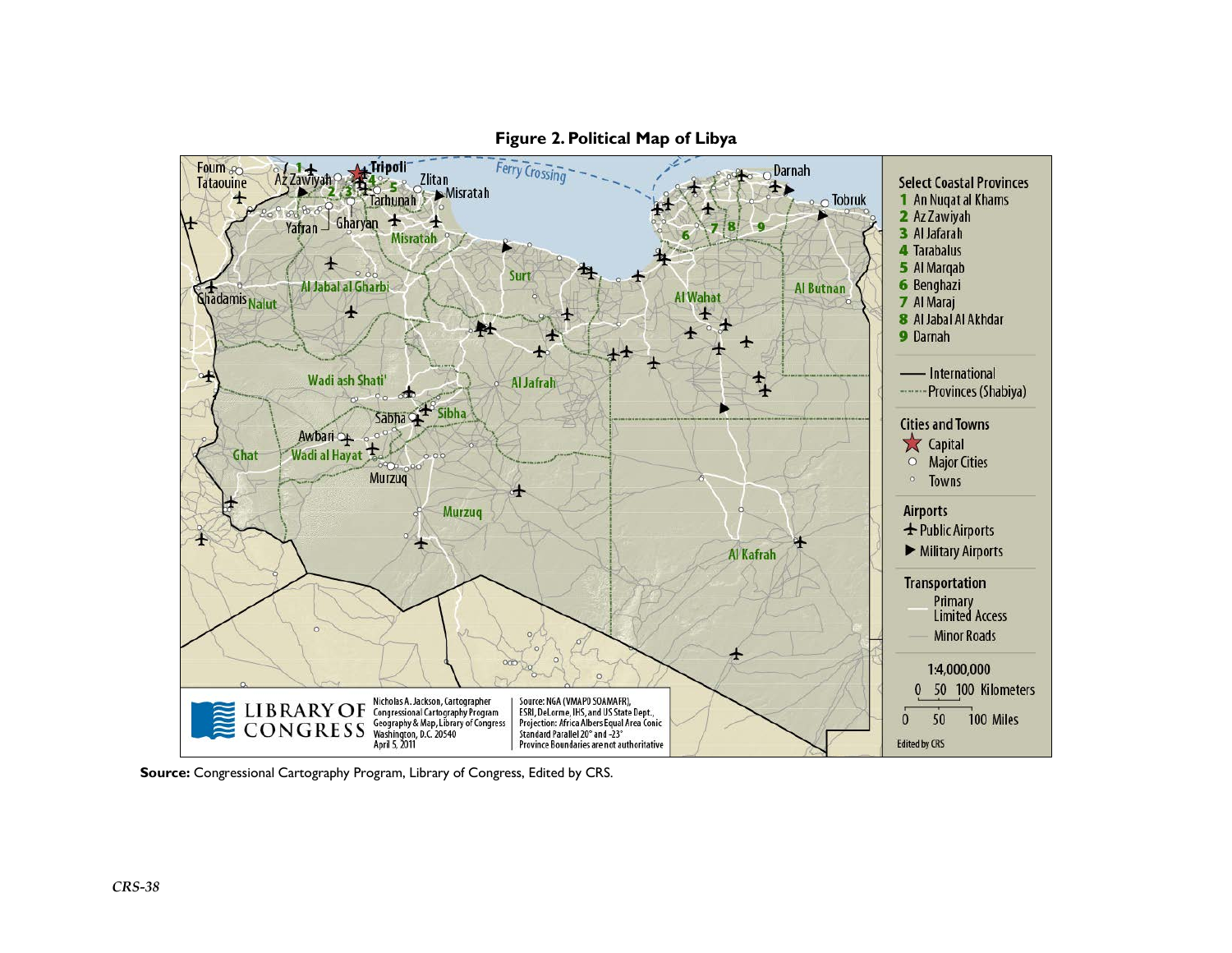**Figure 2. Political Map of Libya**

**Source:** Congressional Cartography Program, Library of Congress, Edited by CRS.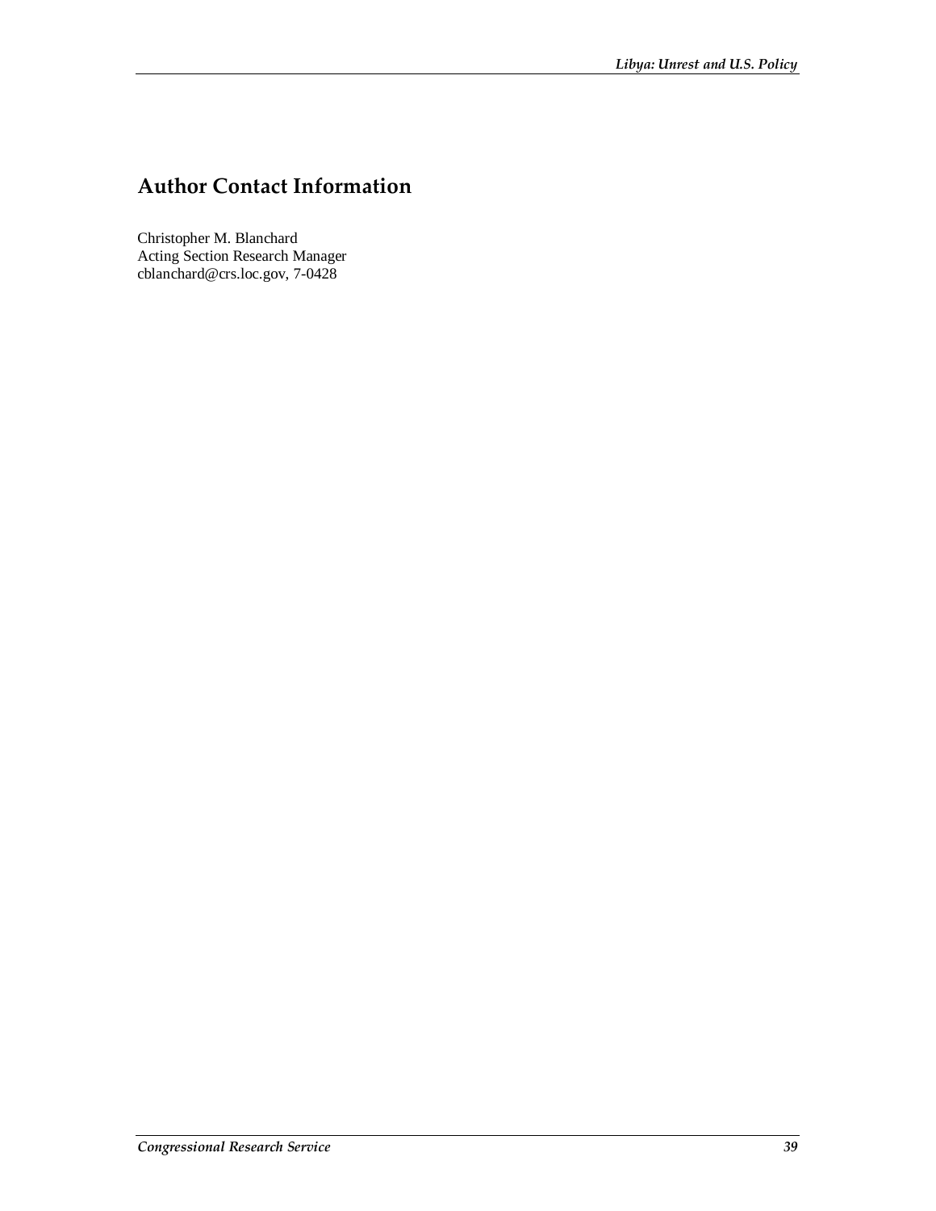## Author Contact Information

Christopher M. Blanchard
Acting Section Research Manager
cblanchard@crs.loc.gov, 7-0428